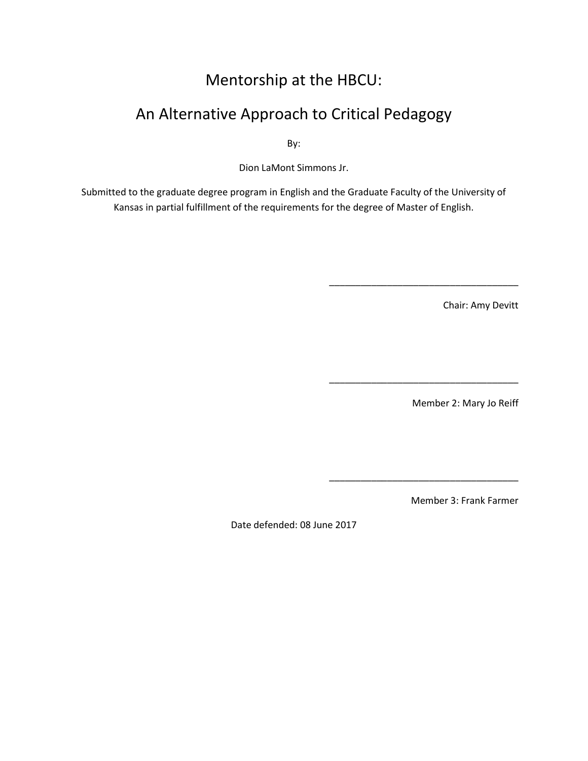# Mentorship at the HBCU:

# An Alternative Approach to Critical Pedagogy

By:

Dion LaMont Simmons Jr.

Submitted to the graduate degree program in English and the Graduate Faculty of the University of Kansas in partial fulfillment of the requirements for the degree of Master of English.

\_\_\_\_\_\_\_\_\_\_\_\_\_\_\_\_\_\_\_\_\_\_\_\_\_\_\_\_\_\_\_\_\_\_\_\_

Chair: Amy Devitt

\_\_\_\_\_\_\_\_\_\_\_\_\_\_\_\_\_\_\_\_\_\_\_\_\_\_\_\_\_\_\_\_\_\_\_\_

Member 2: Mary Jo Reiff

\_\_\_\_\_\_\_\_\_\_\_\_\_\_\_\_\_\_\_\_\_\_\_\_\_\_\_\_\_\_\_\_\_\_\_\_

Member 3: Frank Farmer

Date defended: 08 June 2017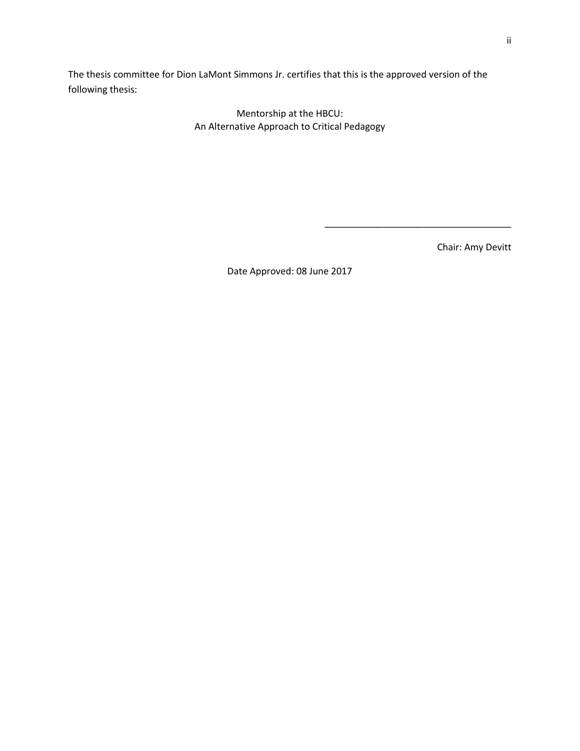The thesis committee for Dion LaMont Simmons Jr. certifies that this is the approved version of the following thesis:

Mentorship at the HBCU:
An Alternative Approach to Critical Pedagogy

\_\_\_\_\_\_\_\_\_\_\_\_\_\_\_\_\_\_\_\_\_\_\_\_\_\_\_\_\_\_\_\_\_\_\_\_

Chair: Amy Devitt

Date Approved: 08 June 2017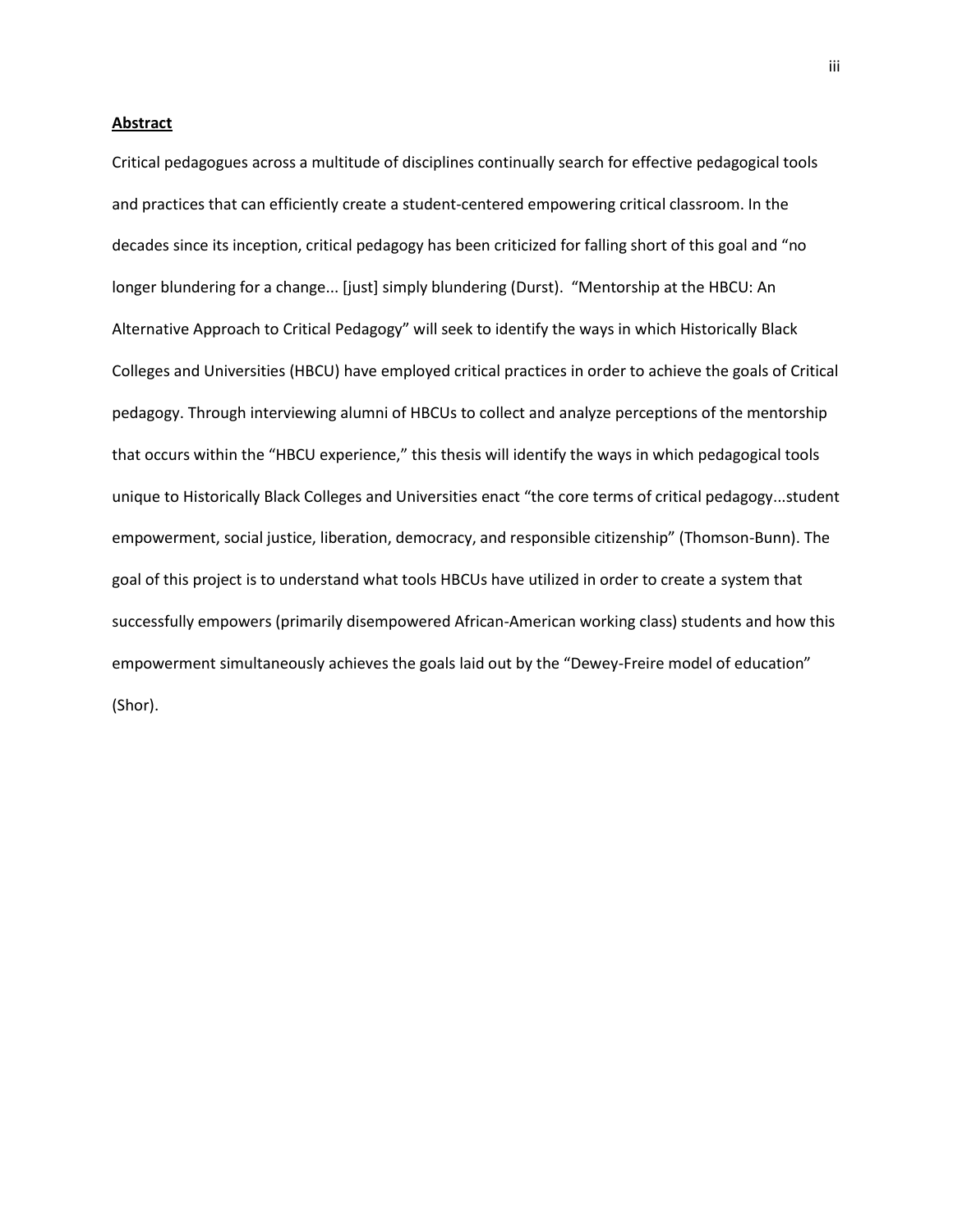**Abstract**

Critical pedagogues across a multitude of disciplines continually search for effective pedagogical tools and practices that can efficiently create a student-centered empowering critical classroom. In the decades since its inception, critical pedagogy has been criticized for falling short of this goal and "no longer blundering for a change... [just] simply blundering (Durst). "Mentorship at the HBCU: An Alternative Approach to Critical Pedagogy" will seek to identify the ways in which Historically Black Colleges and Universities (HBCU) have employed critical practices in order to achieve the goals of Critical pedagogy. Through interviewing alumni of HBCUs to collect and analyze perceptions of the mentorship that occurs within the "HBCU experience," this thesis will identify the ways in which pedagogical tools unique to Historically Black Colleges and Universities enact "the core terms of critical pedagogy...student empowerment, social justice, liberation, democracy, and responsible citizenship" (Thomson-Bunn). The goal of this project is to understand what tools HBCUs have utilized in order to create a system that successfully empowers (primarily disempowered African-American working class) students and how this empowerment simultaneously achieves the goals laid out by the "Dewey-Freire model of education" (Shor).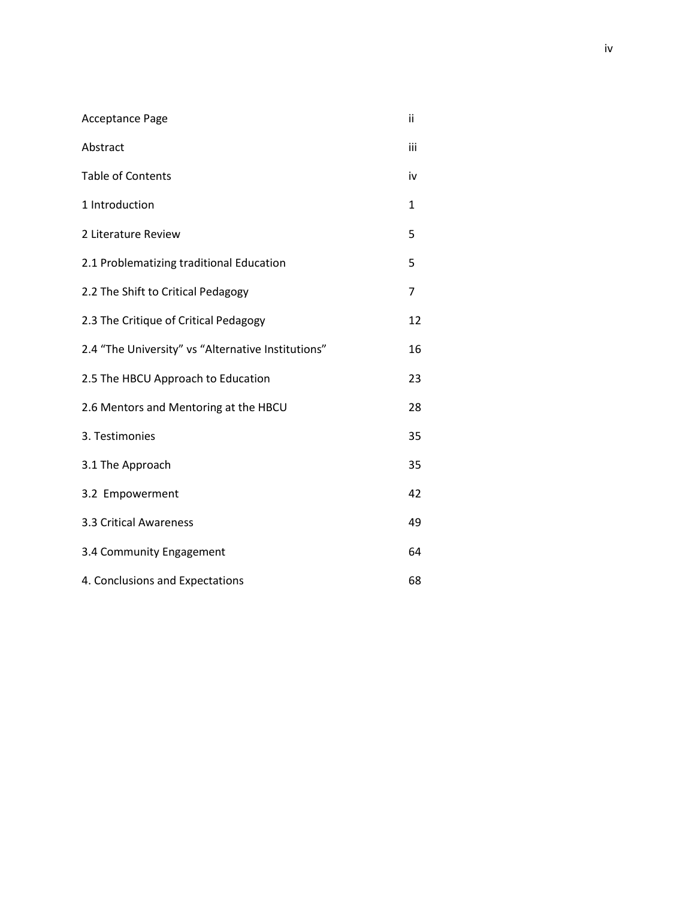| | |
|---|---|
| Acceptance Page | ii |
| Abstract | iii |
| Table of Contents | iv |
| 1 Introduction | 1 |
| 2 Literature Review | 5 |
| 2.1 Problematizing traditional Education | 5 |
| 2.2 The Shift to Critical Pedagogy | 7 |
| 2.3 The Critique of Critical Pedagogy | 12 |
| 2.4 "The University" vs "Alternative Institutions" | 16 |
| 2.5 The HBCU Approach to Education | 23 |
| 2.6 Mentors and Mentoring at the HBCU | 28 |
| 3. Testimonies | 35 |
| 3.1 The Approach | 35 |
| 3.2 Empowerment | 42 |
| 3.3 Critical Awareness | 49 |
| 3.4 Community Engagement | 64 |
| 4. Conclusions and Expectations | 68 |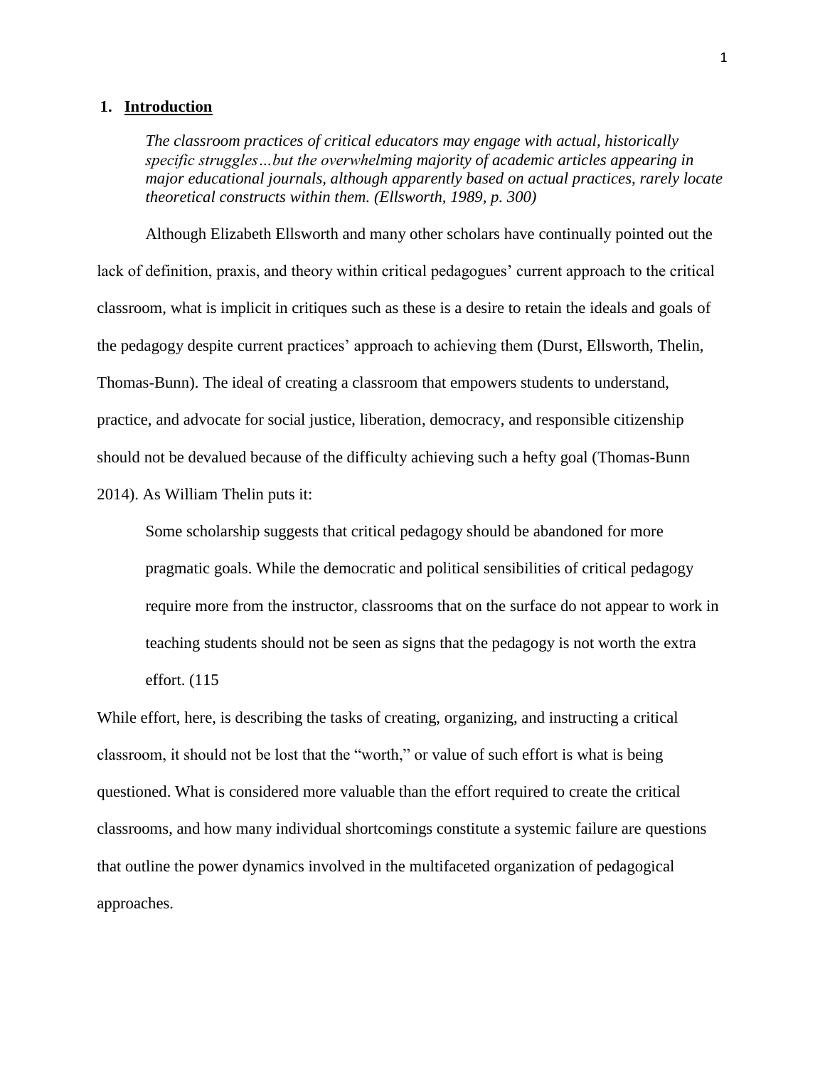## 1. Introduction

> *The classroom practices of critical educators may engage with actual, historically specific struggles…but the overwhelming majority of academic articles appearing in major educational journals, although apparently based on actual practices, rarely locate theoretical constructs within them. (Ellsworth, 1989, p. 300)*

Although Elizabeth Ellsworth and many other scholars have continually pointed out the lack of definition, praxis, and theory within critical pedagogues' current approach to the critical classroom, what is implicit in critiques such as these is a desire to retain the ideals and goals of the pedagogy despite current practices' approach to achieving them (Durst, Ellsworth, Thelin, Thomas-Bunn). The ideal of creating a classroom that empowers students to understand, practice, and advocate for social justice, liberation, democracy, and responsible citizenship should not be devalued because of the difficulty achieving such a hefty goal (Thomas-Bunn 2014). As William Thelin puts it:

> Some scholarship suggests that critical pedagogy should be abandoned for more pragmatic goals. While the democratic and political sensibilities of critical pedagogy require more from the instructor, classrooms that on the surface do not appear to work in teaching students should not be seen as signs that the pedagogy is not worth the extra effort. (115

While effort, here, is describing the tasks of creating, organizing, and instructing a critical classroom, it should not be lost that the "worth," or value of such effort is what is being questioned. What is considered more valuable than the effort required to create the critical classrooms, and how many individual shortcomings constitute a systemic failure are questions that outline the power dynamics involved in the multifaceted organization of pedagogical approaches.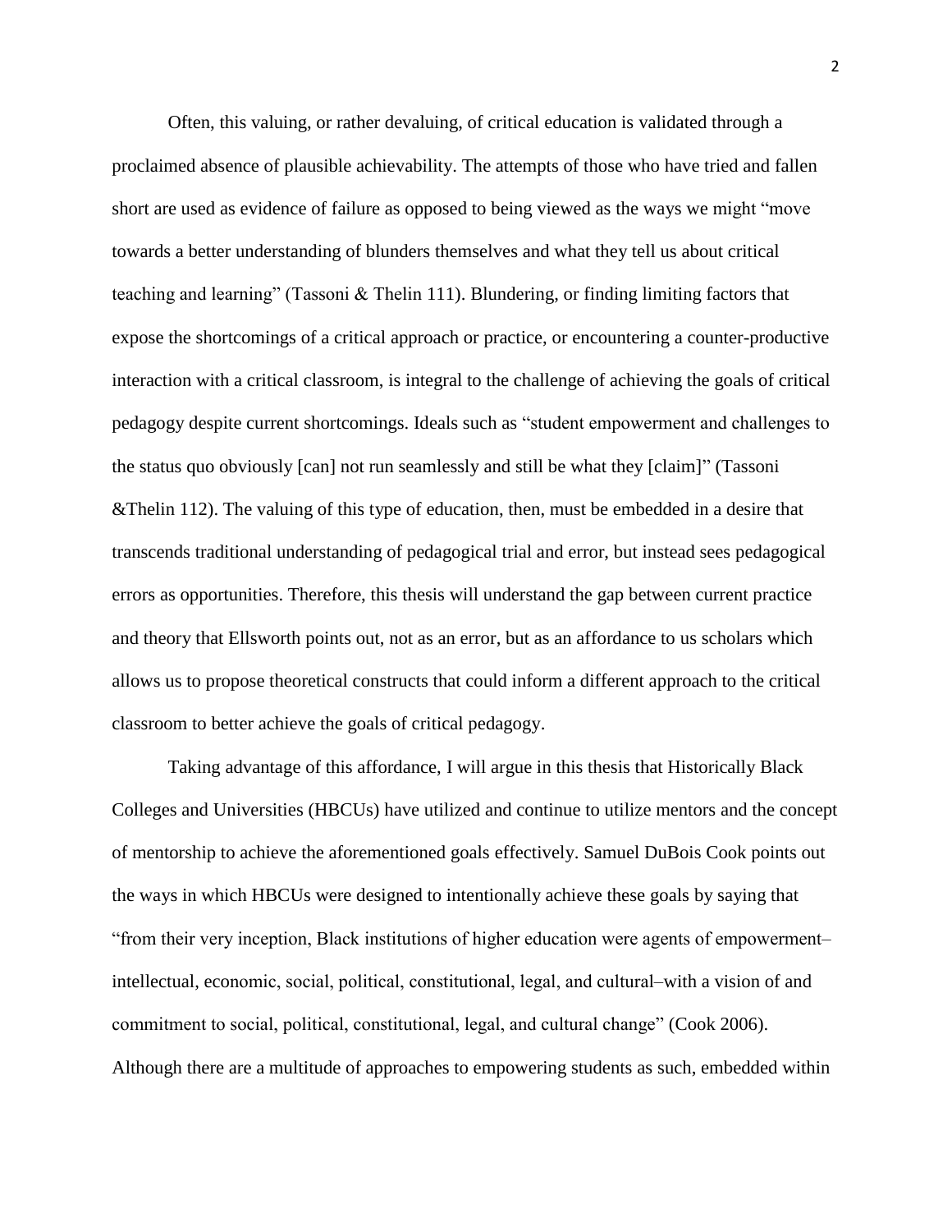Often, this valuing, or rather devaluing, of critical education is validated through a proclaimed absence of plausible achievability. The attempts of those who have tried and fallen short are used as evidence of failure as opposed to being viewed as the ways we might "move towards a better understanding of blunders themselves and what they tell us about critical teaching and learning" (Tassoni & Thelin 111). Blundering, or finding limiting factors that expose the shortcomings of a critical approach or practice, or encountering a counter-productive interaction with a critical classroom, is integral to the challenge of achieving the goals of critical pedagogy despite current shortcomings. Ideals such as "student empowerment and challenges to the status quo obviously [can] not run seamlessly and still be what they [claim]" (Tassoni &Thelin 112). The valuing of this type of education, then, must be embedded in a desire that transcends traditional understanding of pedagogical trial and error, but instead sees pedagogical errors as opportunities. Therefore, this thesis will understand the gap between current practice and theory that Ellsworth points out, not as an error, but as an affordance to us scholars which allows us to propose theoretical constructs that could inform a different approach to the critical classroom to better achieve the goals of critical pedagogy.

Taking advantage of this affordance, I will argue in this thesis that Historically Black Colleges and Universities (HBCUs) have utilized and continue to utilize mentors and the concept of mentorship to achieve the aforementioned goals effectively. Samuel DuBois Cook points out the ways in which HBCUs were designed to intentionally achieve these goals by saying that "from their very inception, Black institutions of higher education were agents of empowerment–intellectual, economic, social, political, constitutional, legal, and cultural–with a vision of and commitment to social, political, constitutional, legal, and cultural change" (Cook 2006). Although there are a multitude of approaches to empowering students as such, embedded within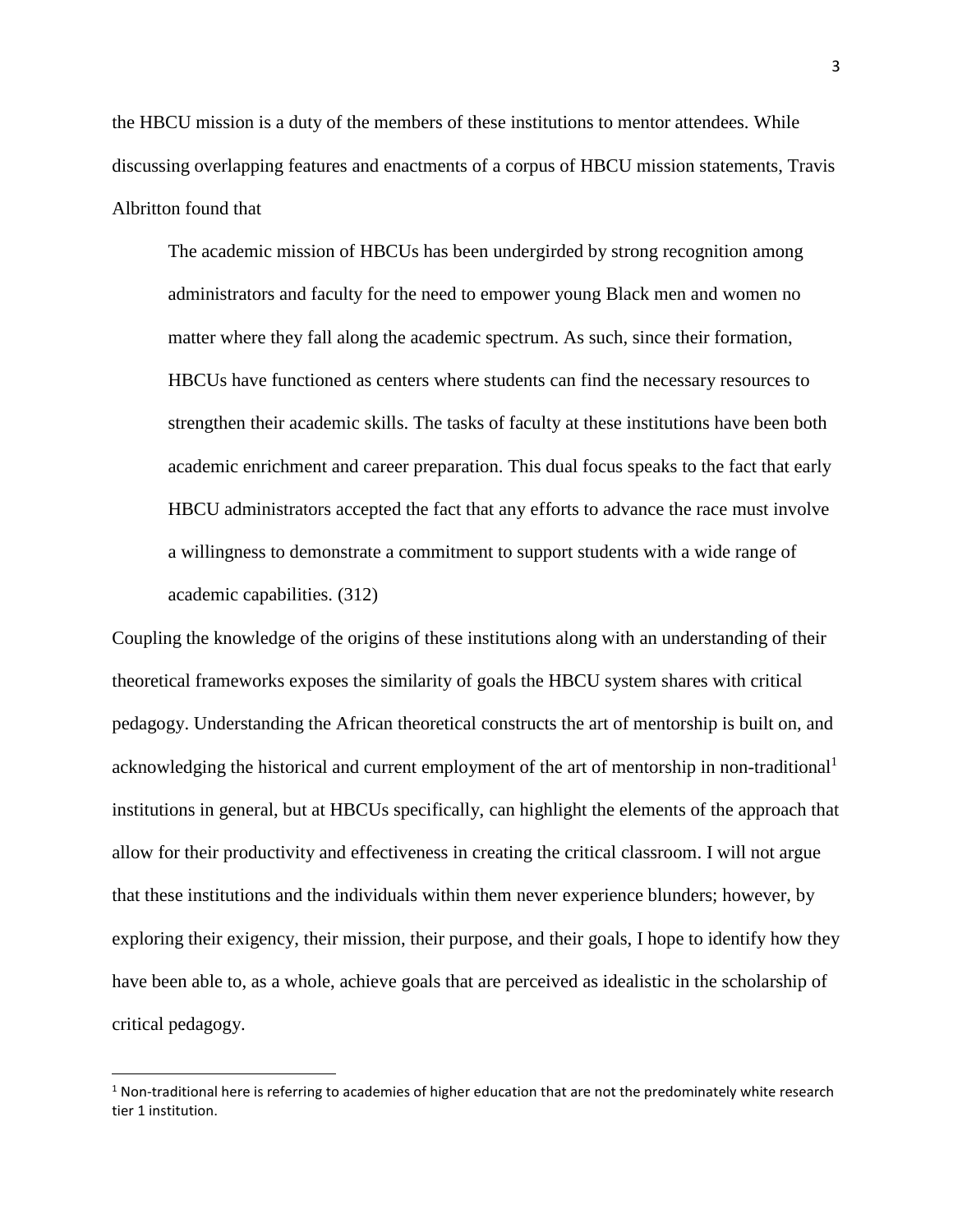the HBCU mission is a duty of the members of these institutions to mentor attendees. While discussing overlapping features and enactments of a corpus of HBCU mission statements, Travis Albritton found that

> The academic mission of HBCUs has been undergirded by strong recognition among administrators and faculty for the need to empower young Black men and women no matter where they fall along the academic spectrum. As such, since their formation, HBCUs have functioned as centers where students can find the necessary resources to strengthen their academic skills. The tasks of faculty at these institutions have been both academic enrichment and career preparation. This dual focus speaks to the fact that early HBCU administrators accepted the fact that any efforts to advance the race must involve a willingness to demonstrate a commitment to support students with a wide range of academic capabilities. (312)

Coupling the knowledge of the origins of these institutions along with an understanding of their theoretical frameworks exposes the similarity of goals the HBCU system shares with critical pedagogy. Understanding the African theoretical constructs the art of mentorship is built on, and acknowledging the historical and current employment of the art of mentorship in non-traditional[1] institutions in general, but at HBCUs specifically, can highlight the elements of the approach that allow for their productivity and effectiveness in creating the critical classroom. I will not argue that these institutions and the individuals within them never experience blunders; however, by exploring their exigency, their mission, their purpose, and their goals, I hope to identify how they have been able to, as a whole, achieve goals that are perceived as idealistic in the scholarship of critical pedagogy.

---

[1] Non-traditional here is referring to academies of higher education that are not the predominately white research tier 1 institution.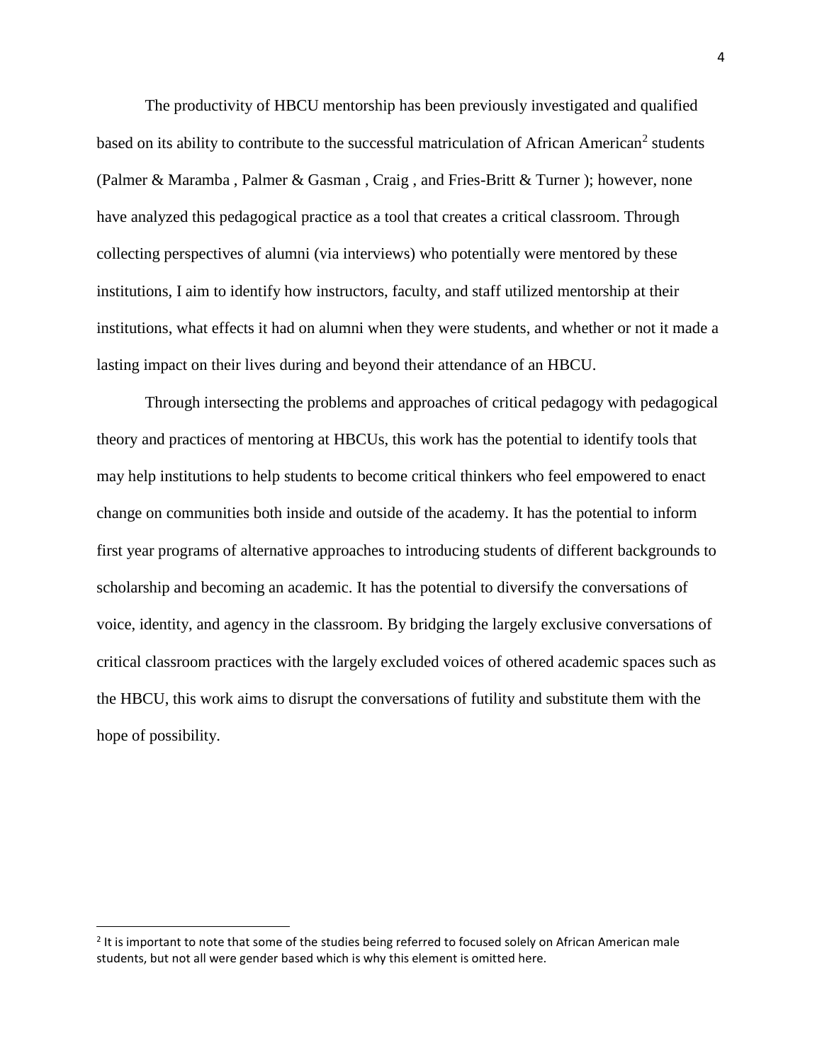The productivity of HBCU mentorship has been previously investigated and qualified based on its ability to contribute to the successful matriculation of African American[2] students (Palmer & Maramba , Palmer & Gasman , Craig , and Fries-Britt & Turner ); however, none have analyzed this pedagogical practice as a tool that creates a critical classroom. Through collecting perspectives of alumni (via interviews) who potentially were mentored by these institutions, I aim to identify how instructors, faculty, and staff utilized mentorship at their institutions, what effects it had on alumni when they were students, and whether or not it made a lasting impact on their lives during and beyond their attendance of an HBCU.

Through intersecting the problems and approaches of critical pedagogy with pedagogical theory and practices of mentoring at HBCUs, this work has the potential to identify tools that may help institutions to help students to become critical thinkers who feel empowered to enact change on communities both inside and outside of the academy. It has the potential to inform first year programs of alternative approaches to introducing students of different backgrounds to scholarship and becoming an academic. It has the potential to diversify the conversations of voice, identity, and agency in the classroom. By bridging the largely exclusive conversations of critical classroom practices with the largely excluded voices of othered academic spaces such as the HBCU, this work aims to disrupt the conversations of futility and substitute them with the hope of possibility.

[2] It is important to note that some of the studies being referred to focused solely on African American male students, but not all were gender based which is why this element is omitted here.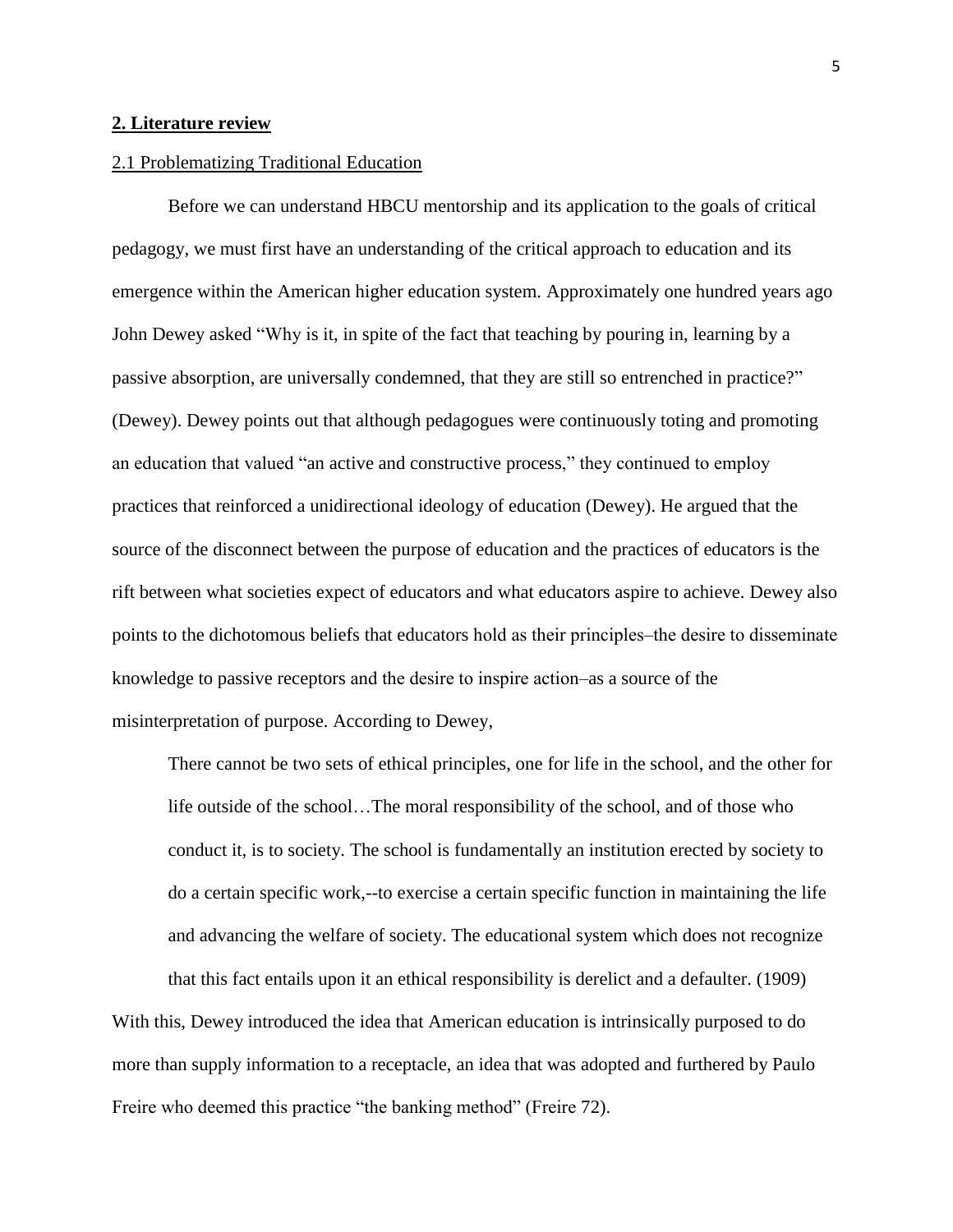## 2. Literature review

### 2.1 Problematizing Traditional Education

Before we can understand HBCU mentorship and its application to the goals of critical pedagogy, we must first have an understanding of the critical approach to education and its emergence within the American higher education system. Approximately one hundred years ago John Dewey asked "Why is it, in spite of the fact that teaching by pouring in, learning by a passive absorption, are universally condemned, that they are still so entrenched in practice?" (Dewey). Dewey points out that although pedagogues were continuously toting and promoting an education that valued "an active and constructive process," they continued to employ practices that reinforced a unidirectional ideology of education (Dewey). He argued that the source of the disconnect between the purpose of education and the practices of educators is the rift between what societies expect of educators and what educators aspire to achieve. Dewey also points to the dichotomous beliefs that educators hold as their principles–the desire to disseminate knowledge to passive receptors and the desire to inspire action–as a source of the misinterpretation of purpose. According to Dewey,

> There cannot be two sets of ethical principles, one for life in the school, and the other for life outside of the school…The moral responsibility of the school, and of those who conduct it, is to society. The school is fundamentally an institution erected by society to do a certain specific work,--to exercise a certain specific function in maintaining the life and advancing the welfare of society. The educational system which does not recognize that this fact entails upon it an ethical responsibility is derelict and a defaulter. (1909)

With this, Dewey introduced the idea that American education is intrinsically purposed to do more than supply information to a receptacle, an idea that was adopted and furthered by Paulo Freire who deemed this practice "the banking method" (Freire 72).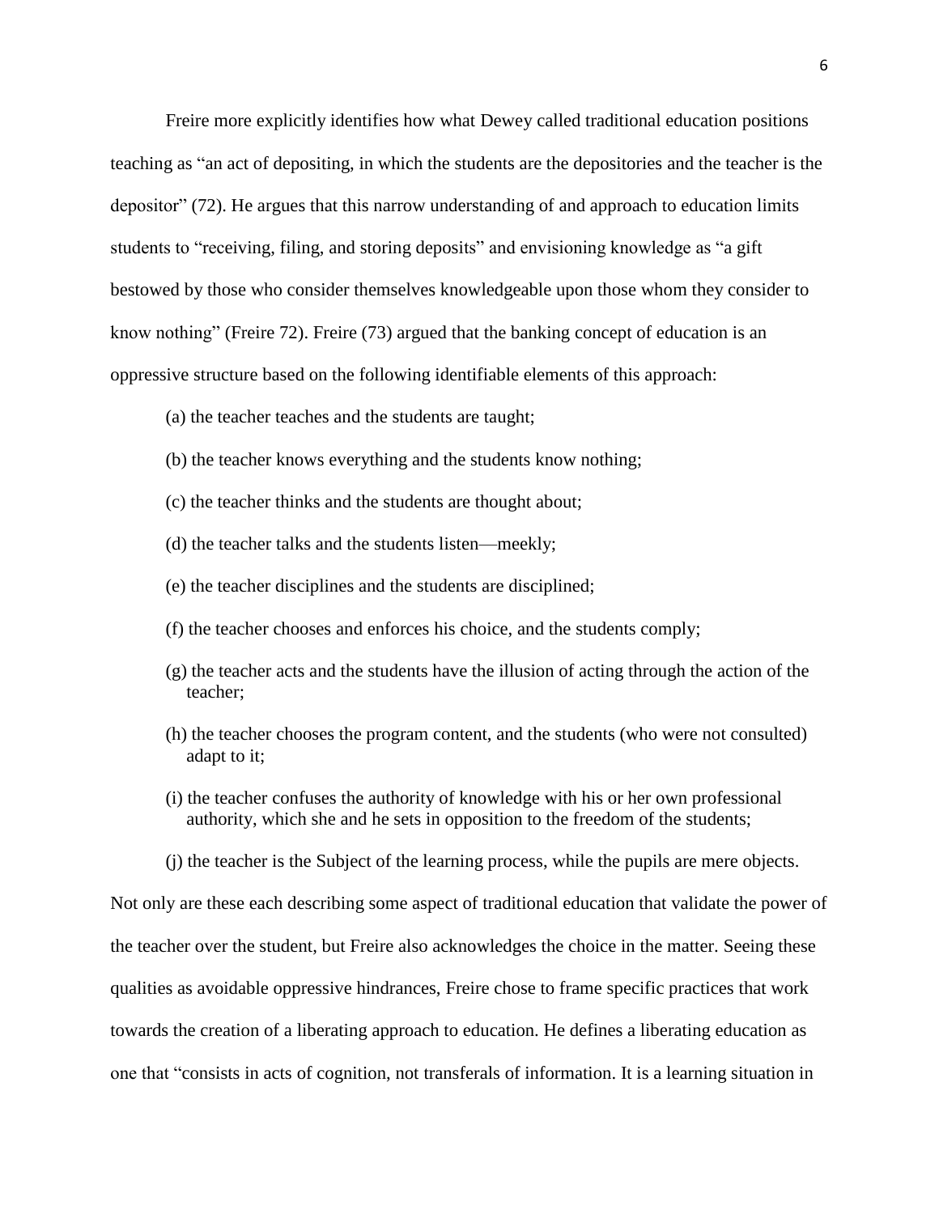Freire more explicitly identifies how what Dewey called traditional education positions teaching as "an act of depositing, in which the students are the depositories and the teacher is the depositor" (72). He argues that this narrow understanding of and approach to education limits students to "receiving, filing, and storing deposits" and envisioning knowledge as "a gift bestowed by those who consider themselves knowledgeable upon those whom they consider to know nothing" (Freire 72). Freire (73) argued that the banking concept of education is an oppressive structure based on the following identifiable elements of this approach:

(a) the teacher teaches and the students are taught;

(b) the teacher knows everything and the students know nothing;

(c) the teacher thinks and the students are thought about;

(d) the teacher talks and the students listen—meekly;

(e) the teacher disciplines and the students are disciplined;

(f) the teacher chooses and enforces his choice, and the students comply;

(g) the teacher acts and the students have the illusion of acting through the action of the teacher;

(h) the teacher chooses the program content, and the students (who were not consulted) adapt to it;

(i) the teacher confuses the authority of knowledge with his or her own professional authority, which she and he sets in opposition to the freedom of the students;

(j) the teacher is the Subject of the learning process, while the pupils are mere objects.

Not only are these each describing some aspect of traditional education that validate the power of the teacher over the student, but Freire also acknowledges the choice in the matter. Seeing these qualities as avoidable oppressive hindrances, Freire chose to frame specific practices that work towards the creation of a liberating approach to education. He defines a liberating education as one that "consists in acts of cognition, not transferals of information. It is a learning situation in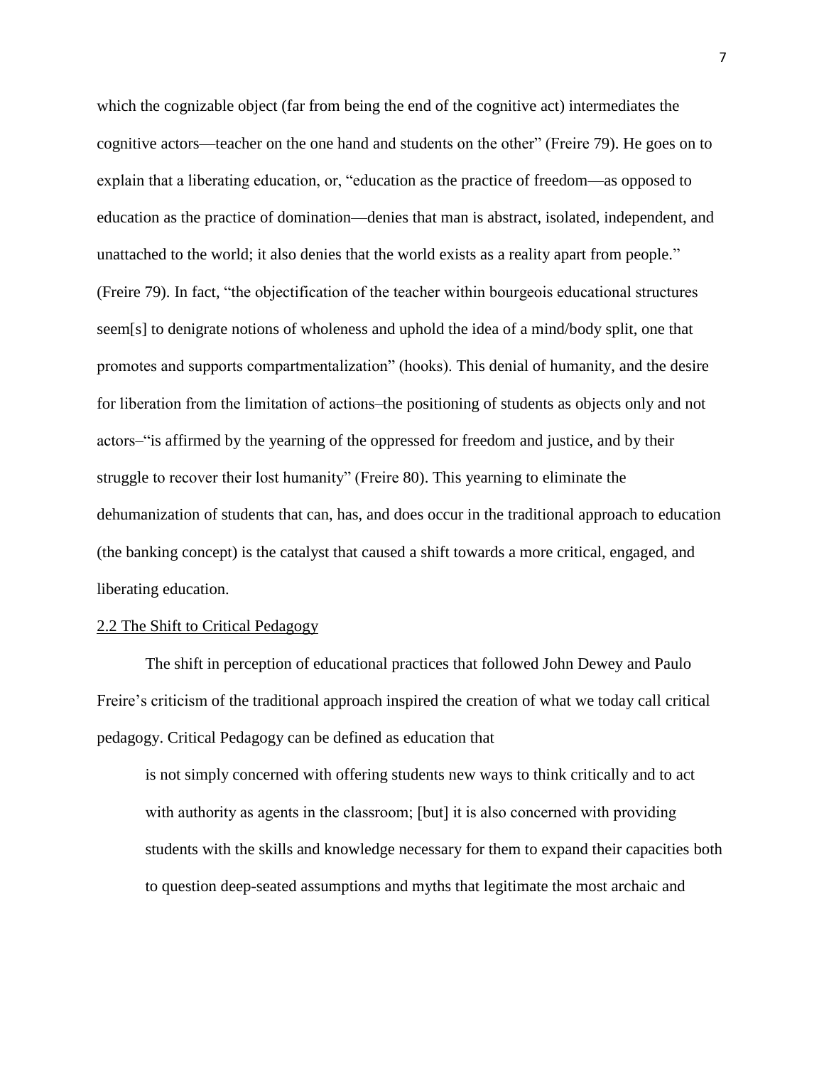which the cognizable object (far from being the end of the cognitive act) intermediates the cognitive actors—teacher on the one hand and students on the other" (Freire 79). He goes on to explain that a liberating education, or, "education as the practice of freedom—as opposed to education as the practice of domination—denies that man is abstract, isolated, independent, and unattached to the world; it also denies that the world exists as a reality apart from people." (Freire 79). In fact, "the objectification of the teacher within bourgeois educational structures seem[s] to denigrate notions of wholeness and uphold the idea of a mind/body split, one that promotes and supports compartmentalization" (hooks). This denial of humanity, and the desire for liberation from the limitation of actions–the positioning of students as objects only and not actors–"is affirmed by the yearning of the oppressed for freedom and justice, and by their struggle to recover their lost humanity" (Freire 80). This yearning to eliminate the dehumanization of students that can, has, and does occur in the traditional approach to education (the banking concept) is the catalyst that caused a shift towards a more critical, engaged, and liberating education.

## 2.2 The Shift to Critical Pedagogy

The shift in perception of educational practices that followed John Dewey and Paulo Freire's criticism of the traditional approach inspired the creation of what we today call critical pedagogy. Critical Pedagogy can be defined as education that

> is not simply concerned with offering students new ways to think critically and to act with authority as agents in the classroom; [but] it is also concerned with providing students with the skills and knowledge necessary for them to expand their capacities both to question deep-seated assumptions and myths that legitimate the most archaic and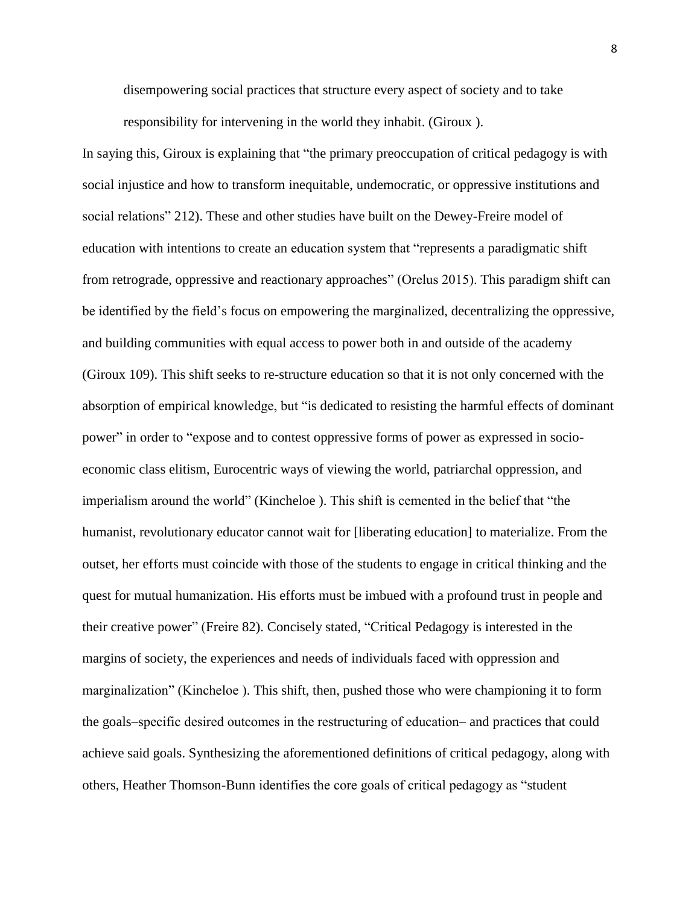disempowering social practices that structure every aspect of society and to take responsibility for intervening in the world they inhabit. (Giroux ).

In saying this, Giroux is explaining that "the primary preoccupation of critical pedagogy is with social injustice and how to transform inequitable, undemocratic, or oppressive institutions and social relations" 212). These and other studies have built on the Dewey-Freire model of education with intentions to create an education system that "represents a paradigmatic shift from retrograde, oppressive and reactionary approaches" (Orelus 2015). This paradigm shift can be identified by the field's focus on empowering the marginalized, decentralizing the oppressive, and building communities with equal access to power both in and outside of the academy (Giroux 109). This shift seeks to re-structure education so that it is not only concerned with the absorption of empirical knowledge, but "is dedicated to resisting the harmful effects of dominant power" in order to "expose and to contest oppressive forms of power as expressed in socio-economic class elitism, Eurocentric ways of viewing the world, patriarchal oppression, and imperialism around the world" (Kincheloe ). This shift is cemented in the belief that "the humanist, revolutionary educator cannot wait for [liberating education] to materialize. From the outset, her efforts must coincide with those of the students to engage in critical thinking and the quest for mutual humanization. His efforts must be imbued with a profound trust in people and their creative power" (Freire 82). Concisely stated, "Critical Pedagogy is interested in the margins of society, the experiences and needs of individuals faced with oppression and marginalization" (Kincheloe ). This shift, then, pushed those who were championing it to form the goals–specific desired outcomes in the restructuring of education– and practices that could achieve said goals. Synthesizing the aforementioned definitions of critical pedagogy, along with others, Heather Thomson-Bunn identifies the core goals of critical pedagogy as "student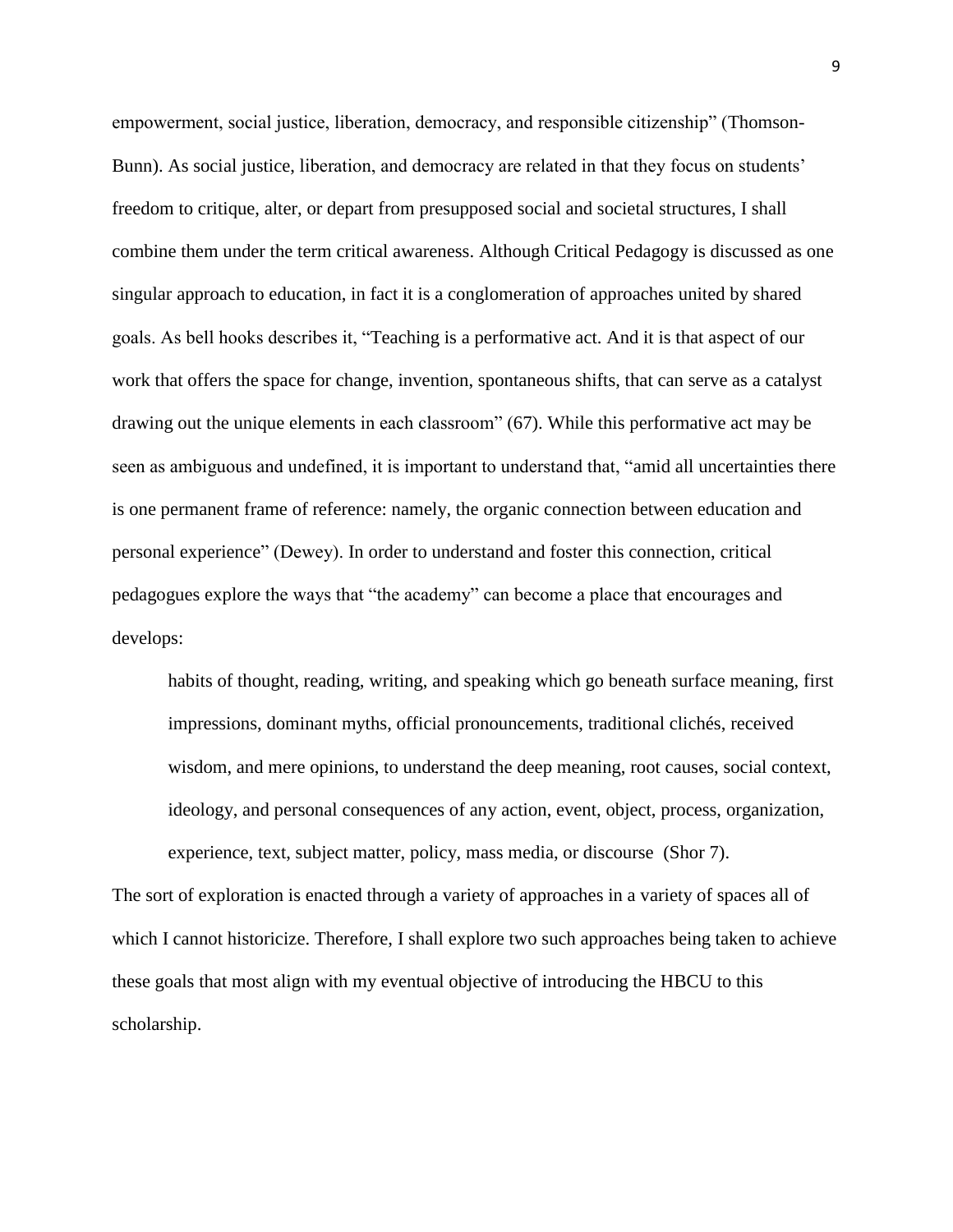empowerment, social justice, liberation, democracy, and responsible citizenship" (Thomson-Bunn). As social justice, liberation, and democracy are related in that they focus on students' freedom to critique, alter, or depart from presupposed social and societal structures, I shall combine them under the term critical awareness. Although Critical Pedagogy is discussed as one singular approach to education, in fact it is a conglomeration of approaches united by shared goals. As bell hooks describes it, "Teaching is a performative act. And it is that aspect of our work that offers the space for change, invention, spontaneous shifts, that can serve as a catalyst drawing out the unique elements in each classroom" (67). While this performative act may be seen as ambiguous and undefined, it is important to understand that, "amid all uncertainties there is one permanent frame of reference: namely, the organic connection between education and personal experience" (Dewey). In order to understand and foster this connection, critical pedagogues explore the ways that "the academy" can become a place that encourages and develops:

> habits of thought, reading, writing, and speaking which go beneath surface meaning, first impressions, dominant myths, official pronouncements, traditional clichés, received wisdom, and mere opinions, to understand the deep meaning, root causes, social context, ideology, and personal consequences of any action, event, object, process, organization, experience, text, subject matter, policy, mass media, or discourse (Shor 7).

The sort of exploration is enacted through a variety of approaches in a variety of spaces all of which I cannot historicize. Therefore, I shall explore two such approaches being taken to achieve these goals that most align with my eventual objective of introducing the HBCU to this scholarship.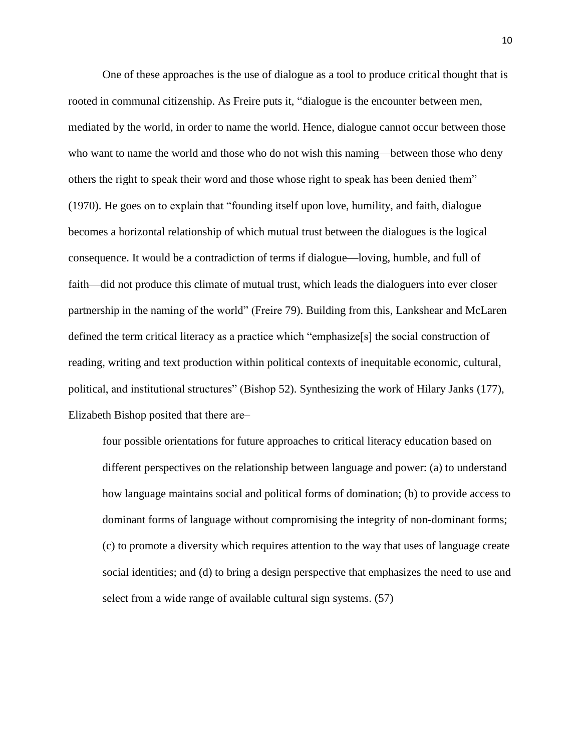One of these approaches is the use of dialogue as a tool to produce critical thought that is rooted in communal citizenship. As Freire puts it, "dialogue is the encounter between men, mediated by the world, in order to name the world. Hence, dialogue cannot occur between those who want to name the world and those who do not wish this naming—between those who deny others the right to speak their word and those whose right to speak has been denied them" (1970). He goes on to explain that "founding itself upon love, humility, and faith, dialogue becomes a horizontal relationship of which mutual trust between the dialogues is the logical consequence. It would be a contradiction of terms if dialogue—loving, humble, and full of faith—did not produce this climate of mutual trust, which leads the dialoguers into ever closer partnership in the naming of the world" (Freire 79). Building from this, Lankshear and McLaren defined the term critical literacy as a practice which "emphasize[s] the social construction of reading, writing and text production within political contexts of inequitable economic, cultural, political, and institutional structures" (Bishop 52). Synthesizing the work of Hilary Janks (177), Elizabeth Bishop posited that there are–

> four possible orientations for future approaches to critical literacy education based on different perspectives on the relationship between language and power: (a) to understand how language maintains social and political forms of domination; (b) to provide access to dominant forms of language without compromising the integrity of non-dominant forms; (c) to promote a diversity which requires attention to the way that uses of language create social identities; and (d) to bring a design perspective that emphasizes the need to use and select from a wide range of available cultural sign systems. (57)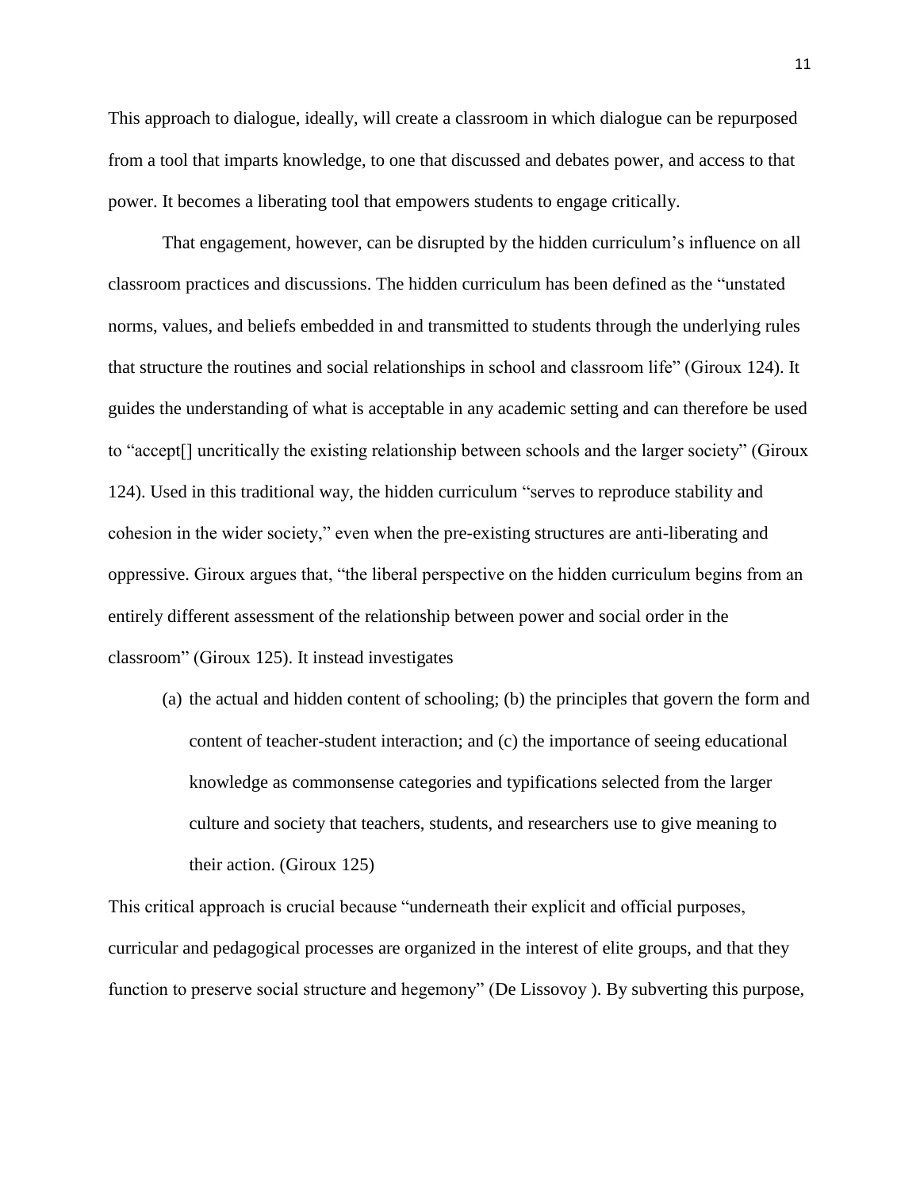This approach to dialogue, ideally, will create a classroom in which dialogue can be repurposed from a tool that imparts knowledge, to one that discussed and debates power, and access to that power. It becomes a liberating tool that empowers students to engage critically.

That engagement, however, can be disrupted by the hidden curriculum's influence on all classroom practices and discussions. The hidden curriculum has been defined as the "unstated norms, values, and beliefs embedded in and transmitted to students through the underlying rules that structure the routines and social relationships in school and classroom life" (Giroux 124). It guides the understanding of what is acceptable in any academic setting and can therefore be used to "accept[] uncritically the existing relationship between schools and the larger society" (Giroux 124). Used in this traditional way, the hidden curriculum "serves to reproduce stability and cohesion in the wider society," even when the pre-existing structures are anti-liberating and oppressive. Giroux argues that, "the liberal perspective on the hidden curriculum begins from an entirely different assessment of the relationship between power and social order in the classroom" (Giroux 125). It instead investigates

> (a) the actual and hidden content of schooling; (b) the principles that govern the form and content of teacher-student interaction; and (c) the importance of seeing educational knowledge as commonsense categories and typifications selected from the larger culture and society that teachers, students, and researchers use to give meaning to their action. (Giroux 125)

This critical approach is crucial because "underneath their explicit and official purposes, curricular and pedagogical processes are organized in the interest of elite groups, and that they function to preserve social structure and hegemony" (De Lissovoy ). By subverting this purpose,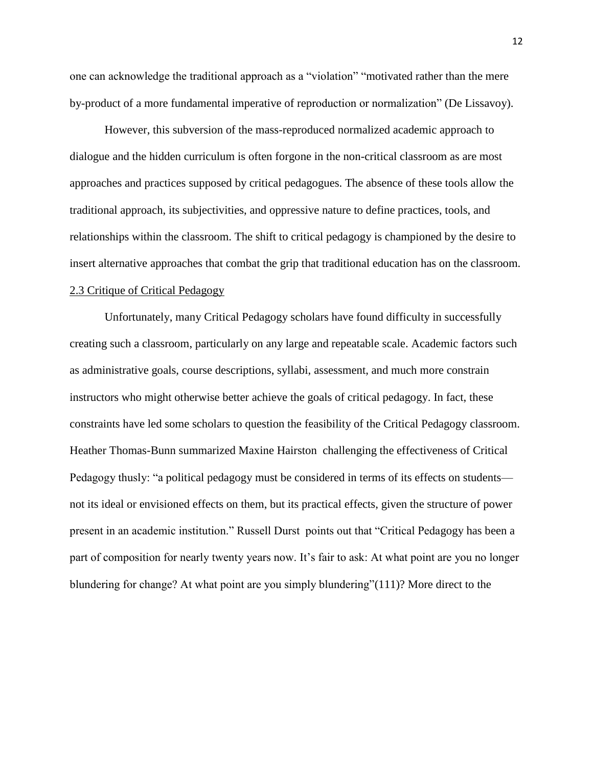one can acknowledge the traditional approach as a "violation" "motivated rather than the mere by-product of a more fundamental imperative of reproduction or normalization" (De Lissavoy).

However, this subversion of the mass-reproduced normalized academic approach to dialogue and the hidden curriculum is often forgone in the non-critical classroom as are most approaches and practices supposed by critical pedagogues. The absence of these tools allow the traditional approach, its subjectivities, and oppressive nature to define practices, tools, and relationships within the classroom. The shift to critical pedagogy is championed by the desire to insert alternative approaches that combat the grip that traditional education has on the classroom.

## 2.3 Critique of Critical Pedagogy

Unfortunately, many Critical Pedagogy scholars have found difficulty in successfully creating such a classroom, particularly on any large and repeatable scale. Academic factors such as administrative goals, course descriptions, syllabi, assessment, and much more constrain instructors who might otherwise better achieve the goals of critical pedagogy. In fact, these constraints have led some scholars to question the feasibility of the Critical Pedagogy classroom. Heather Thomas-Bunn summarized Maxine Hairston challenging the effectiveness of Critical Pedagogy thusly: "a political pedagogy must be considered in terms of its effects on students—not its ideal or envisioned effects on them, but its practical effects, given the structure of power present in an academic institution." Russell Durst points out that "Critical Pedagogy has been a part of composition for nearly twenty years now. It's fair to ask: At what point are you no longer blundering for change? At what point are you simply blundering"(111)? More direct to the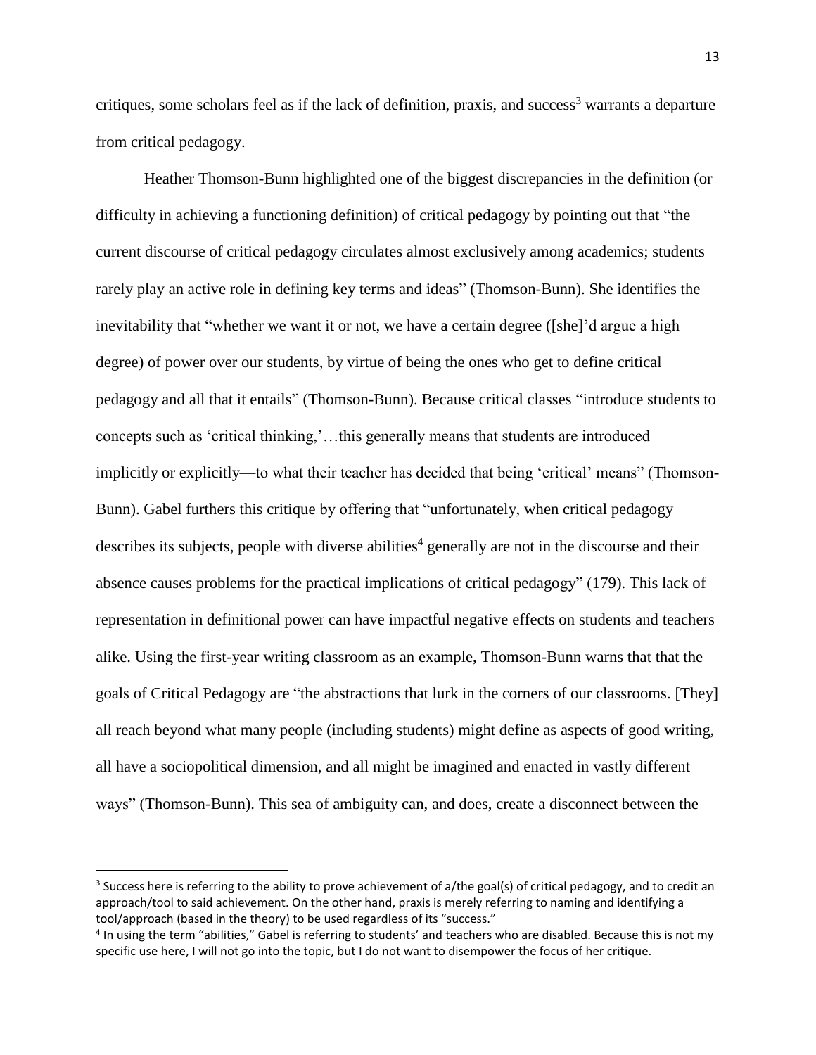critiques, some scholars feel as if the lack of definition, praxis, and success[3] warrants a departure from critical pedagogy.

Heather Thomson-Bunn highlighted one of the biggest discrepancies in the definition (or difficulty in achieving a functioning definition) of critical pedagogy by pointing out that "the current discourse of critical pedagogy circulates almost exclusively among academics; students rarely play an active role in defining key terms and ideas" (Thomson-Bunn). She identifies the inevitability that "whether we want it or not, we have a certain degree ([she]'d argue a high degree) of power over our students, by virtue of being the ones who get to define critical pedagogy and all that it entails" (Thomson-Bunn). Because critical classes "introduce students to concepts such as 'critical thinking,'…this generally means that students are introduced—implicitly or explicitly—to what their teacher has decided that being 'critical' means" (Thomson-Bunn). Gabel furthers this critique by offering that "unfortunately, when critical pedagogy describes its subjects, people with diverse abilities[4] generally are not in the discourse and their absence causes problems for the practical implications of critical pedagogy" (179). This lack of representation in definitional power can have impactful negative effects on students and teachers alike. Using the first-year writing classroom as an example, Thomson-Bunn warns that that the goals of Critical Pedagogy are "the abstractions that lurk in the corners of our classrooms. [They] all reach beyond what many people (including students) might define as aspects of good writing, all have a sociopolitical dimension, and all might be imagined and enacted in vastly different ways" (Thomson-Bunn). This sea of ambiguity can, and does, create a disconnect between the

---

[3] Success here is referring to the ability to prove achievement of a/the goal(s) of critical pedagogy, and to credit an approach/tool to said achievement. On the other hand, praxis is merely referring to naming and identifying a tool/approach (based in the theory) to be used regardless of its "success."

[4] In using the term "abilities," Gabel is referring to students' and teachers who are disabled. Because this is not my specific use here, I will not go into the topic, but I do not want to disempower the focus of her critique.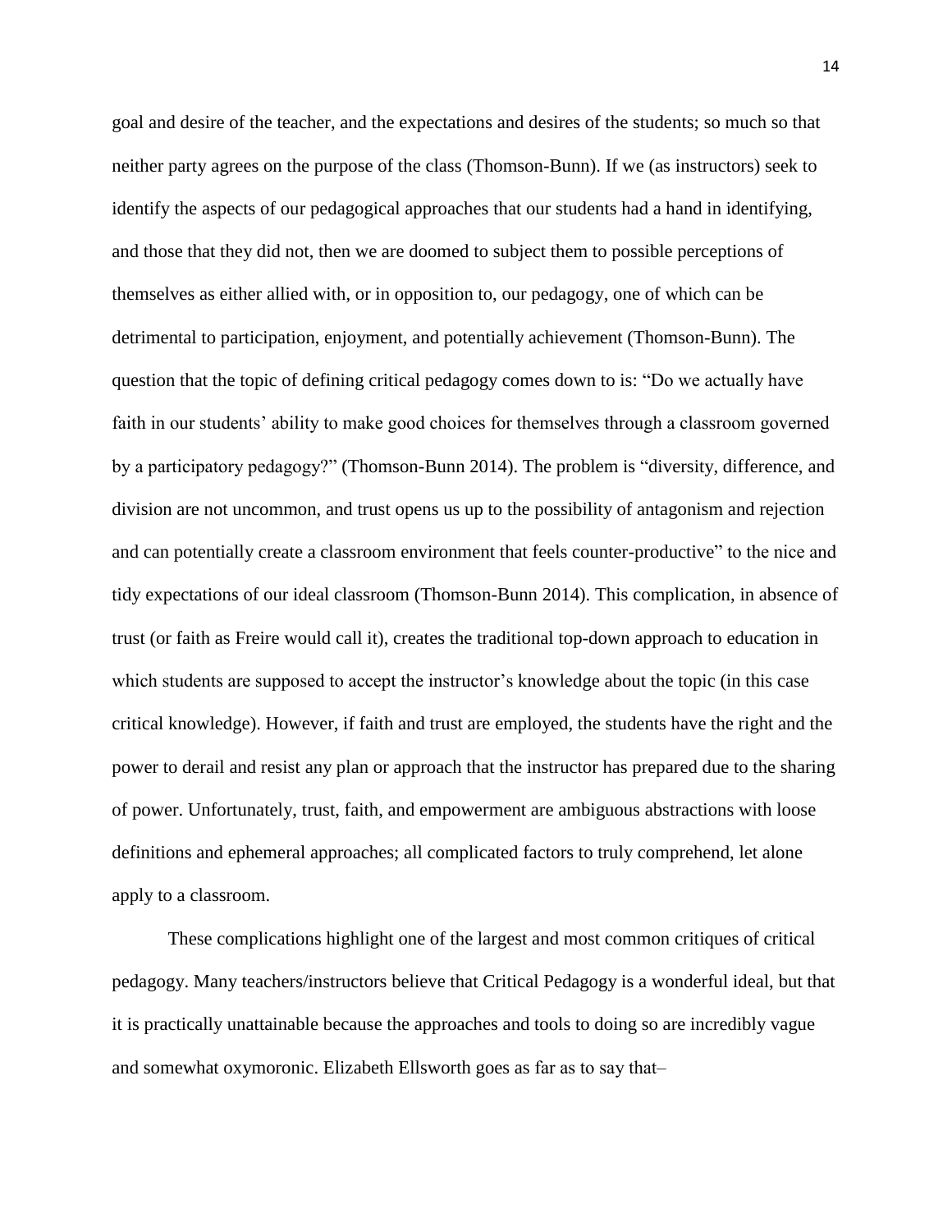goal and desire of the teacher, and the expectations and desires of the students; so much so that neither party agrees on the purpose of the class (Thomson-Bunn). If we (as instructors) seek to identify the aspects of our pedagogical approaches that our students had a hand in identifying, and those that they did not, then we are doomed to subject them to possible perceptions of themselves as either allied with, or in opposition to, our pedagogy, one of which can be detrimental to participation, enjoyment, and potentially achievement (Thomson-Bunn). The question that the topic of defining critical pedagogy comes down to is: "Do we actually have faith in our students' ability to make good choices for themselves through a classroom governed by a participatory pedagogy?" (Thomson-Bunn 2014). The problem is "diversity, difference, and division are not uncommon, and trust opens us up to the possibility of antagonism and rejection and can potentially create a classroom environment that feels counter-productive" to the nice and tidy expectations of our ideal classroom (Thomson-Bunn 2014). This complication, in absence of trust (or faith as Freire would call it), creates the traditional top-down approach to education in which students are supposed to accept the instructor's knowledge about the topic (in this case critical knowledge). However, if faith and trust are employed, the students have the right and the power to derail and resist any plan or approach that the instructor has prepared due to the sharing of power. Unfortunately, trust, faith, and empowerment are ambiguous abstractions with loose definitions and ephemeral approaches; all complicated factors to truly comprehend, let alone apply to a classroom.

These complications highlight one of the largest and most common critiques of critical pedagogy. Many teachers/instructors believe that Critical Pedagogy is a wonderful ideal, but that it is practically unattainable because the approaches and tools to doing so are incredibly vague and somewhat oxymoronic. Elizabeth Ellsworth goes as far as to say that–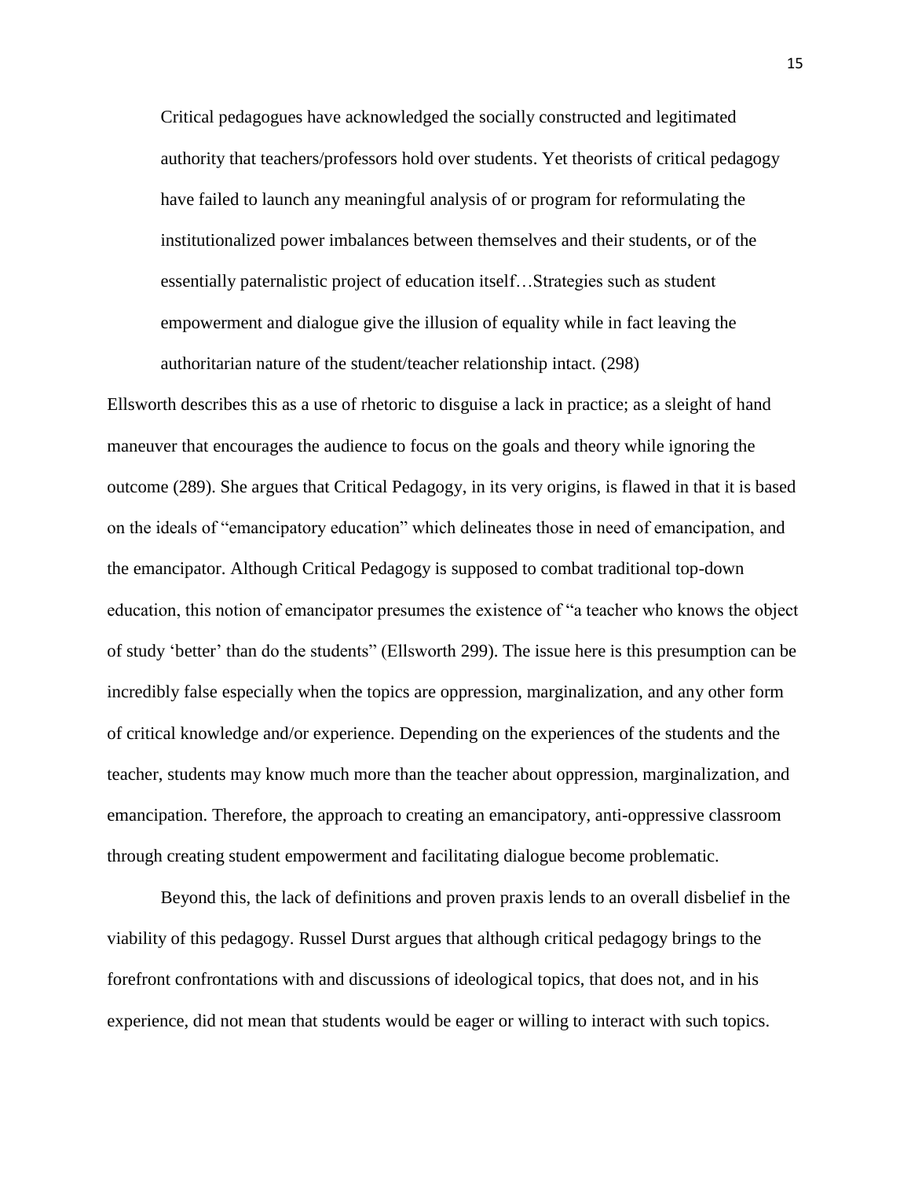> Critical pedagogues have acknowledged the socially constructed and legitimated authority that teachers/professors hold over students. Yet theorists of critical pedagogy have failed to launch any meaningful analysis of or program for reformulating the institutionalized power imbalances between themselves and their students, or of the essentially paternalistic project of education itself…Strategies such as student empowerment and dialogue give the illusion of equality while in fact leaving the authoritarian nature of the student/teacher relationship intact. (298)

Ellsworth describes this as a use of rhetoric to disguise a lack in practice; as a sleight of hand maneuver that encourages the audience to focus on the goals and theory while ignoring the outcome (289). She argues that Critical Pedagogy, in its very origins, is flawed in that it is based on the ideals of "emancipatory education" which delineates those in need of emancipation, and the emancipator. Although Critical Pedagogy is supposed to combat traditional top-down education, this notion of emancipator presumes the existence of "a teacher who knows the object of study 'better' than do the students" (Ellsworth 299). The issue here is this presumption can be incredibly false especially when the topics are oppression, marginalization, and any other form of critical knowledge and/or experience. Depending on the experiences of the students and the teacher, students may know much more than the teacher about oppression, marginalization, and emancipation. Therefore, the approach to creating an emancipatory, anti-oppressive classroom through creating student empowerment and facilitating dialogue become problematic.

Beyond this, the lack of definitions and proven praxis lends to an overall disbelief in the viability of this pedagogy. Russel Durst argues that although critical pedagogy brings to the forefront confrontations with and discussions of ideological topics, that does not, and in his experience, did not mean that students would be eager or willing to interact with such topics.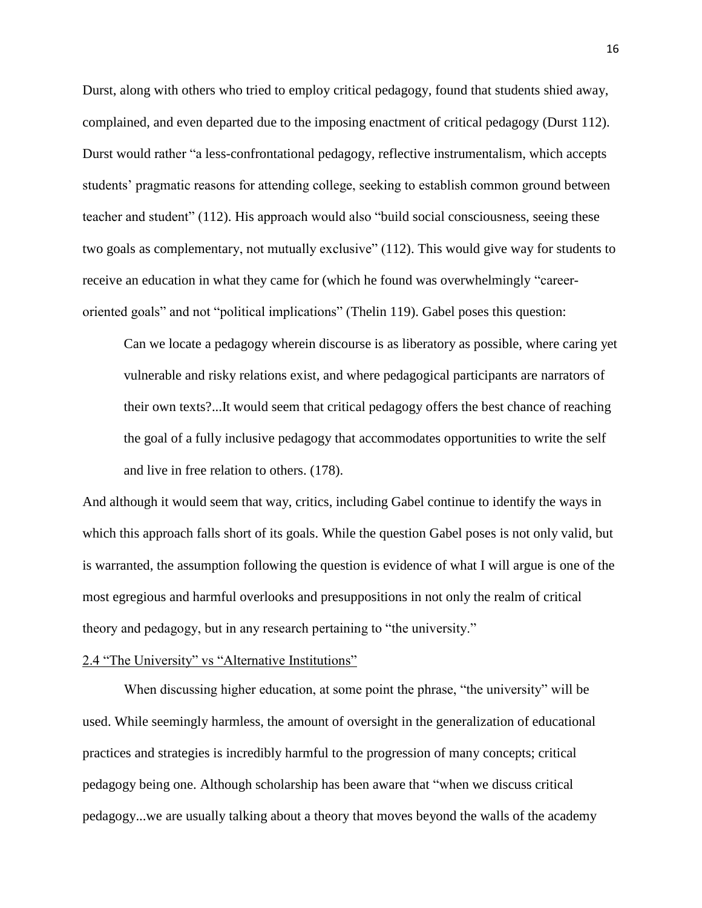Durst, along with others who tried to employ critical pedagogy, found that students shied away, complained, and even departed due to the imposing enactment of critical pedagogy (Durst 112). Durst would rather "a less-confrontational pedagogy, reflective instrumentalism, which accepts students' pragmatic reasons for attending college, seeking to establish common ground between teacher and student" (112). His approach would also "build social consciousness, seeing these two goals as complementary, not mutually exclusive" (112). This would give way for students to receive an education in what they came for (which he found was overwhelmingly "career-oriented goals" and not "political implications" (Thelin 119). Gabel poses this question:

> Can we locate a pedagogy wherein discourse is as liberatory as possible, where caring yet vulnerable and risky relations exist, and where pedagogical participants are narrators of their own texts?...It would seem that critical pedagogy offers the best chance of reaching the goal of a fully inclusive pedagogy that accommodates opportunities to write the self and live in free relation to others. (178).

And although it would seem that way, critics, including Gabel continue to identify the ways in which this approach falls short of its goals. While the question Gabel poses is not only valid, but is warranted, the assumption following the question is evidence of what I will argue is one of the most egregious and harmful overlooks and presuppositions in not only the realm of critical theory and pedagogy, but in any research pertaining to "the university."

### 2.4 "The University" vs "Alternative Institutions"

When discussing higher education, at some point the phrase, "the university" will be used. While seemingly harmless, the amount of oversight in the generalization of educational practices and strategies is incredibly harmful to the progression of many concepts; critical pedagogy being one. Although scholarship has been aware that "when we discuss critical pedagogy...we are usually talking about a theory that moves beyond the walls of the academy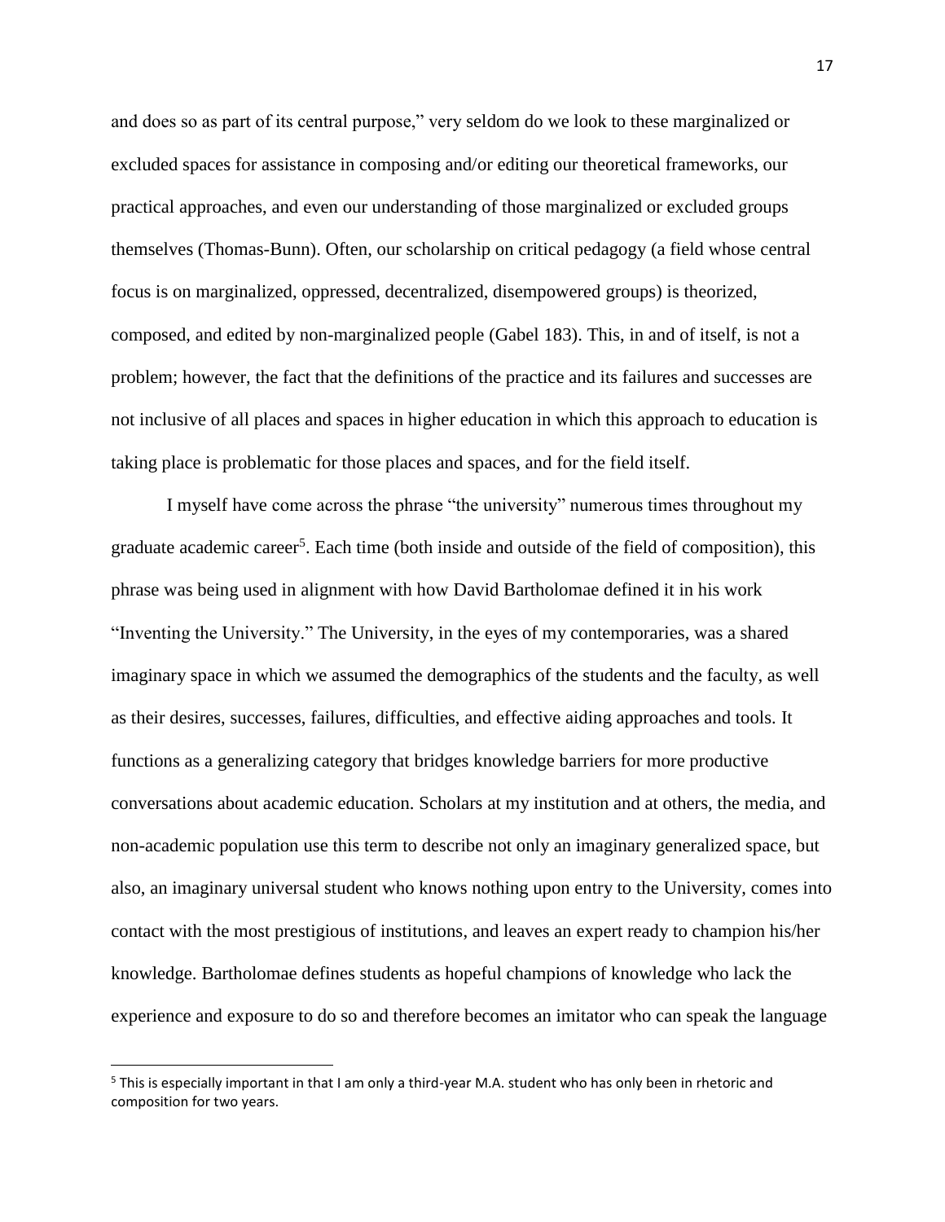and does so as part of its central purpose," very seldom do we look to these marginalized or excluded spaces for assistance in composing and/or editing our theoretical frameworks, our practical approaches, and even our understanding of those marginalized or excluded groups themselves (Thomas-Bunn). Often, our scholarship on critical pedagogy (a field whose central focus is on marginalized, oppressed, decentralized, disempowered groups) is theorized, composed, and edited by non-marginalized people (Gabel 183). This, in and of itself, is not a problem; however, the fact that the definitions of the practice and its failures and successes are not inclusive of all places and spaces in higher education in which this approach to education is taking place is problematic for those places and spaces, and for the field itself.

I myself have come across the phrase "the university" numerous times throughout my graduate academic career[5]. Each time (both inside and outside of the field of composition), this phrase was being used in alignment with how David Bartholomae defined it in his work "Inventing the University." The University, in the eyes of my contemporaries, was a shared imaginary space in which we assumed the demographics of the students and the faculty, as well as their desires, successes, failures, difficulties, and effective aiding approaches and tools. It functions as a generalizing category that bridges knowledge barriers for more productive conversations about academic education. Scholars at my institution and at others, the media, and non-academic population use this term to describe not only an imaginary generalized space, but also, an imaginary universal student who knows nothing upon entry to the University, comes into contact with the most prestigious of institutions, and leaves an expert ready to champion his/her knowledge. Bartholomae defines students as hopeful champions of knowledge who lack the experience and exposure to do so and therefore becomes an imitator who can speak the language

[5] This is especially important in that I am only a third-year M.A. student who has only been in rhetoric and composition for two years.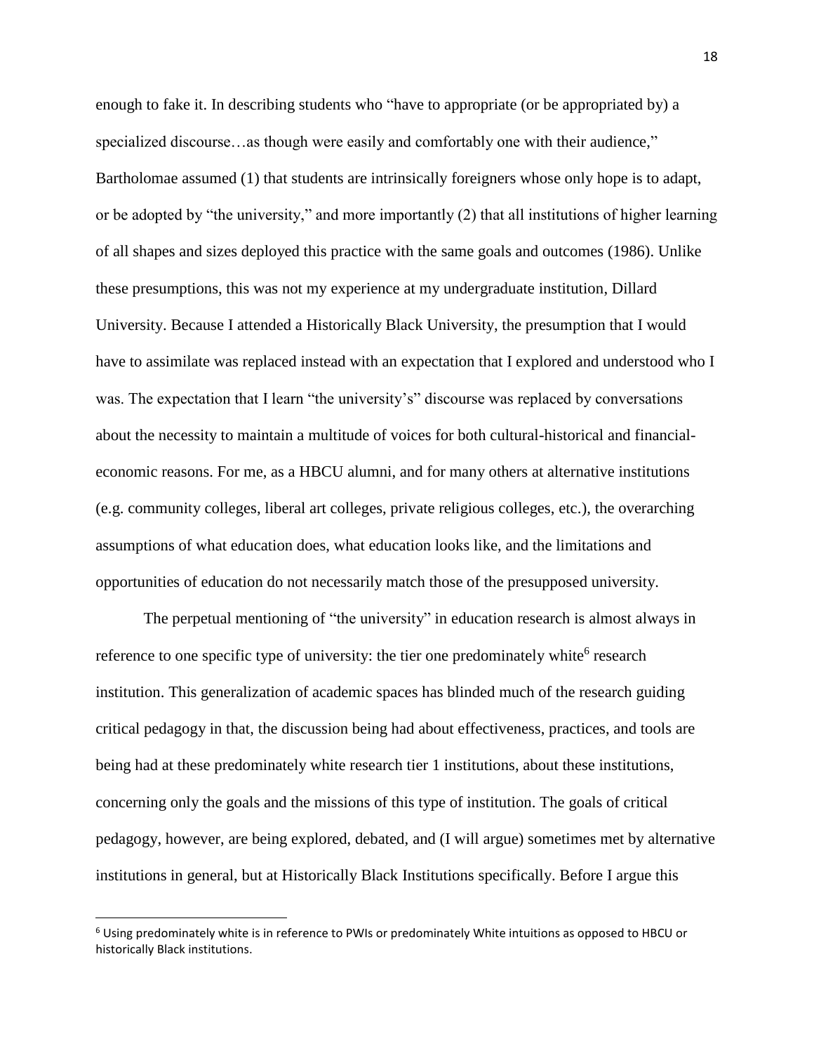enough to fake it. In describing students who "have to appropriate (or be appropriated by) a specialized discourse…as though were easily and comfortably one with their audience," Bartholomae assumed (1) that students are intrinsically foreigners whose only hope is to adapt, or be adopted by "the university," and more importantly (2) that all institutions of higher learning of all shapes and sizes deployed this practice with the same goals and outcomes (1986). Unlike these presumptions, this was not my experience at my undergraduate institution, Dillard University. Because I attended a Historically Black University, the presumption that I would have to assimilate was replaced instead with an expectation that I explored and understood who I was. The expectation that I learn "the university's" discourse was replaced by conversations about the necessity to maintain a multitude of voices for both cultural-historical and financial-economic reasons. For me, as a HBCU alumni, and for many others at alternative institutions (e.g. community colleges, liberal art colleges, private religious colleges, etc.), the overarching assumptions of what education does, what education looks like, and the limitations and opportunities of education do not necessarily match those of the presupposed university.

The perpetual mentioning of "the university" in education research is almost always in reference to one specific type of university: the tier one predominately white[6] research institution. This generalization of academic spaces has blinded much of the research guiding critical pedagogy in that, the discussion being had about effectiveness, practices, and tools are being had at these predominately white research tier 1 institutions, about these institutions, concerning only the goals and the missions of this type of institution. The goals of critical pedagogy, however, are being explored, debated, and (I will argue) sometimes met by alternative institutions in general, but at Historically Black Institutions specifically. Before I argue this

[6] Using predominately white is in reference to PWIs or predominately White intuitions as opposed to HBCU or historically Black institutions.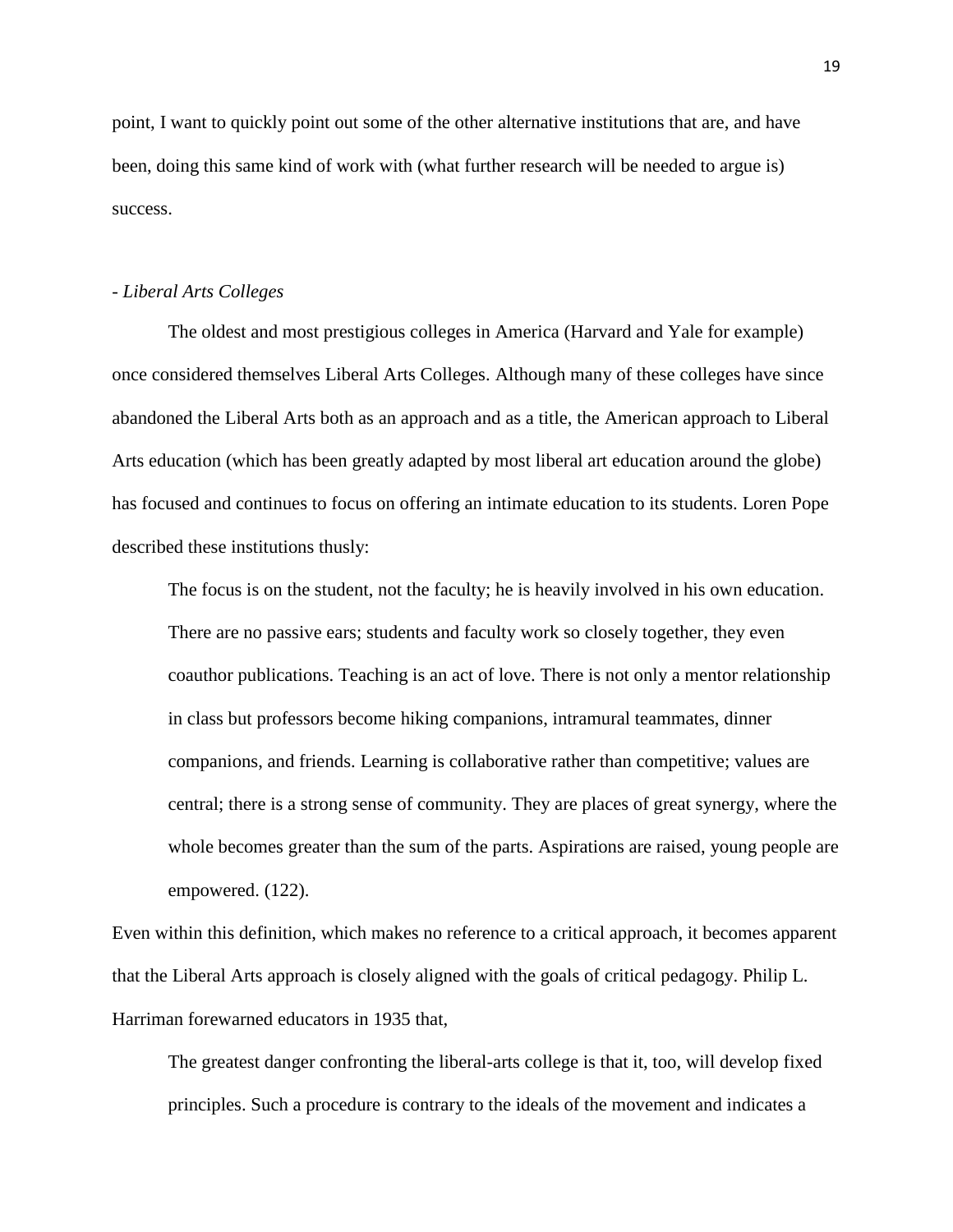point, I want to quickly point out some of the other alternative institutions that are, and have been, doing this same kind of work with (what further research will be needed to argue is) success.

- *Liberal Arts Colleges*

The oldest and most prestigious colleges in America (Harvard and Yale for example) once considered themselves Liberal Arts Colleges. Although many of these colleges have since abandoned the Liberal Arts both as an approach and as a title, the American approach to Liberal Arts education (which has been greatly adapted by most liberal art education around the globe) has focused and continues to focus on offering an intimate education to its students. Loren Pope described these institutions thusly:

> The focus is on the student, not the faculty; he is heavily involved in his own education. There are no passive ears; students and faculty work so closely together, they even coauthor publications. Teaching is an act of love. There is not only a mentor relationship in class but professors become hiking companions, intramural teammates, dinner companions, and friends. Learning is collaborative rather than competitive; values are central; there is a strong sense of community. They are places of great synergy, where the whole becomes greater than the sum of the parts. Aspirations are raised, young people are empowered. (122).

Even within this definition, which makes no reference to a critical approach, it becomes apparent that the Liberal Arts approach is closely aligned with the goals of critical pedagogy. Philip L. Harriman forewarned educators in 1935 that,

> The greatest danger confronting the liberal-arts college is that it, too, will develop fixed principles. Such a procedure is contrary to the ideals of the movement and indicates a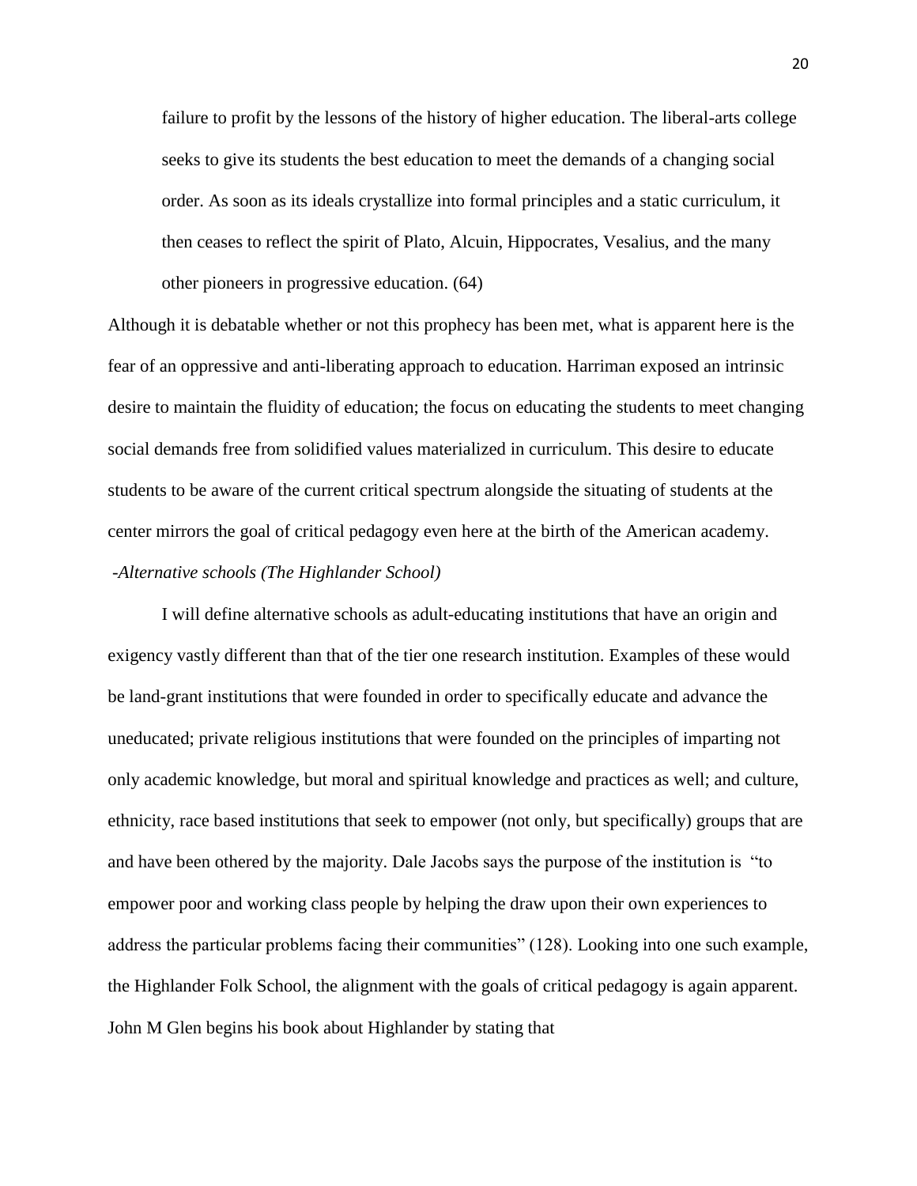> failure to profit by the lessons of the history of higher education. The liberal-arts college seeks to give its students the best education to meet the demands of a changing social order. As soon as its ideals crystallize into formal principles and a static curriculum, it then ceases to reflect the spirit of Plato, Alcuin, Hippocrates, Vesalius, and the many other pioneers in progressive education. (64)

Although it is debatable whether or not this prophecy has been met, what is apparent here is the fear of an oppressive and anti-liberating approach to education. Harriman exposed an intrinsic desire to maintain the fluidity of education; the focus on educating the students to meet changing social demands free from solidified values materialized in curriculum. This desire to educate students to be aware of the current critical spectrum alongside the situating of students at the center mirrors the goal of critical pedagogy even here at the birth of the American academy.

*-Alternative schools (The Highlander School)*

I will define alternative schools as adult-educating institutions that have an origin and exigency vastly different than that of the tier one research institution. Examples of these would be land-grant institutions that were founded in order to specifically educate and advance the uneducated; private religious institutions that were founded on the principles of imparting not only academic knowledge, but moral and spiritual knowledge and practices as well; and culture, ethnicity, race based institutions that seek to empower (not only, but specifically) groups that are and have been othered by the majority. Dale Jacobs says the purpose of the institution is "to empower poor and working class people by helping the draw upon their own experiences to address the particular problems facing their communities" (128). Looking into one such example, the Highlander Folk School, the alignment with the goals of critical pedagogy is again apparent. John M Glen begins his book about Highlander by stating that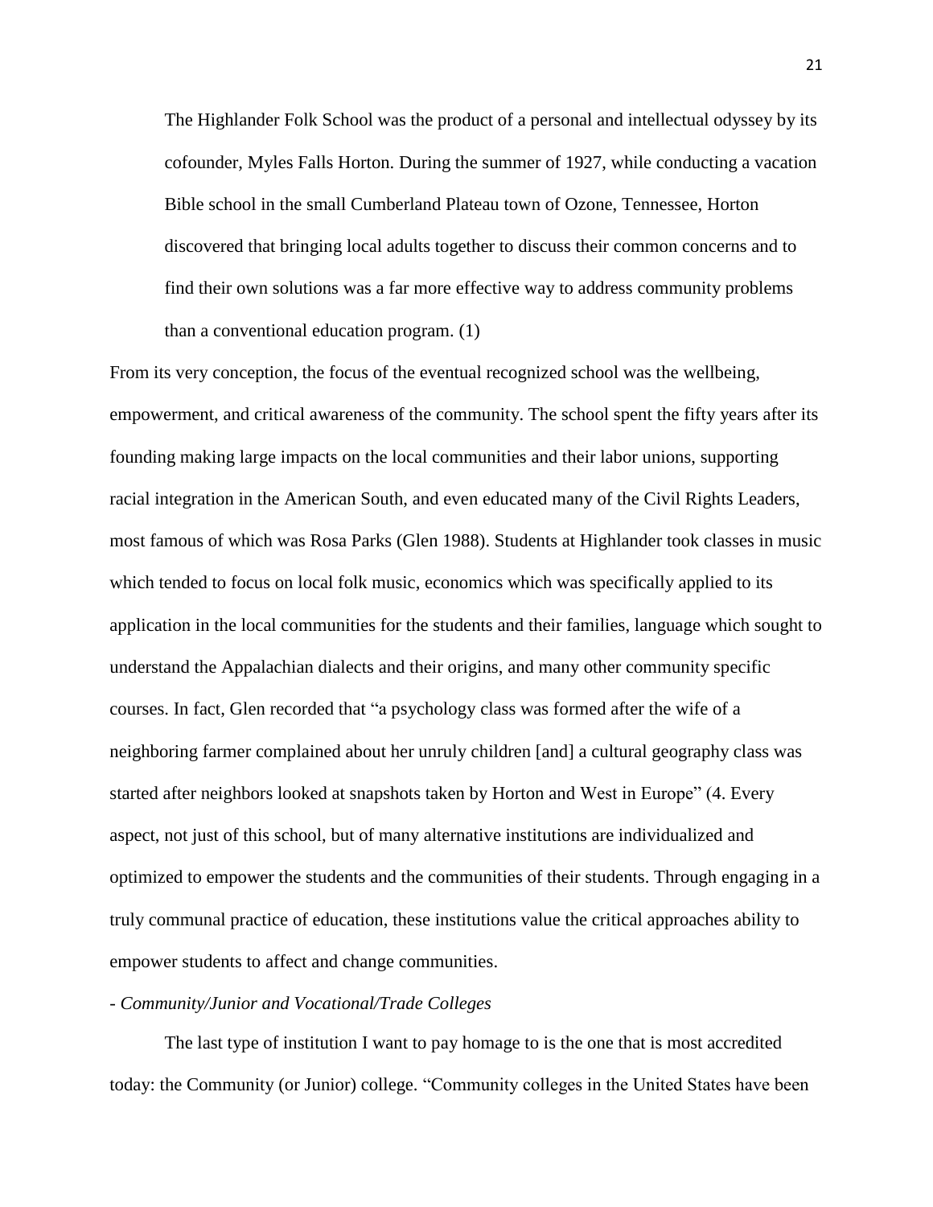> The Highlander Folk School was the product of a personal and intellectual odyssey by its cofounder, Myles Falls Horton. During the summer of 1927, while conducting a vacation Bible school in the small Cumberland Plateau town of Ozone, Tennessee, Horton discovered that bringing local adults together to discuss their common concerns and to find their own solutions was a far more effective way to address community problems than a conventional education program. (1)

From its very conception, the focus of the eventual recognized school was the wellbeing, empowerment, and critical awareness of the community. The school spent the fifty years after its founding making large impacts on the local communities and their labor unions, supporting racial integration in the American South, and even educated many of the Civil Rights Leaders, most famous of which was Rosa Parks (Glen 1988). Students at Highlander took classes in music which tended to focus on local folk music, economics which was specifically applied to its application in the local communities for the students and their families, language which sought to understand the Appalachian dialects and their origins, and many other community specific courses. In fact, Glen recorded that "a psychology class was formed after the wife of a neighboring farmer complained about her unruly children [and] a cultural geography class was started after neighbors looked at snapshots taken by Horton and West in Europe" (4. Every aspect, not just of this school, but of many alternative institutions are individualized and optimized to empower the students and the communities of their students. Through engaging in a truly communal practice of education, these institutions value the critical approaches ability to empower students to affect and change communities.

- *Community/Junior and Vocational/Trade Colleges*

The last type of institution I want to pay homage to is the one that is most accredited today: the Community (or Junior) college. "Community colleges in the United States have been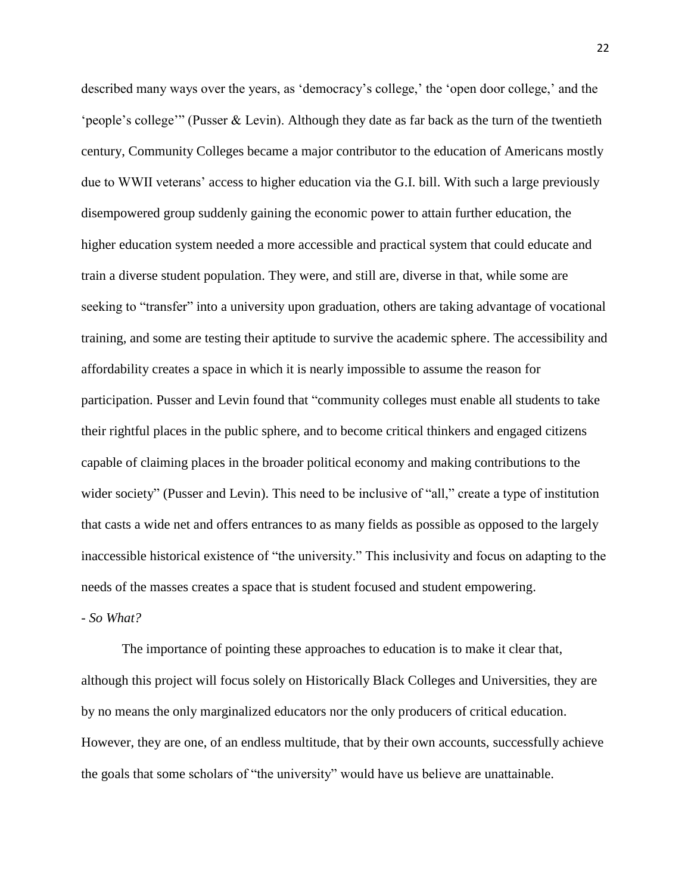described many ways over the years, as 'democracy's college,' the 'open door college,' and the 'people's college'" (Pusser & Levin). Although they date as far back as the turn of the twentieth century, Community Colleges became a major contributor to the education of Americans mostly due to WWII veterans' access to higher education via the G.I. bill. With such a large previously disempowered group suddenly gaining the economic power to attain further education, the higher education system needed a more accessible and practical system that could educate and train a diverse student population. They were, and still are, diverse in that, while some are seeking to "transfer" into a university upon graduation, others are taking advantage of vocational training, and some are testing their aptitude to survive the academic sphere. The accessibility and affordability creates a space in which it is nearly impossible to assume the reason for participation. Pusser and Levin found that "community colleges must enable all students to take their rightful places in the public sphere, and to become critical thinkers and engaged citizens capable of claiming places in the broader political economy and making contributions to the wider society" (Pusser and Levin). This need to be inclusive of "all," create a type of institution that casts a wide net and offers entrances to as many fields as possible as opposed to the largely inaccessible historical existence of "the university." This inclusivity and focus on adapting to the needs of the masses creates a space that is student focused and student empowering.

- *So What?*

The importance of pointing these approaches to education is to make it clear that, although this project will focus solely on Historically Black Colleges and Universities, they are by no means the only marginalized educators nor the only producers of critical education. However, they are one, of an endless multitude, that by their own accounts, successfully achieve the goals that some scholars of "the university" would have us believe are unattainable.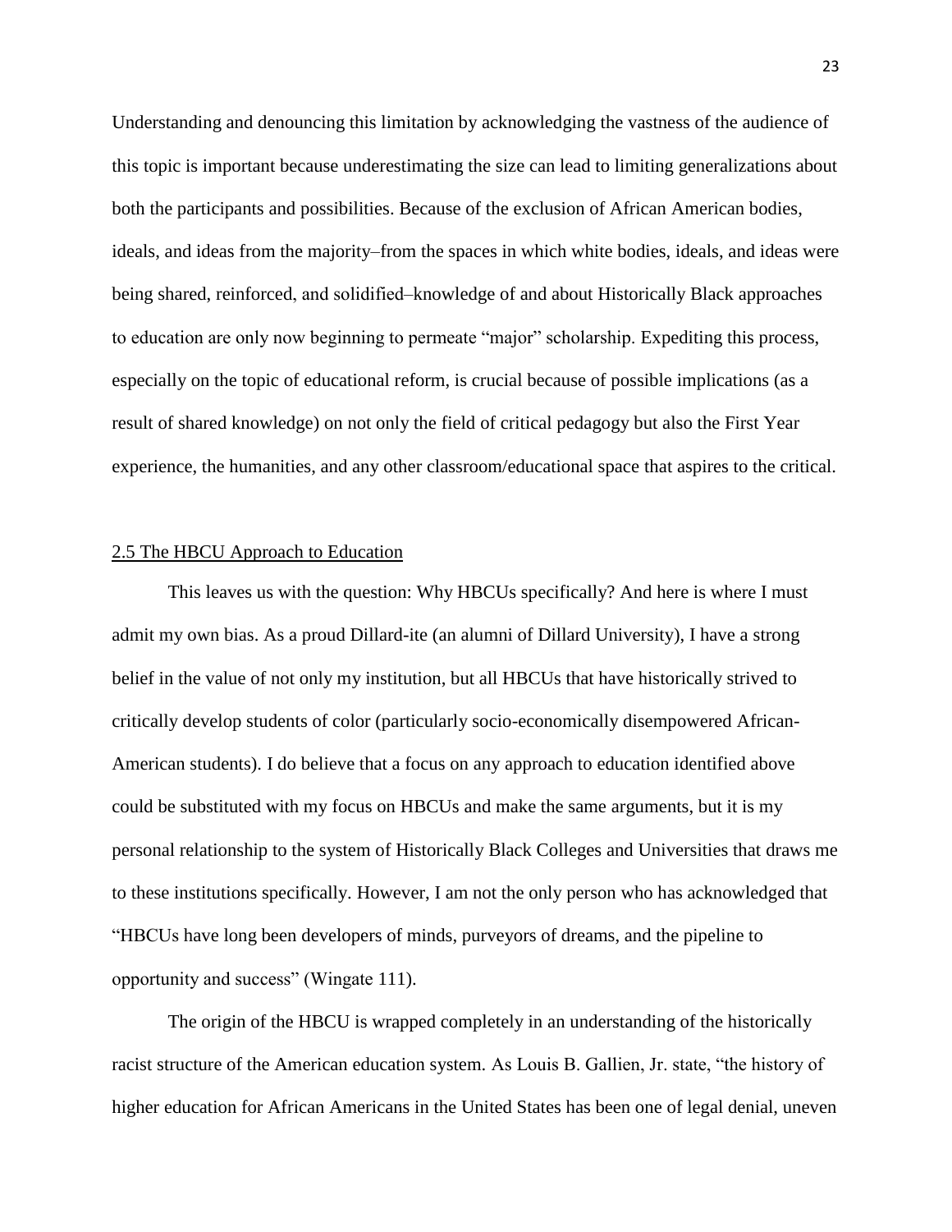Understanding and denouncing this limitation by acknowledging the vastness of the audience of this topic is important because underestimating the size can lead to limiting generalizations about both the participants and possibilities. Because of the exclusion of African American bodies, ideals, and ideas from the majority–from the spaces in which white bodies, ideals, and ideas were being shared, reinforced, and solidified–knowledge of and about Historically Black approaches to education are only now beginning to permeate "major" scholarship. Expediting this process, especially on the topic of educational reform, is crucial because of possible implications (as a result of shared knowledge) on not only the field of critical pedagogy but also the First Year experience, the humanities, and any other classroom/educational space that aspires to the critical.

## 2.5 The HBCU Approach to Education

This leaves us with the question: Why HBCUs specifically? And here is where I must admit my own bias. As a proud Dillard-ite (an alumni of Dillard University), I have a strong belief in the value of not only my institution, but all HBCUs that have historically strived to critically develop students of color (particularly socio-economically disempowered African-American students). I do believe that a focus on any approach to education identified above could be substituted with my focus on HBCUs and make the same arguments, but it is my personal relationship to the system of Historically Black Colleges and Universities that draws me to these institutions specifically. However, I am not the only person who has acknowledged that "HBCUs have long been developers of minds, purveyors of dreams, and the pipeline to opportunity and success" (Wingate 111).

The origin of the HBCU is wrapped completely in an understanding of the historically racist structure of the American education system. As Louis B. Gallien, Jr. state, "the history of higher education for African Americans in the United States has been one of legal denial, uneven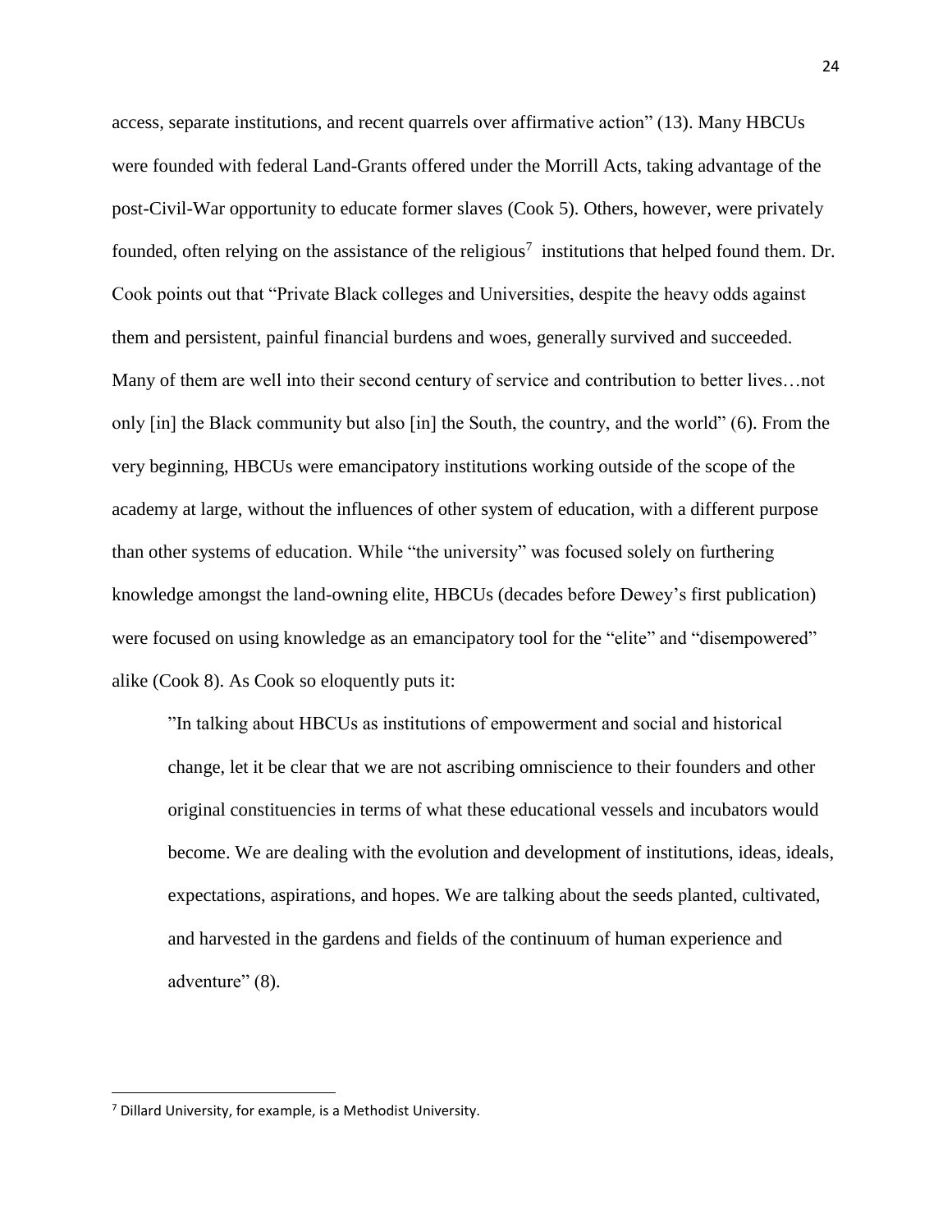access, separate institutions, and recent quarrels over affirmative action" (13). Many HBCUs were founded with federal Land-Grants offered under the Morrill Acts, taking advantage of the post-Civil-War opportunity to educate former slaves (Cook 5). Others, however, were privately founded, often relying on the assistance of the religious[7] institutions that helped found them. Dr. Cook points out that "Private Black colleges and Universities, despite the heavy odds against them and persistent, painful financial burdens and woes, generally survived and succeeded. Many of them are well into their second century of service and contribution to better lives…not only [in] the Black community but also [in] the South, the country, and the world" (6). From the very beginning, HBCUs were emancipatory institutions working outside of the scope of the academy at large, without the influences of other system of education, with a different purpose than other systems of education. While "the university" was focused solely on furthering knowledge amongst the land-owning elite, HBCUs (decades before Dewey's first publication) were focused on using knowledge as an emancipatory tool for the "elite" and "disempowered" alike (Cook 8). As Cook so eloquently puts it:

> "In talking about HBCUs as institutions of empowerment and social and historical change, let it be clear that we are not ascribing omniscience to their founders and other original constituencies in terms of what these educational vessels and incubators would become. We are dealing with the evolution and development of institutions, ideas, ideals, expectations, aspirations, and hopes. We are talking about the seeds planted, cultivated, and harvested in the gardens and fields of the continuum of human experience and adventure" (8).

---

[7] Dillard University, for example, is a Methodist University.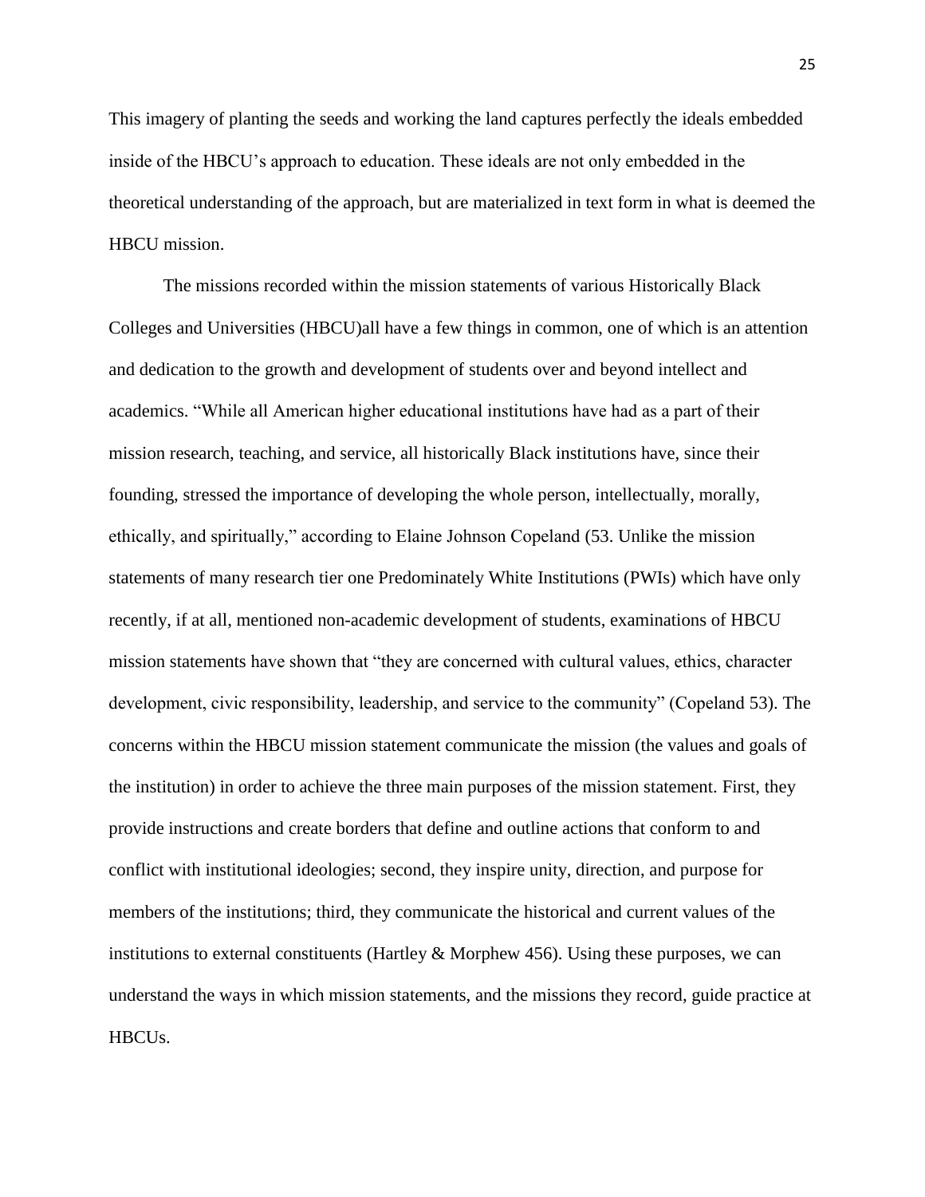This imagery of planting the seeds and working the land captures perfectly the ideals embedded inside of the HBCU's approach to education. These ideals are not only embedded in the theoretical understanding of the approach, but are materialized in text form in what is deemed the HBCU mission.

The missions recorded within the mission statements of various Historically Black Colleges and Universities (HBCU)all have a few things in common, one of which is an attention and dedication to the growth and development of students over and beyond intellect and academics. "While all American higher educational institutions have had as a part of their mission research, teaching, and service, all historically Black institutions have, since their founding, stressed the importance of developing the whole person, intellectually, morally, ethically, and spiritually," according to Elaine Johnson Copeland (53. Unlike the mission statements of many research tier one Predominately White Institutions (PWIs) which have only recently, if at all, mentioned non-academic development of students, examinations of HBCU mission statements have shown that "they are concerned with cultural values, ethics, character development, civic responsibility, leadership, and service to the community" (Copeland 53). The concerns within the HBCU mission statement communicate the mission (the values and goals of the institution) in order to achieve the three main purposes of the mission statement. First, they provide instructions and create borders that define and outline actions that conform to and conflict with institutional ideologies; second, they inspire unity, direction, and purpose for members of the institutions; third, they communicate the historical and current values of the institutions to external constituents (Hartley & Morphew 456). Using these purposes, we can understand the ways in which mission statements, and the missions they record, guide practice at HBCUs.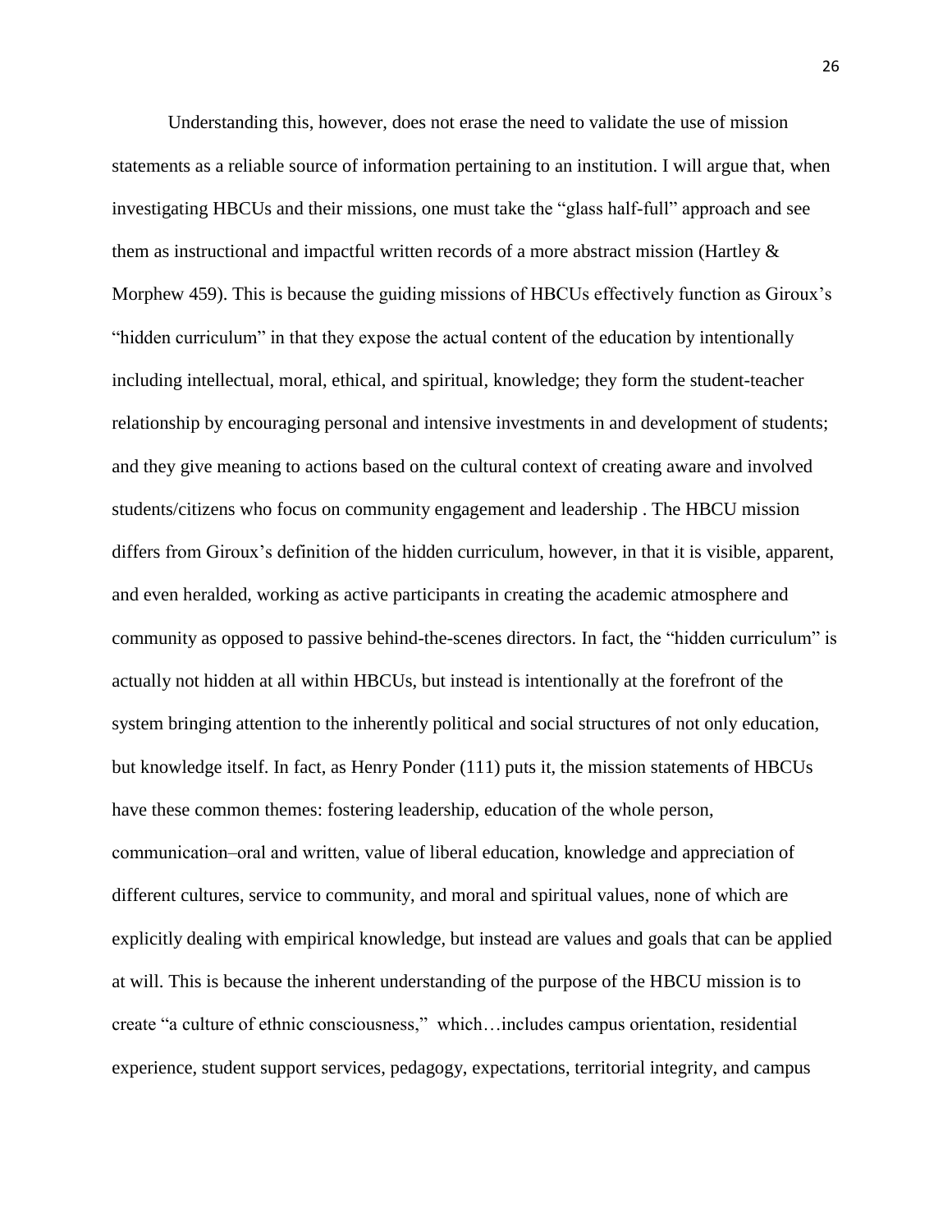Understanding this, however, does not erase the need to validate the use of mission statements as a reliable source of information pertaining to an institution. I will argue that, when investigating HBCUs and their missions, one must take the "glass half-full" approach and see them as instructional and impactful written records of a more abstract mission (Hartley & Morphew 459). This is because the guiding missions of HBCUs effectively function as Giroux's "hidden curriculum" in that they expose the actual content of the education by intentionally including intellectual, moral, ethical, and spiritual, knowledge; they form the student-teacher relationship by encouraging personal and intensive investments in and development of students; and they give meaning to actions based on the cultural context of creating aware and involved students/citizens who focus on community engagement and leadership . The HBCU mission differs from Giroux's definition of the hidden curriculum, however, in that it is visible, apparent, and even heralded, working as active participants in creating the academic atmosphere and community as opposed to passive behind-the-scenes directors. In fact, the "hidden curriculum" is actually not hidden at all within HBCUs, but instead is intentionally at the forefront of the system bringing attention to the inherently political and social structures of not only education, but knowledge itself. In fact, as Henry Ponder (111) puts it, the mission statements of HBCUs have these common themes: fostering leadership, education of the whole person, communication–oral and written, value of liberal education, knowledge and appreciation of different cultures, service to community, and moral and spiritual values, none of which are explicitly dealing with empirical knowledge, but instead are values and goals that can be applied at will. This is because the inherent understanding of the purpose of the HBCU mission is to create "a culture of ethnic consciousness," which…includes campus orientation, residential experience, student support services, pedagogy, expectations, territorial integrity, and campus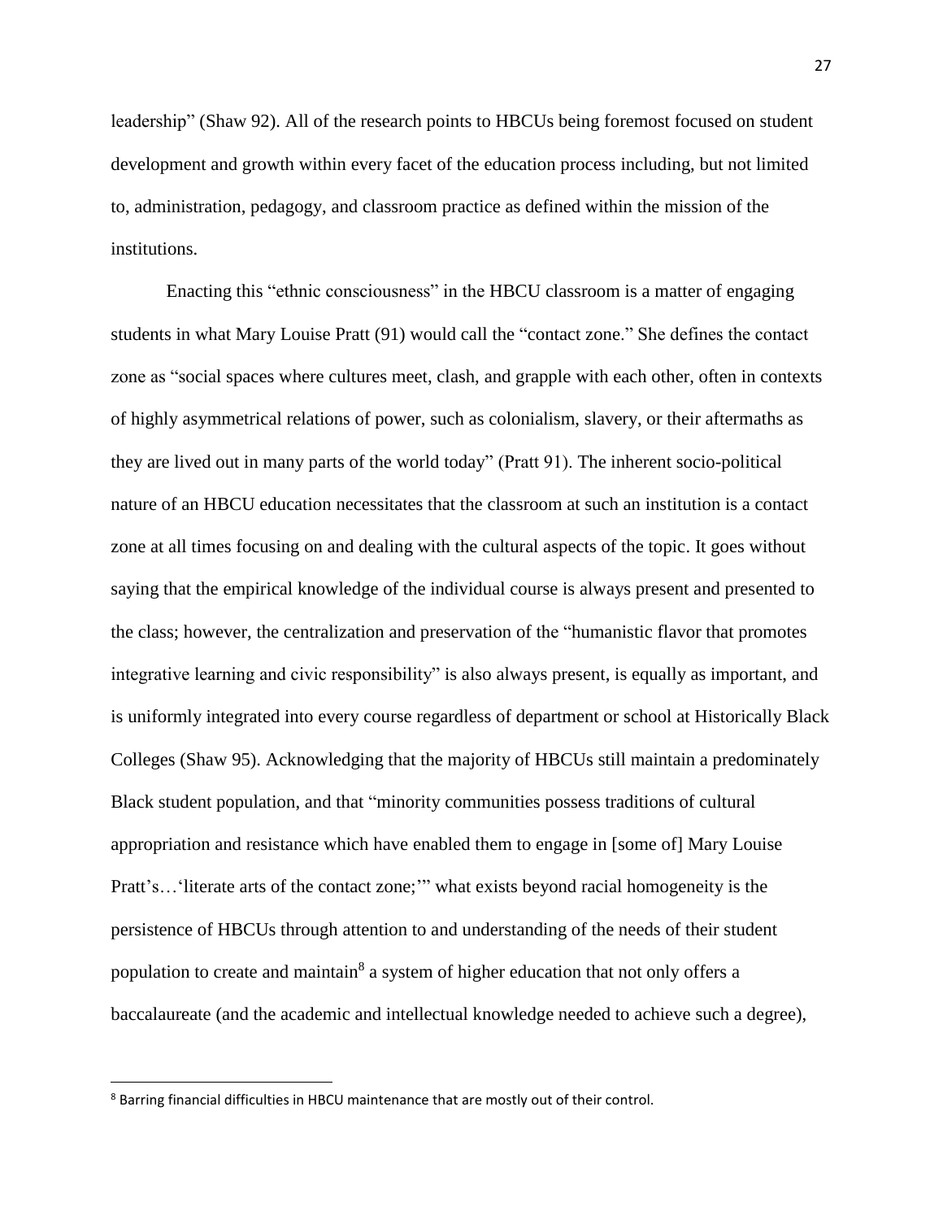leadership" (Shaw 92). All of the research points to HBCUs being foremost focused on student development and growth within every facet of the education process including, but not limited to, administration, pedagogy, and classroom practice as defined within the mission of the institutions.

Enacting this "ethnic consciousness" in the HBCU classroom is a matter of engaging students in what Mary Louise Pratt (91) would call the "contact zone." She defines the contact zone as "social spaces where cultures meet, clash, and grapple with each other, often in contexts of highly asymmetrical relations of power, such as colonialism, slavery, or their aftermaths as they are lived out in many parts of the world today" (Pratt 91). The inherent socio-political nature of an HBCU education necessitates that the classroom at such an institution is a contact zone at all times focusing on and dealing with the cultural aspects of the topic. It goes without saying that the empirical knowledge of the individual course is always present and presented to the class; however, the centralization and preservation of the "humanistic flavor that promotes integrative learning and civic responsibility" is also always present, is equally as important, and is uniformly integrated into every course regardless of department or school at Historically Black Colleges (Shaw 95). Acknowledging that the majority of HBCUs still maintain a predominately Black student population, and that "minority communities possess traditions of cultural appropriation and resistance which have enabled them to engage in [some of] Mary Louise Pratt's…'literate arts of the contact zone;'" what exists beyond racial homogeneity is the persistence of HBCUs through attention to and understanding of the needs of their student population to create and maintain[8] a system of higher education that not only offers a baccalaureate (and the academic and intellectual knowledge needed to achieve such a degree),

---

[8] Barring financial difficulties in HBCU maintenance that are mostly out of their control.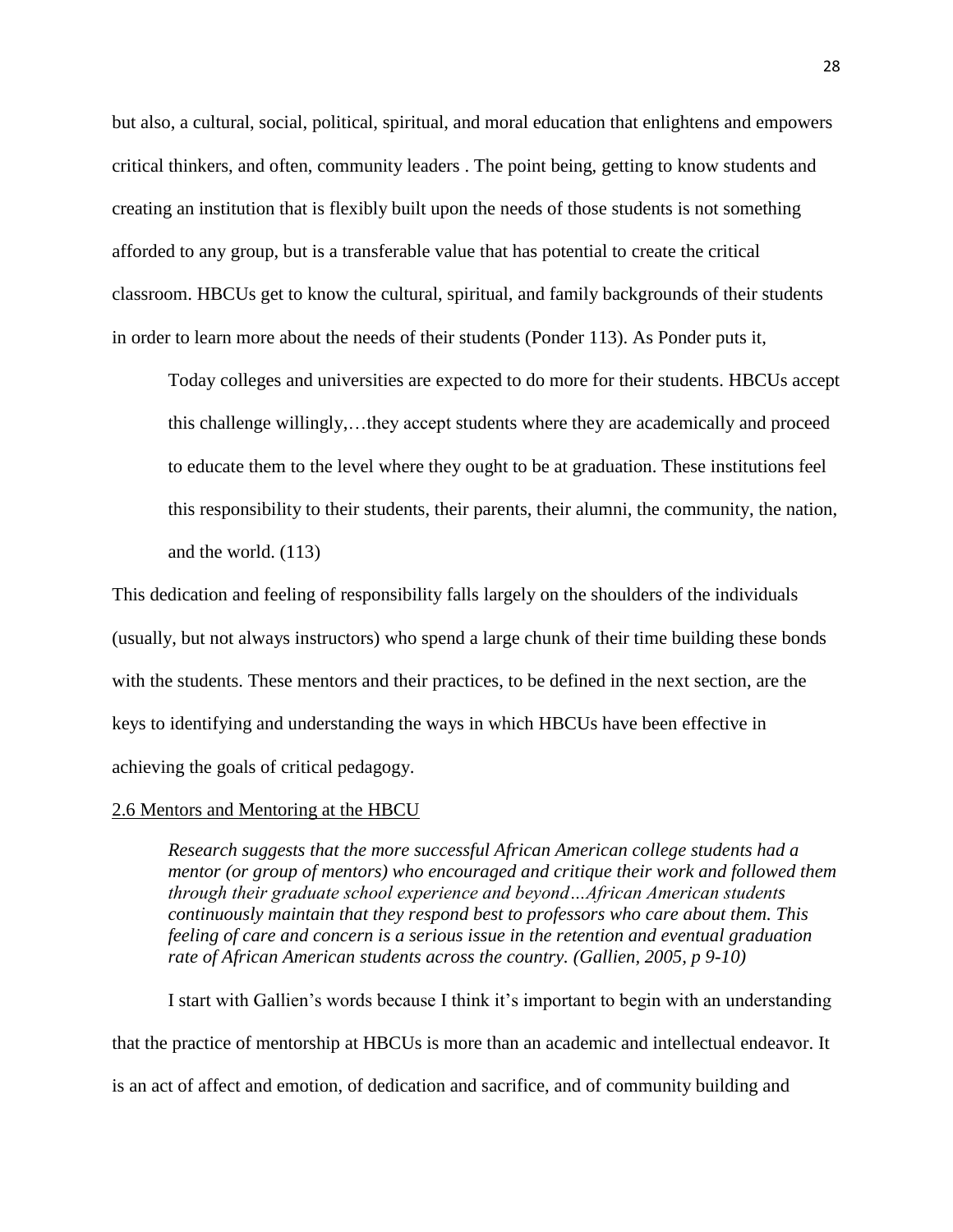but also, a cultural, social, political, spiritual, and moral education that enlightens and empowers critical thinkers, and often, community leaders . The point being, getting to know students and creating an institution that is flexibly built upon the needs of those students is not something afforded to any group, but is a transferable value that has potential to create the critical classroom. HBCUs get to know the cultural, spiritual, and family backgrounds of their students in order to learn more about the needs of their students (Ponder 113). As Ponder puts it,

> Today colleges and universities are expected to do more for their students. HBCUs accept this challenge willingly,…they accept students where they are academically and proceed to educate them to the level where they ought to be at graduation. These institutions feel this responsibility to their students, their parents, their alumni, the community, the nation, and the world. (113)

This dedication and feeling of responsibility falls largely on the shoulders of the individuals (usually, but not always instructors) who spend a large chunk of their time building these bonds with the students. These mentors and their practices, to be defined in the next section, are the keys to identifying and understanding the ways in which HBCUs have been effective in achieving the goals of critical pedagogy.

## 2.6 Mentors and Mentoring at the HBCU

> *Research suggests that the more successful African American college students had a mentor (or group of mentors) who encouraged and critique their work and followed them through their graduate school experience and beyond…African American students continuously maintain that they respond best to professors who care about them. This feeling of care and concern is a serious issue in the retention and eventual graduation rate of African American students across the country. (Gallien, 2005, p 9-10)*

I start with Gallien's words because I think it's important to begin with an understanding that the practice of mentorship at HBCUs is more than an academic and intellectual endeavor. It is an act of affect and emotion, of dedication and sacrifice, and of community building and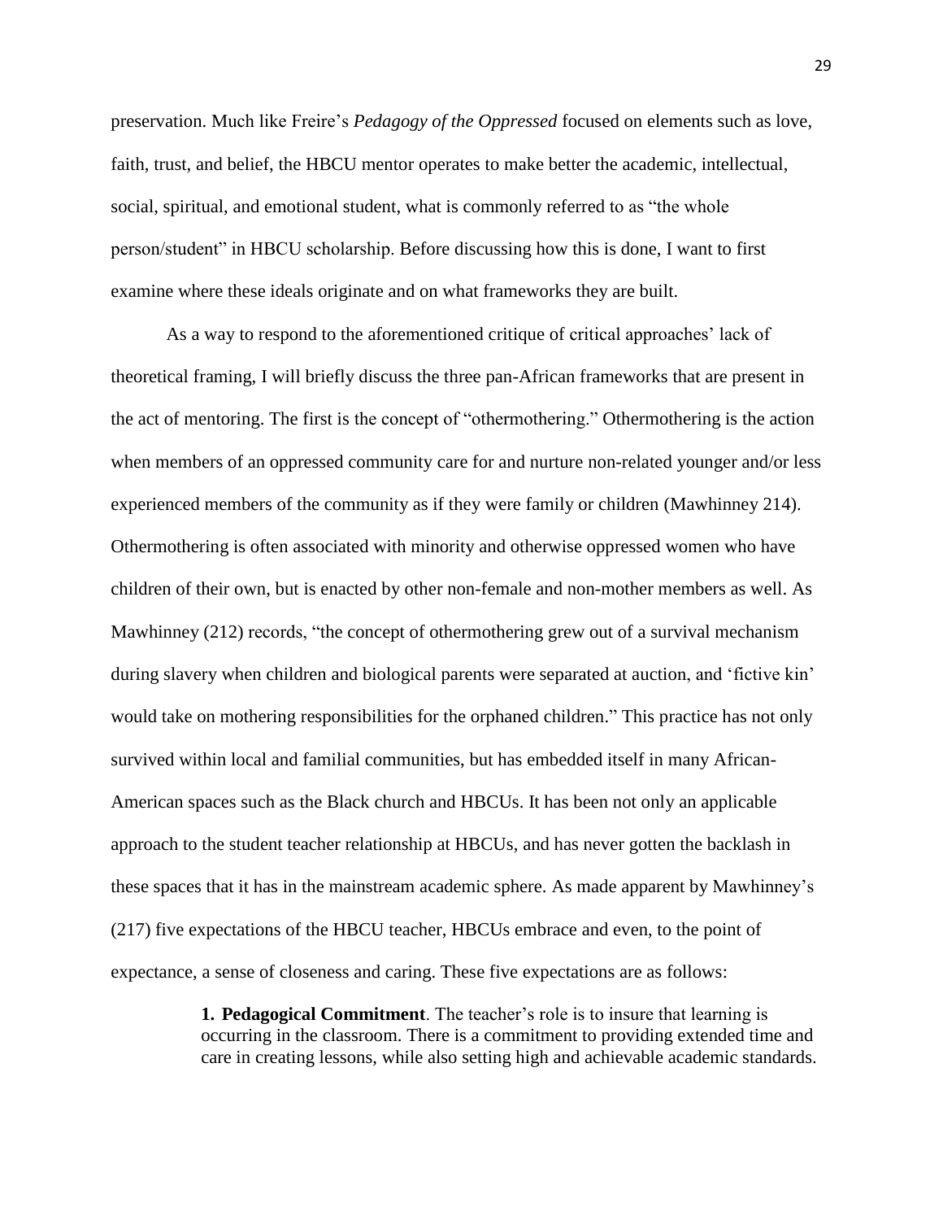preservation. Much like Freire's *Pedagogy of the Oppressed* focused on elements such as love, faith, trust, and belief, the HBCU mentor operates to make better the academic, intellectual, social, spiritual, and emotional student, what is commonly referred to as "the whole person/student" in HBCU scholarship. Before discussing how this is done, I want to first examine where these ideals originate and on what frameworks they are built.

As a way to respond to the aforementioned critique of critical approaches' lack of theoretical framing, I will briefly discuss the three pan-African frameworks that are present in the act of mentoring. The first is the concept of "othermothering." Othermothering is the action when members of an oppressed community care for and nurture non-related younger and/or less experienced members of the community as if they were family or children (Mawhinney 214). Othermothering is often associated with minority and otherwise oppressed women who have children of their own, but is enacted by other non-female and non-mother members as well. As Mawhinney (212) records, "the concept of othermothering grew out of a survival mechanism during slavery when children and biological parents were separated at auction, and 'fictive kin' would take on mothering responsibilities for the orphaned children." This practice has not only survived within local and familial communities, but has embedded itself in many African-American spaces such as the Black church and HBCUs. It has been not only an applicable approach to the student teacher relationship at HBCUs, and has never gotten the backlash in these spaces that it has in the mainstream academic sphere. As made apparent by Mawhinney's (217) five expectations of the HBCU teacher, HBCUs embrace and even, to the point of expectance, a sense of closeness and caring. These five expectations are as follows:

> **1. Pedagogical Commitment**. The teacher's role is to insure that learning is occurring in the classroom. There is a commitment to providing extended time and care in creating lessons, while also setting high and achievable academic standards.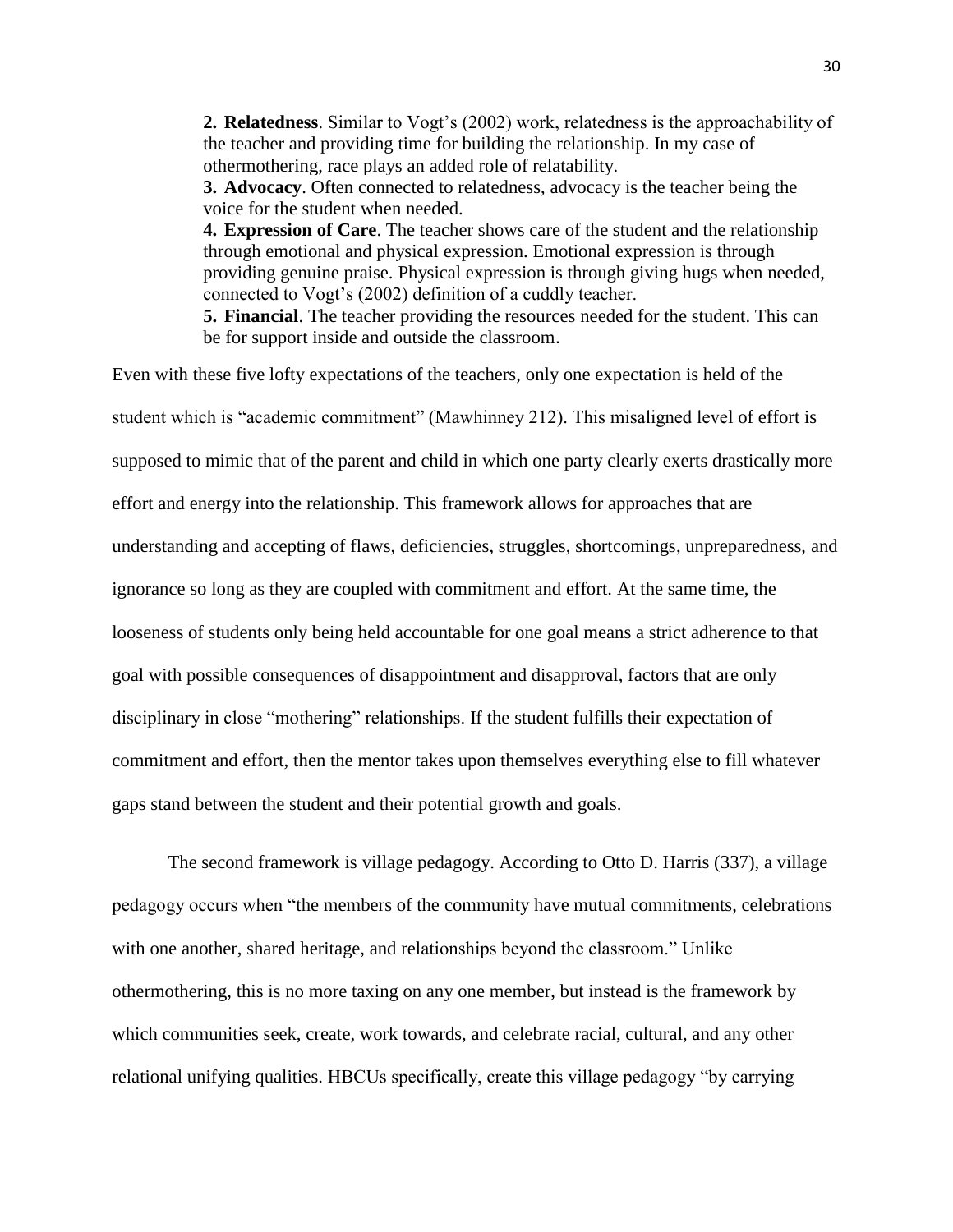> **2. Relatedness**. Similar to Vogt's (2002) work, relatedness is the approachability of the teacher and providing time for building the relationship. In my case of othermothering, race plays an added role of relatability.
> **3. Advocacy**. Often connected to relatedness, advocacy is the teacher being the voice for the student when needed.
> **4. Expression of Care**. The teacher shows care of the student and the relationship through emotional and physical expression. Emotional expression is through providing genuine praise. Physical expression is through giving hugs when needed, connected to Vogt's (2002) definition of a cuddly teacher.
> **5. Financial**. The teacher providing the resources needed for the student. This can be for support inside and outside the classroom.

Even with these five lofty expectations of the teachers, only one expectation is held of the student which is "academic commitment" (Mawhinney 212). This misaligned level of effort is supposed to mimic that of the parent and child in which one party clearly exerts drastically more effort and energy into the relationship. This framework allows for approaches that are understanding and accepting of flaws, deficiencies, struggles, shortcomings, unpreparedness, and ignorance so long as they are coupled with commitment and effort. At the same time, the looseness of students only being held accountable for one goal means a strict adherence to that goal with possible consequences of disappointment and disapproval, factors that are only disciplinary in close "mothering" relationships. If the student fulfills their expectation of commitment and effort, then the mentor takes upon themselves everything else to fill whatever gaps stand between the student and their potential growth and goals.

The second framework is village pedagogy. According to Otto D. Harris (337), a village pedagogy occurs when "the members of the community have mutual commitments, celebrations with one another, shared heritage, and relationships beyond the classroom." Unlike othermothering, this is no more taxing on any one member, but instead is the framework by which communities seek, create, work towards, and celebrate racial, cultural, and any other relational unifying qualities. HBCUs specifically, create this village pedagogy "by carrying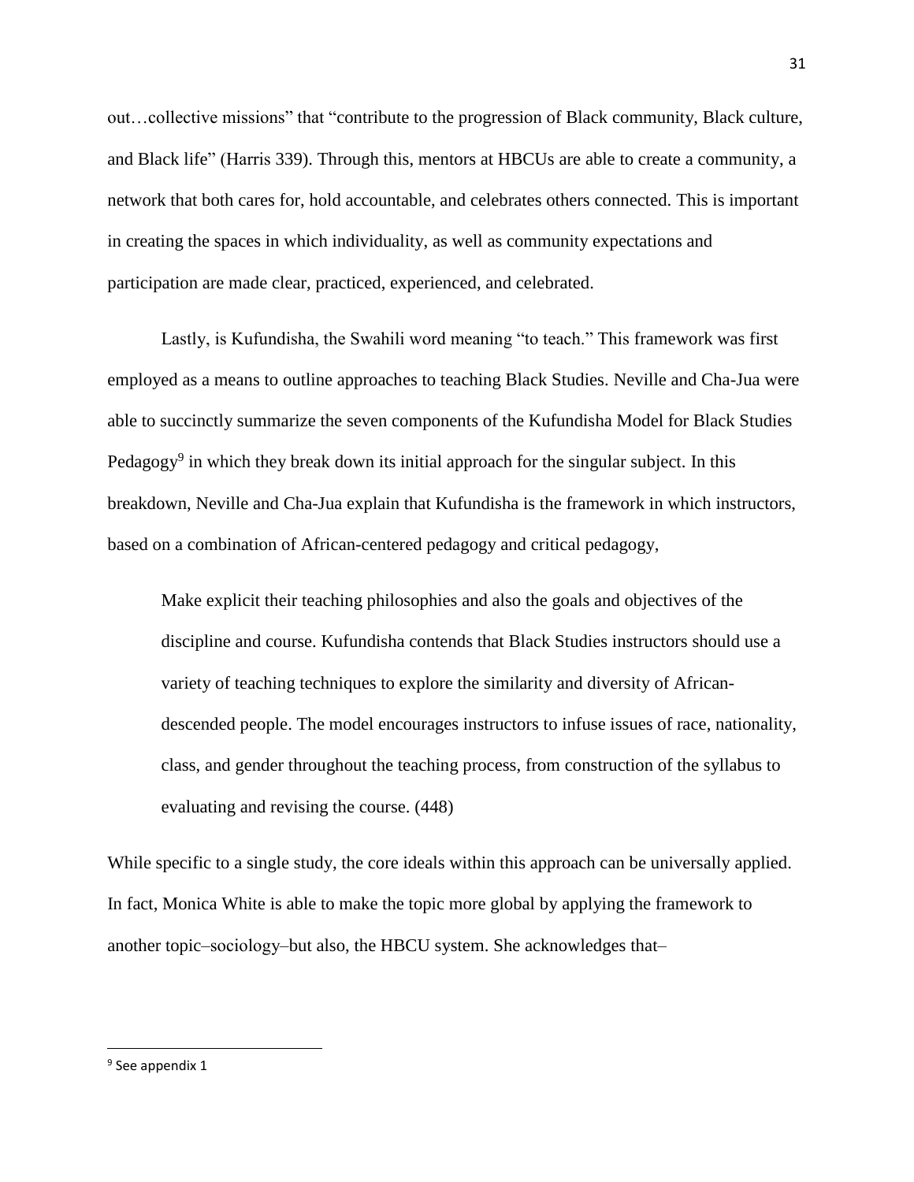out…collective missions" that "contribute to the progression of Black community, Black culture, and Black life" (Harris 339). Through this, mentors at HBCUs are able to create a community, a network that both cares for, hold accountable, and celebrates others connected. This is important in creating the spaces in which individuality, as well as community expectations and participation are made clear, practiced, experienced, and celebrated.

Lastly, is Kufundisha, the Swahili word meaning "to teach." This framework was first employed as a means to outline approaches to teaching Black Studies. Neville and Cha-Jua were able to succinctly summarize the seven components of the Kufundisha Model for Black Studies Pedagogy[9] in which they break down its initial approach for the singular subject. In this breakdown, Neville and Cha-Jua explain that Kufundisha is the framework in which instructors, based on a combination of African-centered pedagogy and critical pedagogy,

> Make explicit their teaching philosophies and also the goals and objectives of the discipline and course. Kufundisha contends that Black Studies instructors should use a variety of teaching techniques to explore the similarity and diversity of African-descended people. The model encourages instructors to infuse issues of race, nationality, class, and gender throughout the teaching process, from construction of the syllabus to evaluating and revising the course. (448)

While specific to a single study, the core ideals within this approach can be universally applied. In fact, Monica White is able to make the topic more global by applying the framework to another topic–sociology–but also, the HBCU system. She acknowledges that–

---

[9] See appendix 1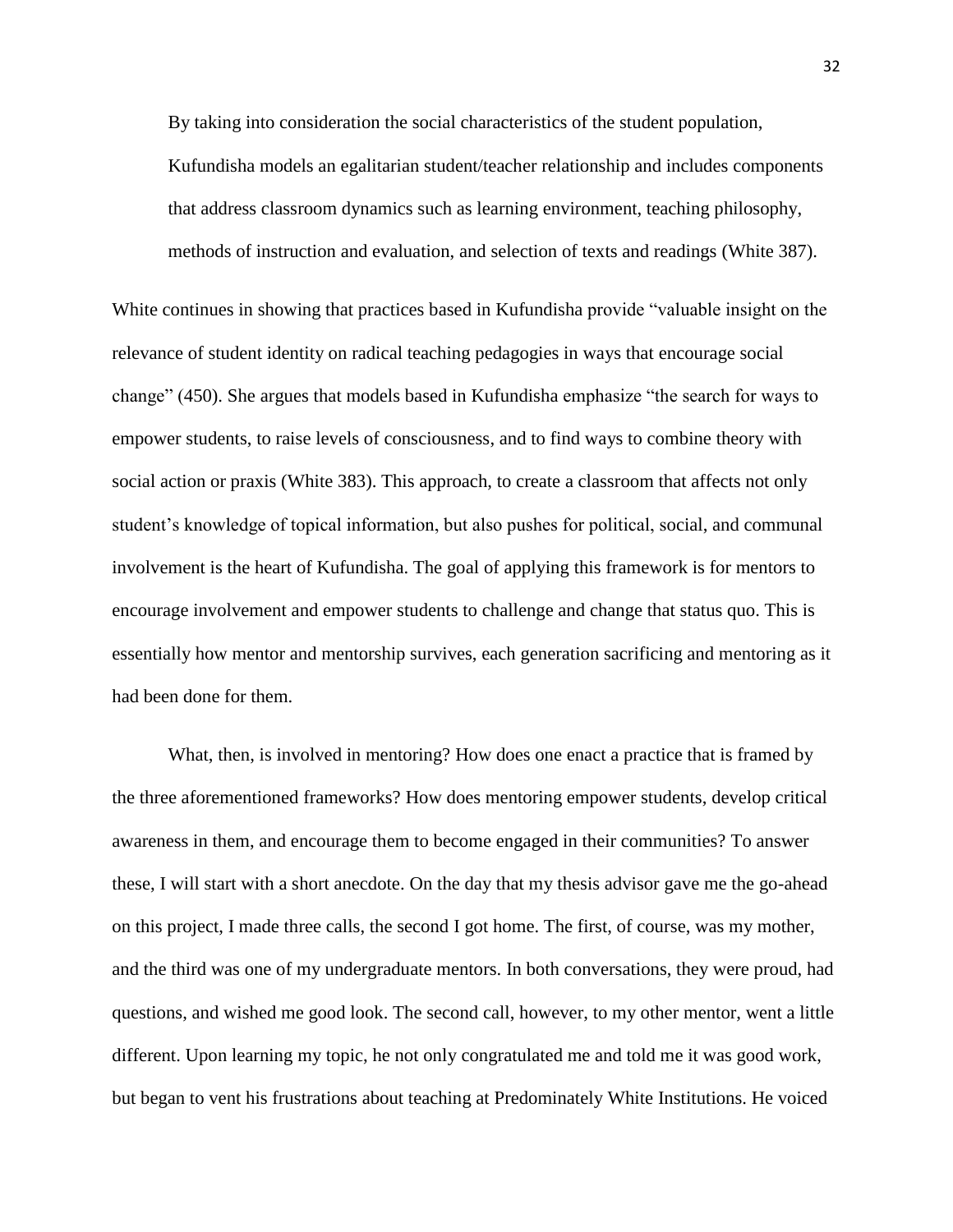> By taking into consideration the social characteristics of the student population, Kufundisha models an egalitarian student/teacher relationship and includes components that address classroom dynamics such as learning environment, teaching philosophy, methods of instruction and evaluation, and selection of texts and readings (White 387).

White continues in showing that practices based in Kufundisha provide "valuable insight on the relevance of student identity on radical teaching pedagogies in ways that encourage social change" (450). She argues that models based in Kufundisha emphasize "the search for ways to empower students, to raise levels of consciousness, and to find ways to combine theory with social action or praxis (White 383). This approach, to create a classroom that affects not only student's knowledge of topical information, but also pushes for political, social, and communal involvement is the heart of Kufundisha. The goal of applying this framework is for mentors to encourage involvement and empower students to challenge and change that status quo. This is essentially how mentor and mentorship survives, each generation sacrificing and mentoring as it had been done for them.

What, then, is involved in mentoring? How does one enact a practice that is framed by the three aforementioned frameworks? How does mentoring empower students, develop critical awareness in them, and encourage them to become engaged in their communities? To answer these, I will start with a short anecdote. On the day that my thesis advisor gave me the go-ahead on this project, I made three calls, the second I got home. The first, of course, was my mother, and the third was one of my undergraduate mentors. In both conversations, they were proud, had questions, and wished me good look. The second call, however, to my other mentor, went a little different. Upon learning my topic, he not only congratulated me and told me it was good work, but began to vent his frustrations about teaching at Predominately White Institutions. He voiced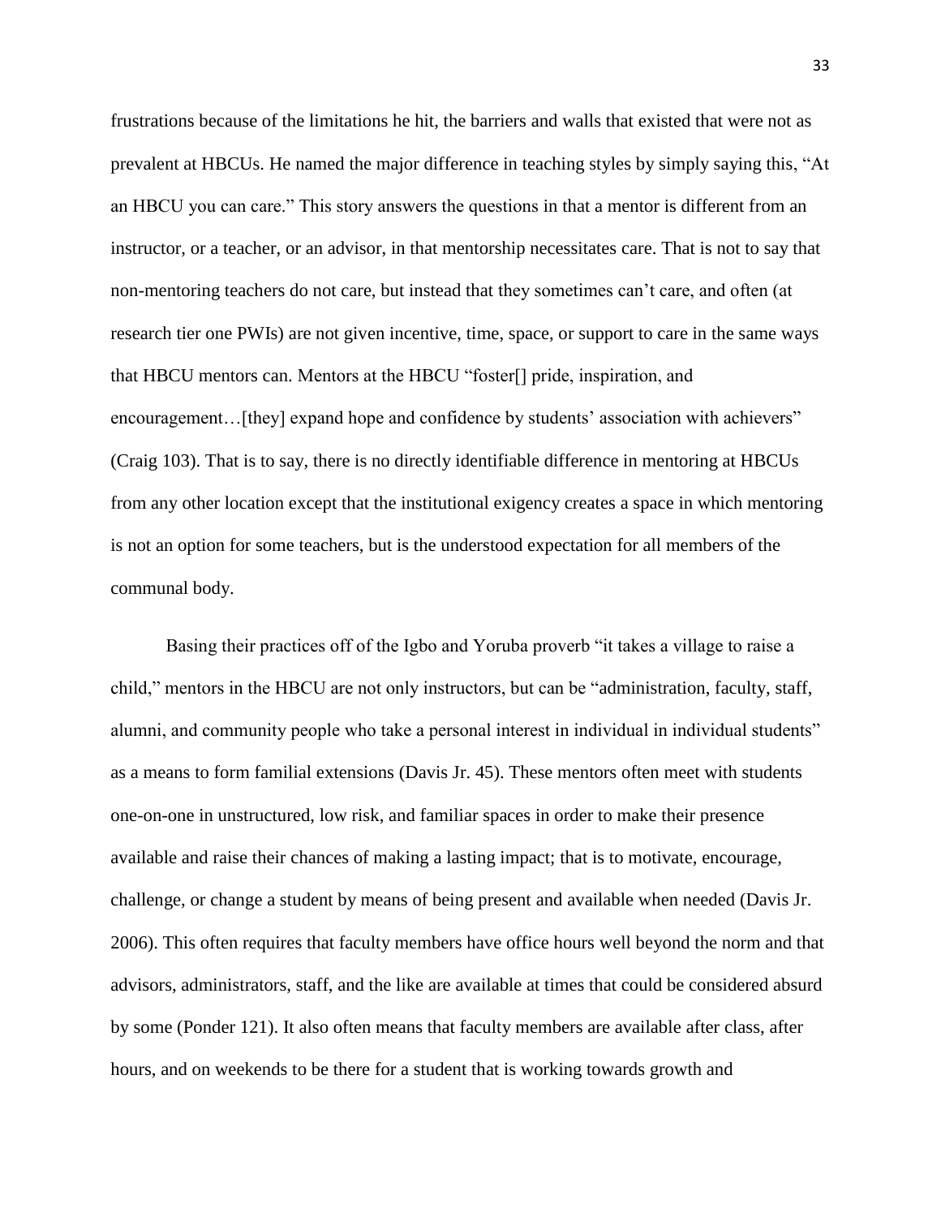frustrations because of the limitations he hit, the barriers and walls that existed that were not as prevalent at HBCUs. He named the major difference in teaching styles by simply saying this, "At an HBCU you can care." This story answers the questions in that a mentor is different from an instructor, or a teacher, or an advisor, in that mentorship necessitates care. That is not to say that non-mentoring teachers do not care, but instead that they sometimes can't care, and often (at research tier one PWIs) are not given incentive, time, space, or support to care in the same ways that HBCU mentors can. Mentors at the HBCU "foster[] pride, inspiration, and encouragement…[they] expand hope and confidence by students' association with achievers" (Craig 103). That is to say, there is no directly identifiable difference in mentoring at HBCUs from any other location except that the institutional exigency creates a space in which mentoring is not an option for some teachers, but is the understood expectation for all members of the communal body.

Basing their practices off of the Igbo and Yoruba proverb "it takes a village to raise a child," mentors in the HBCU are not only instructors, but can be "administration, faculty, staff, alumni, and community people who take a personal interest in individual in individual students" as a means to form familial extensions (Davis Jr. 45). These mentors often meet with students one-on-one in unstructured, low risk, and familiar spaces in order to make their presence available and raise their chances of making a lasting impact; that is to motivate, encourage, challenge, or change a student by means of being present and available when needed (Davis Jr. 2006). This often requires that faculty members have office hours well beyond the norm and that advisors, administrators, staff, and the like are available at times that could be considered absurd by some (Ponder 121). It also often means that faculty members are available after class, after hours, and on weekends to be there for a student that is working towards growth and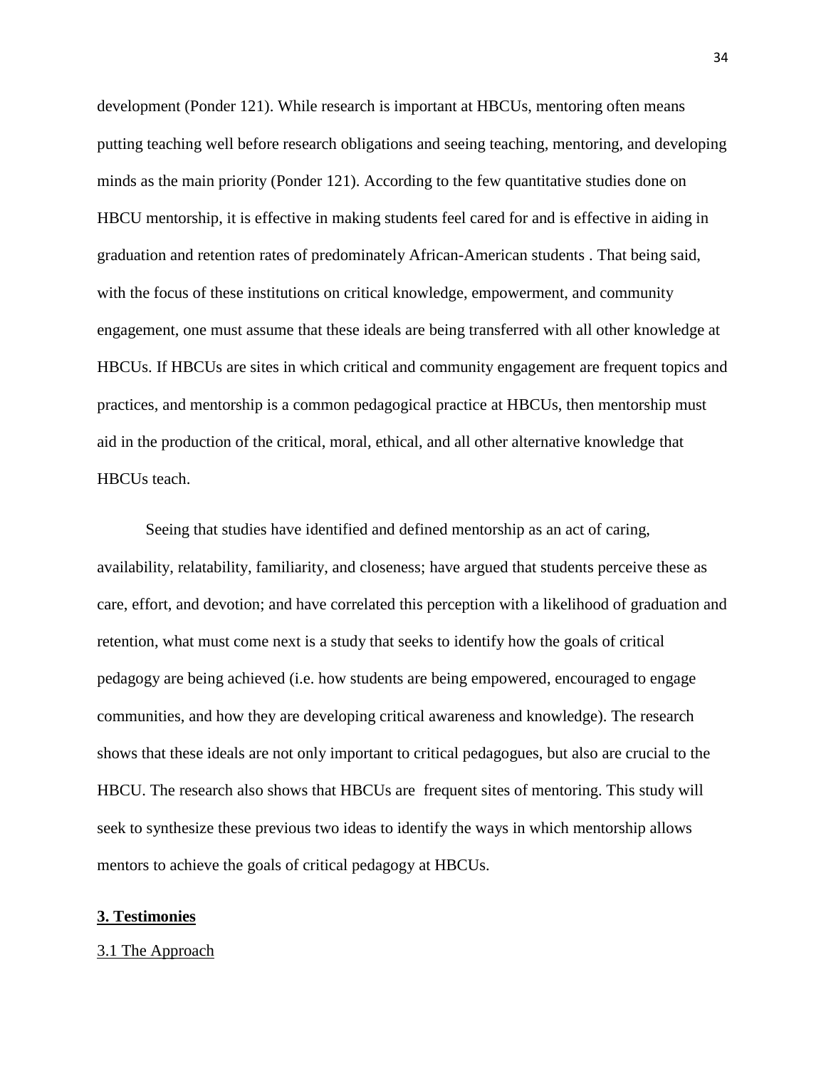development (Ponder 121). While research is important at HBCUs, mentoring often means putting teaching well before research obligations and seeing teaching, mentoring, and developing minds as the main priority (Ponder 121). According to the few quantitative studies done on HBCU mentorship, it is effective in making students feel cared for and is effective in aiding in graduation and retention rates of predominately African-American students . That being said, with the focus of these institutions on critical knowledge, empowerment, and community engagement, one must assume that these ideals are being transferred with all other knowledge at HBCUs. If HBCUs are sites in which critical and community engagement are frequent topics and practices, and mentorship is a common pedagogical practice at HBCUs, then mentorship must aid in the production of the critical, moral, ethical, and all other alternative knowledge that HBCUs teach.

Seeing that studies have identified and defined mentorship as an act of caring, availability, relatability, familiarity, and closeness; have argued that students perceive these as care, effort, and devotion; and have correlated this perception with a likelihood of graduation and retention, what must come next is a study that seeks to identify how the goals of critical pedagogy are being achieved (i.e. how students are being empowered, encouraged to engage communities, and how they are developing critical awareness and knowledge). The research shows that these ideals are not only important to critical pedagogues, but also are crucial to the HBCU. The research also shows that HBCUs are frequent sites of mentoring. This study will seek to synthesize these previous two ideas to identify the ways in which mentorship allows mentors to achieve the goals of critical pedagogy at HBCUs.

## 3. Testimonies

### 3.1 The Approach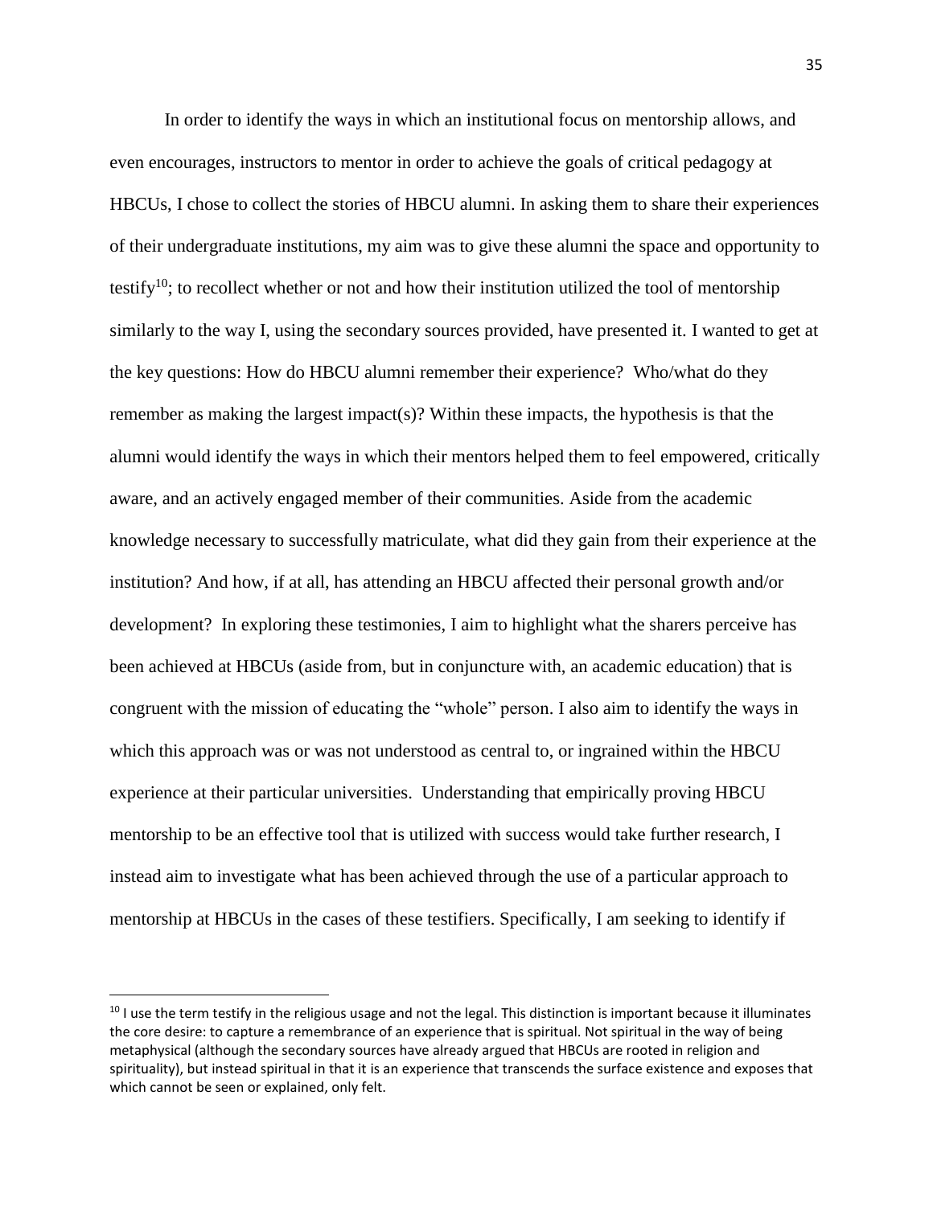In order to identify the ways in which an institutional focus on mentorship allows, and even encourages, instructors to mentor in order to achieve the goals of critical pedagogy at HBCUs, I chose to collect the stories of HBCU alumni. In asking them to share their experiences of their undergraduate institutions, my aim was to give these alumni the space and opportunity to testify[10]; to recollect whether or not and how their institution utilized the tool of mentorship similarly to the way I, using the secondary sources provided, have presented it. I wanted to get at the key questions: How do HBCU alumni remember their experience? Who/what do they remember as making the largest impact(s)? Within these impacts, the hypothesis is that the alumni would identify the ways in which their mentors helped them to feel empowered, critically aware, and an actively engaged member of their communities. Aside from the academic knowledge necessary to successfully matriculate, what did they gain from their experience at the institution? And how, if at all, has attending an HBCU affected their personal growth and/or development? In exploring these testimonies, I aim to highlight what the sharers perceive has been achieved at HBCUs (aside from, but in conjuncture with, an academic education) that is congruent with the mission of educating the "whole" person. I also aim to identify the ways in which this approach was or was not understood as central to, or ingrained within the HBCU experience at their particular universities. Understanding that empirically proving HBCU mentorship to be an effective tool that is utilized with success would take further research, I instead aim to investigate what has been achieved through the use of a particular approach to mentorship at HBCUs in the cases of these testifiers. Specifically, I am seeking to identify if

[10] I use the term testify in the religious usage and not the legal. This distinction is important because it illuminates the core desire: to capture a remembrance of an experience that is spiritual. Not spiritual in the way of being metaphysical (although the secondary sources have already argued that HBCUs are rooted in religion and spirituality), but instead spiritual in that it is an experience that transcends the surface existence and exposes that which cannot be seen or explained, only felt.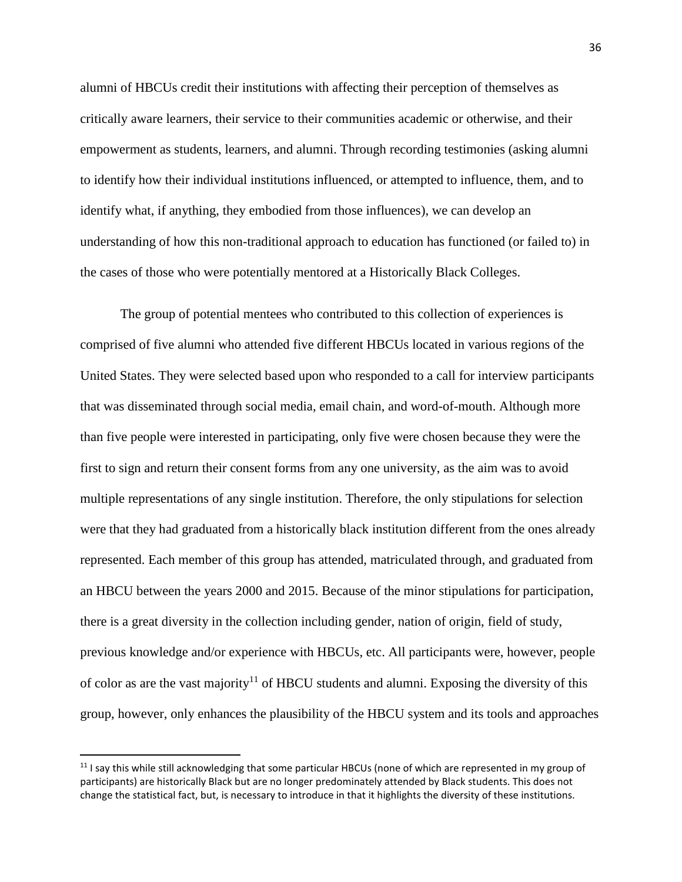alumni of HBCUs credit their institutions with affecting their perception of themselves as critically aware learners, their service to their communities academic or otherwise, and their empowerment as students, learners, and alumni. Through recording testimonies (asking alumni to identify how their individual institutions influenced, or attempted to influence, them, and to identify what, if anything, they embodied from those influences), we can develop an understanding of how this non-traditional approach to education has functioned (or failed to) in the cases of those who were potentially mentored at a Historically Black Colleges.

The group of potential mentees who contributed to this collection of experiences is comprised of five alumni who attended five different HBCUs located in various regions of the United States. They were selected based upon who responded to a call for interview participants that was disseminated through social media, email chain, and word-of-mouth. Although more than five people were interested in participating, only five were chosen because they were the first to sign and return their consent forms from any one university, as the aim was to avoid multiple representations of any single institution. Therefore, the only stipulations for selection were that they had graduated from a historically black institution different from the ones already represented. Each member of this group has attended, matriculated through, and graduated from an HBCU between the years 2000 and 2015. Because of the minor stipulations for participation, there is a great diversity in the collection including gender, nation of origin, field of study, previous knowledge and/or experience with HBCUs, etc. All participants were, however, people of color as are the vast majority[11] of HBCU students and alumni. Exposing the diversity of this group, however, only enhances the plausibility of the HBCU system and its tools and approaches

[11] I say this while still acknowledging that some particular HBCUs (none of which are represented in my group of participants) are historically Black but are no longer predominately attended by Black students. This does not change the statistical fact, but, is necessary to introduce in that it highlights the diversity of these institutions.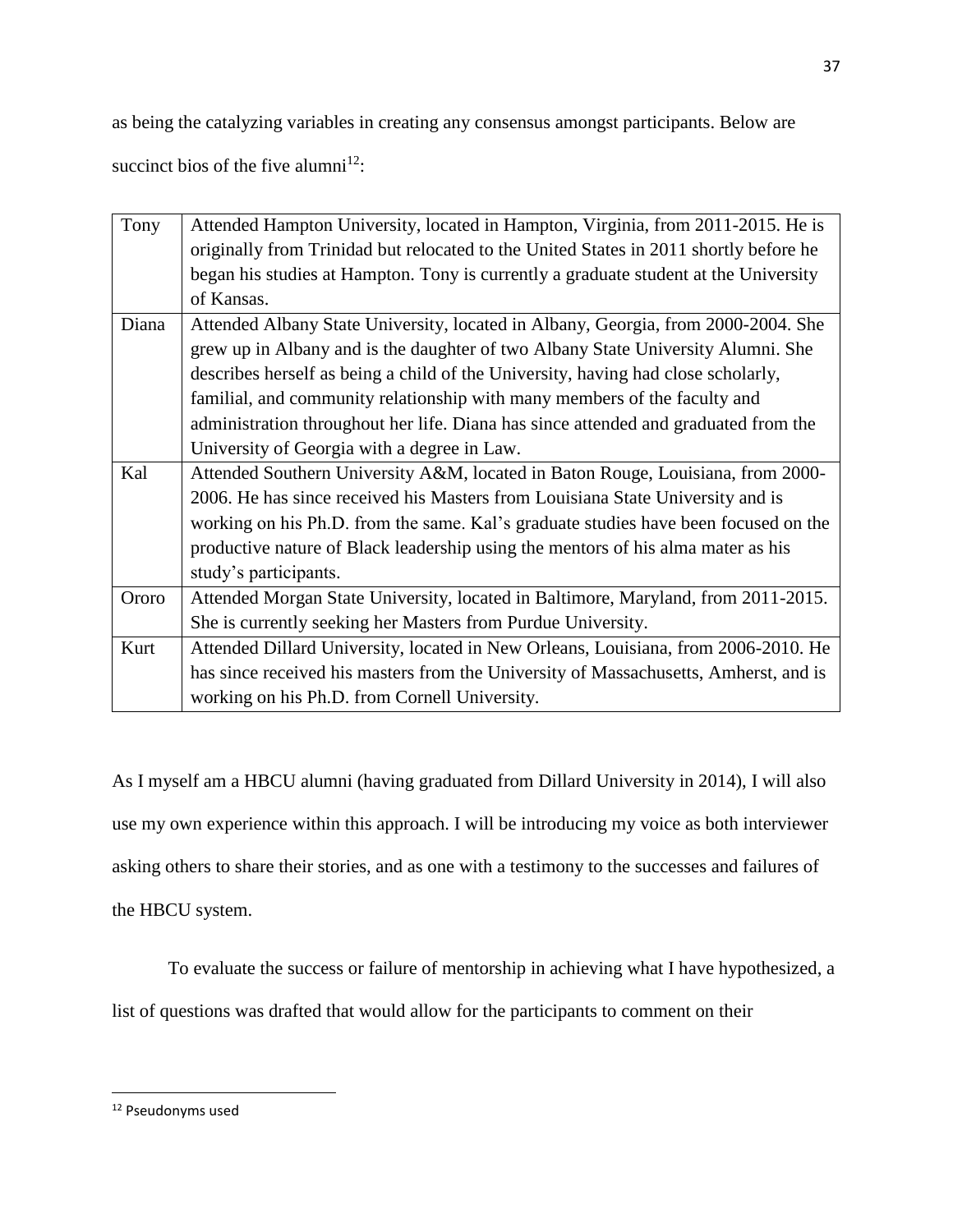as being the catalyzing variables in creating any consensus amongst participants. Below are succinct bios of the five alumni[12]:

| | |
|---|---|
| Tony | Attended Hampton University, located in Hampton, Virginia, from 2011-2015. He is originally from Trinidad but relocated to the United States in 2011 shortly before he began his studies at Hampton. Tony is currently a graduate student at the University of Kansas. |
| Diana | Attended Albany State University, located in Albany, Georgia, from 2000-2004. She grew up in Albany and is the daughter of two Albany State University Alumni. She describes herself as being a child of the University, having had close scholarly, familial, and community relationship with many members of the faculty and administration throughout her life. Diana has since attended and graduated from the University of Georgia with a degree in Law. |
| Kal | Attended Southern University A&M, located in Baton Rouge, Louisiana, from 2000-2006. He has since received his Masters from Louisiana State University and is working on his Ph.D. from the same. Kal's graduate studies have been focused on the productive nature of Black leadership using the mentors of his alma mater as his study's participants. |
| Ororo | Attended Morgan State University, located in Baltimore, Maryland, from 2011-2015. She is currently seeking her Masters from Purdue University. |
| Kurt | Attended Dillard University, located in New Orleans, Louisiana, from 2006-2010. He has since received his masters from the University of Massachusetts, Amherst, and is working on his Ph.D. from Cornell University. |

As I myself am a HBCU alumni (having graduated from Dillard University in 2014), I will also use my own experience within this approach. I will be introducing my voice as both interviewer asking others to share their stories, and as one with a testimony to the successes and failures of the HBCU system.

To evaluate the success or failure of mentorship in achieving what I have hypothesized, a list of questions was drafted that would allow for the participants to comment on their

[12] Pseudonyms used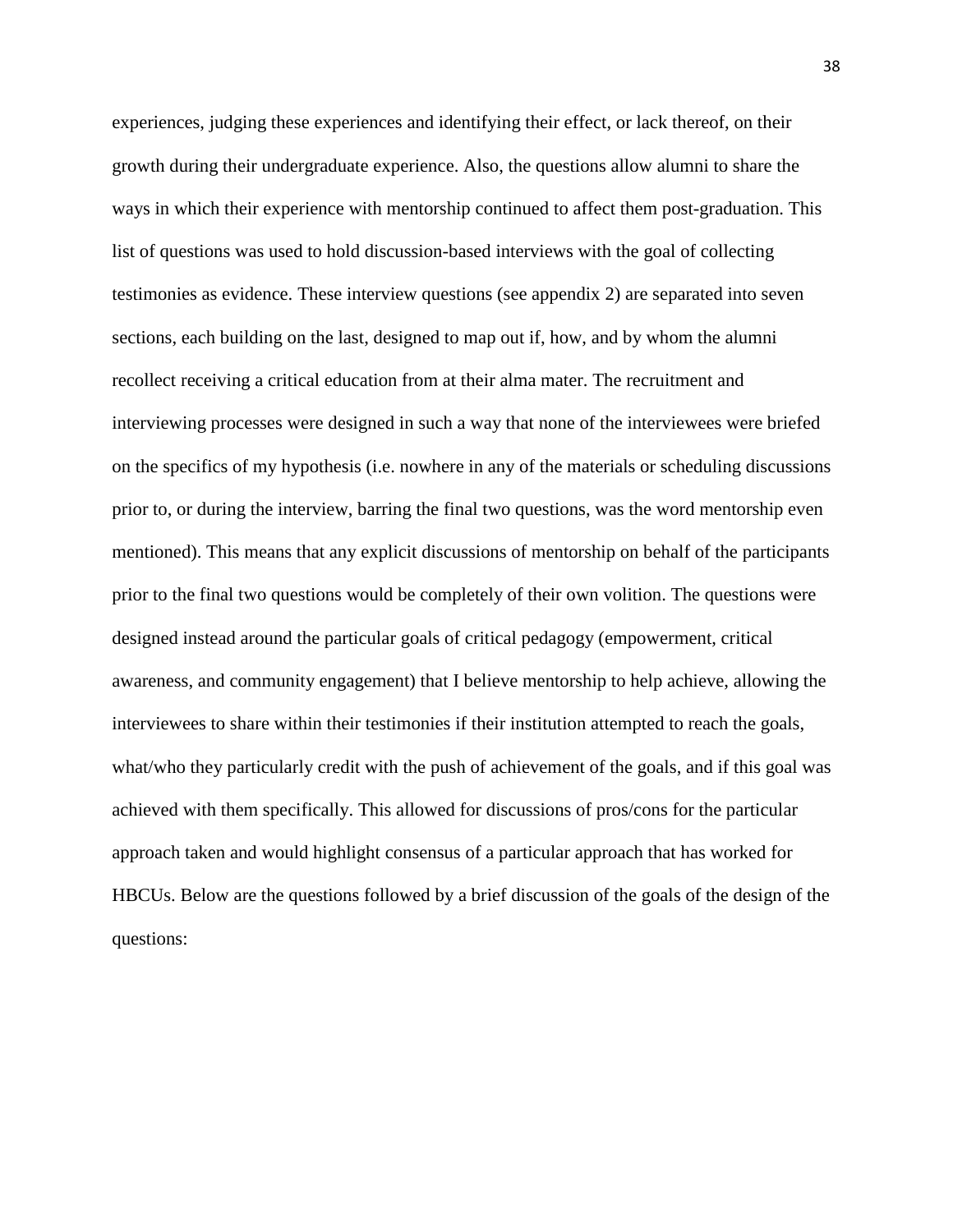experiences, judging these experiences and identifying their effect, or lack thereof, on their growth during their undergraduate experience. Also, the questions allow alumni to share the ways in which their experience with mentorship continued to affect them post-graduation. This list of questions was used to hold discussion-based interviews with the goal of collecting testimonies as evidence. These interview questions (see appendix 2) are separated into seven sections, each building on the last, designed to map out if, how, and by whom the alumni recollect receiving a critical education from at their alma mater. The recruitment and interviewing processes were designed in such a way that none of the interviewees were briefed on the specifics of my hypothesis (i.e. nowhere in any of the materials or scheduling discussions prior to, or during the interview, barring the final two questions, was the word mentorship even mentioned). This means that any explicit discussions of mentorship on behalf of the participants prior to the final two questions would be completely of their own volition. The questions were designed instead around the particular goals of critical pedagogy (empowerment, critical awareness, and community engagement) that I believe mentorship to help achieve, allowing the interviewees to share within their testimonies if their institution attempted to reach the goals, what/who they particularly credit with the push of achievement of the goals, and if this goal was achieved with them specifically. This allowed for discussions of pros/cons for the particular approach taken and would highlight consensus of a particular approach that has worked for HBCUs. Below are the questions followed by a brief discussion of the goals of the design of the questions: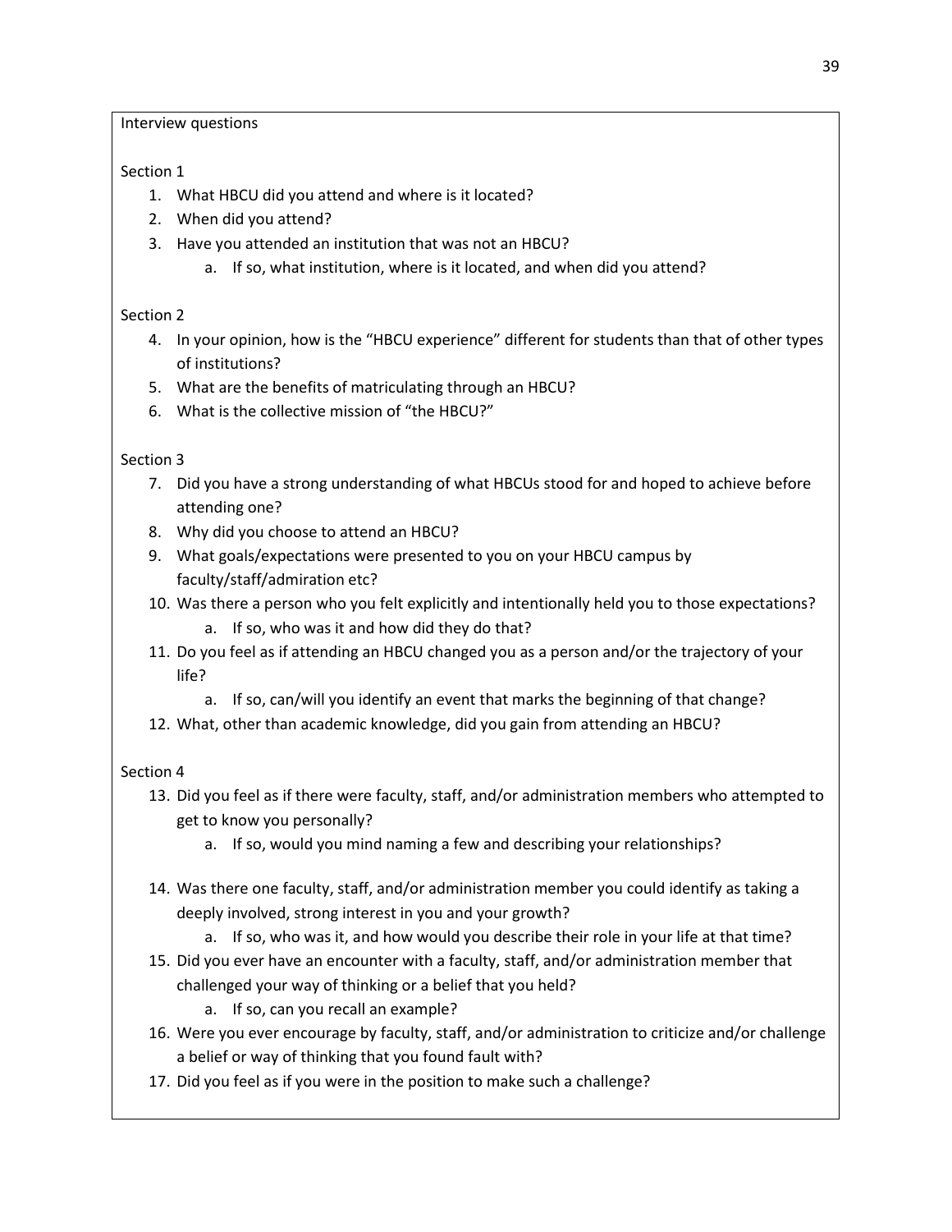Interview questions

Section 1

1. What HBCU did you attend and where is it located?
2. When did you attend?
3. Have you attended an institution that was not an HBCU?
    a. If so, what institution, where is it located, and when did you attend?

Section 2

4. In your opinion, how is the "HBCU experience" different for students than that of other types of institutions?
5. What are the benefits of matriculating through an HBCU?
6. What is the collective mission of "the HBCU?"

Section 3

7. Did you have a strong understanding of what HBCUs stood for and hoped to achieve before attending one?
8. Why did you choose to attend an HBCU?
9. What goals/expectations were presented to you on your HBCU campus by faculty/staff/admiration etc?
10. Was there a person who you felt explicitly and intentionally held you to those expectations?
    a. If so, who was it and how did they do that?
11. Do you feel as if attending an HBCU changed you as a person and/or the trajectory of your life?
    a. If so, can/will you identify an event that marks the beginning of that change?
12. What, other than academic knowledge, did you gain from attending an HBCU?

Section 4

13. Did you feel as if there were faculty, staff, and/or administration members who attempted to get to know you personally?
    a. If so, would you mind naming a few and describing your relationships?
14. Was there one faculty, staff, and/or administration member you could identify as taking a deeply involved, strong interest in you and your growth?
    a. If so, who was it, and how would you describe their role in your life at that time?
15. Did you ever have an encounter with a faculty, staff, and/or administration member that challenged your way of thinking or a belief that you held?
    a. If so, can you recall an example?
16. Were you ever encourage by faculty, staff, and/or administration to criticize and/or challenge a belief or way of thinking that you found fault with?
17. Did you feel as if you were in the position to make such a challenge?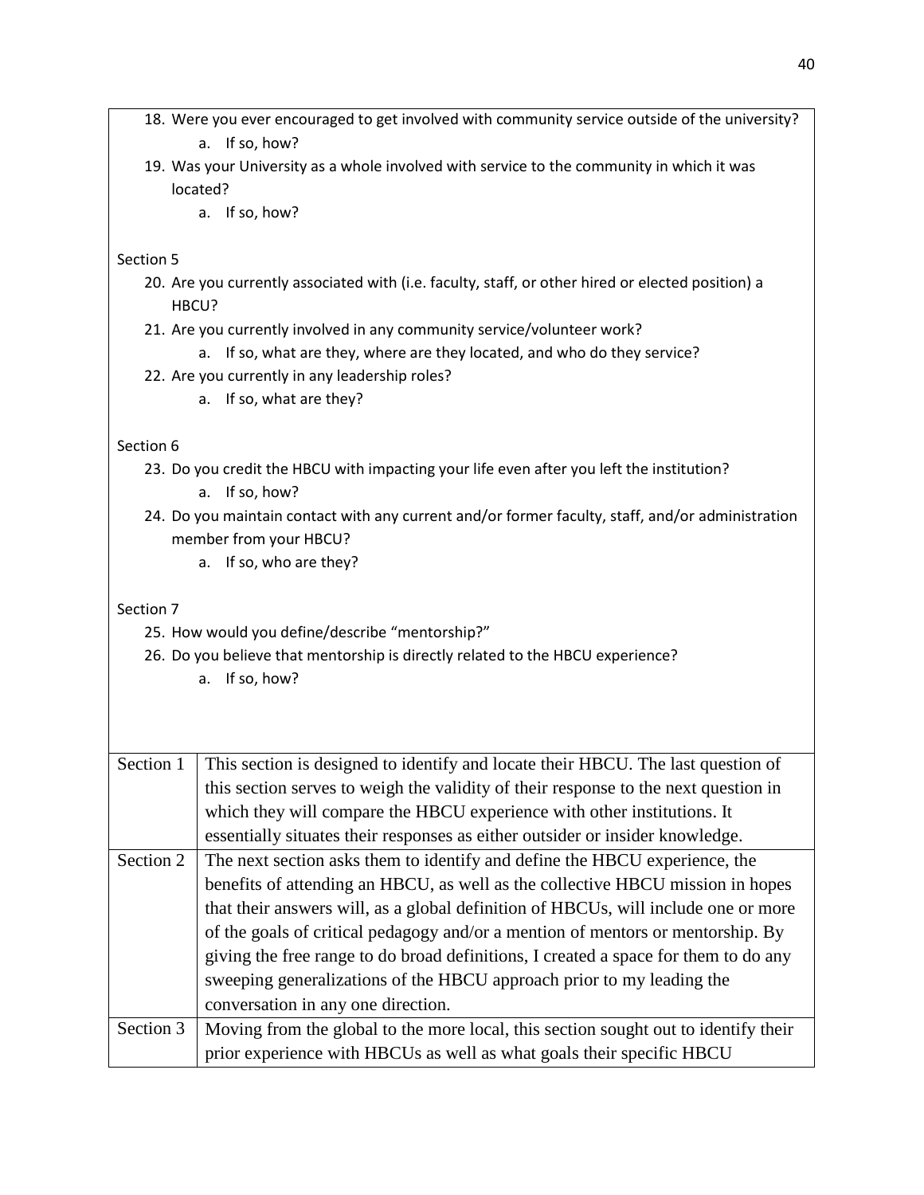18. Were you ever encouraged to get involved with community service outside of the university?
    a. If so, how?
19. Was your University as a whole involved with service to the community in which it was located?
    a. If so, how?

Section 5

20. Are you currently associated with (i.e. faculty, staff, or other hired or elected position) a HBCU?
21. Are you currently involved in any community service/volunteer work?
    a. If so, what are they, where are they located, and who do they service?
22. Are you currently in any leadership roles?
    a. If so, what are they?

Section 6

23. Do you credit the HBCU with impacting your life even after you left the institution?
    a. If so, how?
24. Do you maintain contact with any current and/or former faculty, staff, and/or administration member from your HBCU?
    a. If so, who are they?

Section 7

25. How would you define/describe "mentorship?"
26. Do you believe that mentorship is directly related to the HBCU experience?
    a. If so, how?

| | |
|---|---|
| Section 1 | This section is designed to identify and locate their HBCU. The last question of this section serves to weigh the validity of their response to the next question in which they will compare the HBCU experience with other institutions. It essentially situates their responses as either outsider or insider knowledge. |
| Section 2 | The next section asks them to identify and define the HBCU experience, the benefits of attending an HBCU, as well as the collective HBCU mission in hopes that their answers will, as a global definition of HBCUs, will include one or more of the goals of critical pedagogy and/or a mention of mentors or mentorship. By giving the free range to do broad definitions, I created a space for them to do any sweeping generalizations of the HBCU approach prior to my leading the conversation in any one direction. |
| Section 3 | Moving from the global to the more local, this section sought out to identify their prior experience with HBCUs as well as what goals their specific HBCU |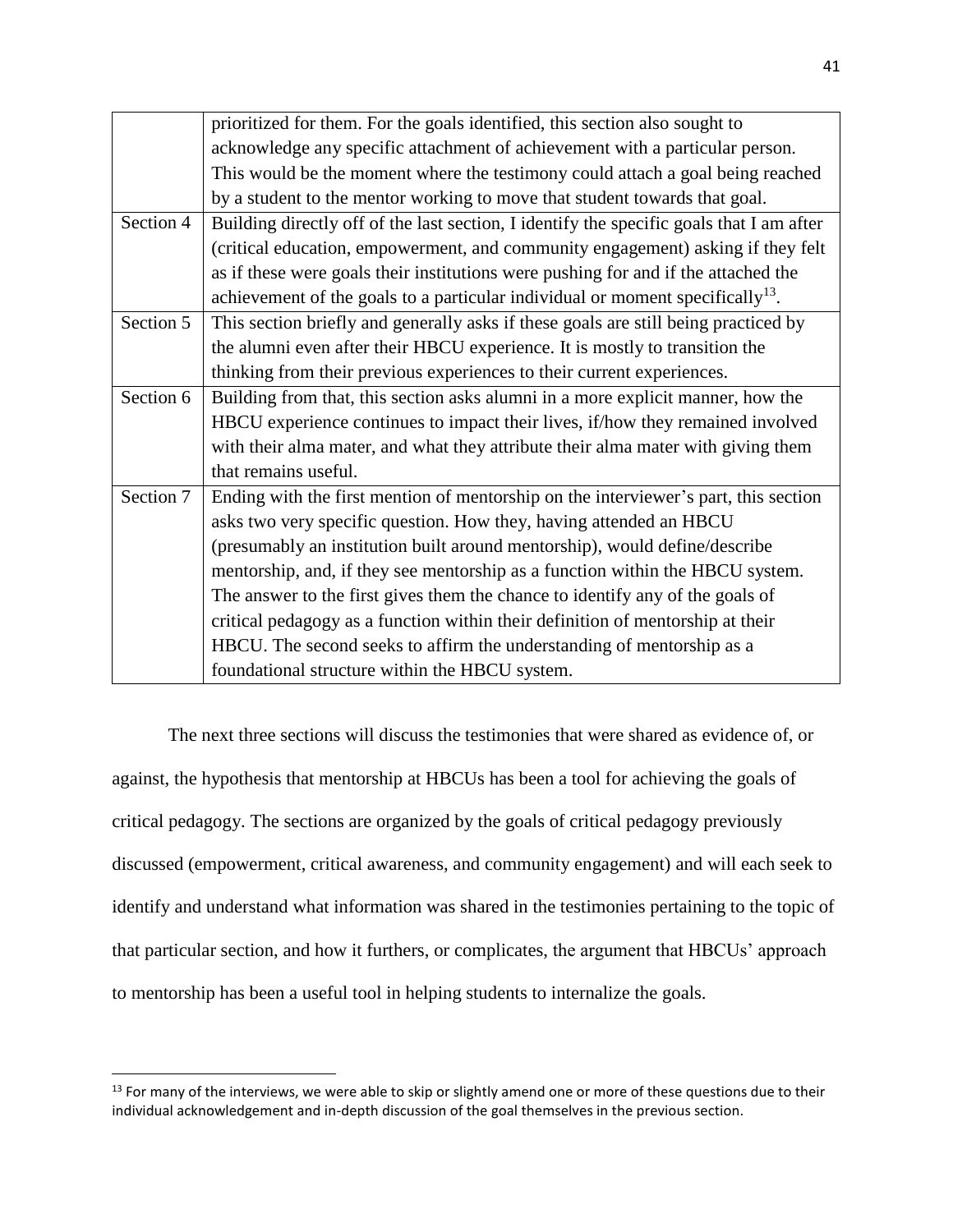| | |
|---|---|
| | prioritized for them. For the goals identified, this section also sought to acknowledge any specific attachment of achievement with a particular person. This would be the moment where the testimony could attach a goal being reached by a student to the mentor working to move that student towards that goal. |
| Section 4 | Building directly off of the last section, I identify the specific goals that I am after (critical education, empowerment, and community engagement) asking if they felt as if these were goals their institutions were pushing for and if the attached the achievement of the goals to a particular individual or moment specifically[13]. |
| Section 5 | This section briefly and generally asks if these goals are still being practiced by the alumni even after their HBCU experience. It is mostly to transition the thinking from their previous experiences to their current experiences. |
| Section 6 | Building from that, this section asks alumni in a more explicit manner, how the HBCU experience continues to impact their lives, if/how they remained involved with their alma mater, and what they attribute their alma mater with giving them that remains useful. |
| Section 7 | Ending with the first mention of mentorship on the interviewer's part, this section asks two very specific question. How they, having attended an HBCU (presumably an institution built around mentorship), would define/describe mentorship, and, if they see mentorship as a function within the HBCU system. The answer to the first gives them the chance to identify any of the goals of critical pedagogy as a function within their definition of mentorship at their HBCU. The second seeks to affirm the understanding of mentorship as a foundational structure within the HBCU system. |

The next three sections will discuss the testimonies that were shared as evidence of, or against, the hypothesis that mentorship at HBCUs has been a tool for achieving the goals of critical pedagogy. The sections are organized by the goals of critical pedagogy previously discussed (empowerment, critical awareness, and community engagement) and will each seek to identify and understand what information was shared in the testimonies pertaining to the topic of that particular section, and how it furthers, or complicates, the argument that HBCUs' approach to mentorship has been a useful tool in helping students to internalize the goals.

[13] For many of the interviews, we were able to skip or slightly amend one or more of these questions due to their individual acknowledgement and in-depth discussion of the goal themselves in the previous section.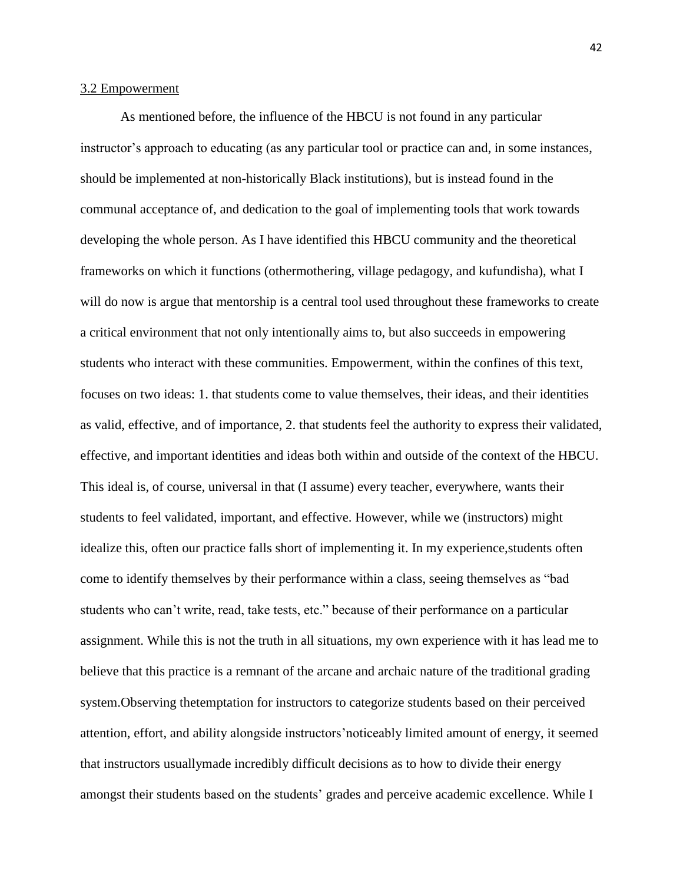3.2 Empowerment

As mentioned before, the influence of the HBCU is not found in any particular instructor's approach to educating (as any particular tool or practice can and, in some instances, should be implemented at non-historically Black institutions), but is instead found in the communal acceptance of, and dedication to the goal of implementing tools that work towards developing the whole person. As I have identified this HBCU community and the theoretical frameworks on which it functions (othermothering, village pedagogy, and kufundisha), what I will do now is argue that mentorship is a central tool used throughout these frameworks to create a critical environment that not only intentionally aims to, but also succeeds in empowering students who interact with these communities. Empowerment, within the confines of this text, focuses on two ideas: 1. that students come to value themselves, their ideas, and their identities as valid, effective, and of importance, 2. that students feel the authority to express their validated, effective, and important identities and ideas both within and outside of the context of the HBCU. This ideal is, of course, universal in that (I assume) every teacher, everywhere, wants their students to feel validated, important, and effective. However, while we (instructors) might idealize this, often our practice falls short of implementing it. In my experience,students often come to identify themselves by their performance within a class, seeing themselves as "bad students who can't write, read, take tests, etc." because of their performance on a particular assignment. While this is not the truth in all situations, my own experience with it has lead me to believe that this practice is a remnant of the arcane and archaic nature of the traditional grading system.Observing thetemptation for instructors to categorize students based on their perceived attention, effort, and ability alongside instructors'noticeably limited amount of energy, it seemed that instructors usuallymade incredibly difficult decisions as to how to divide their energy amongst their students based on the students' grades and perceive academic excellence. While I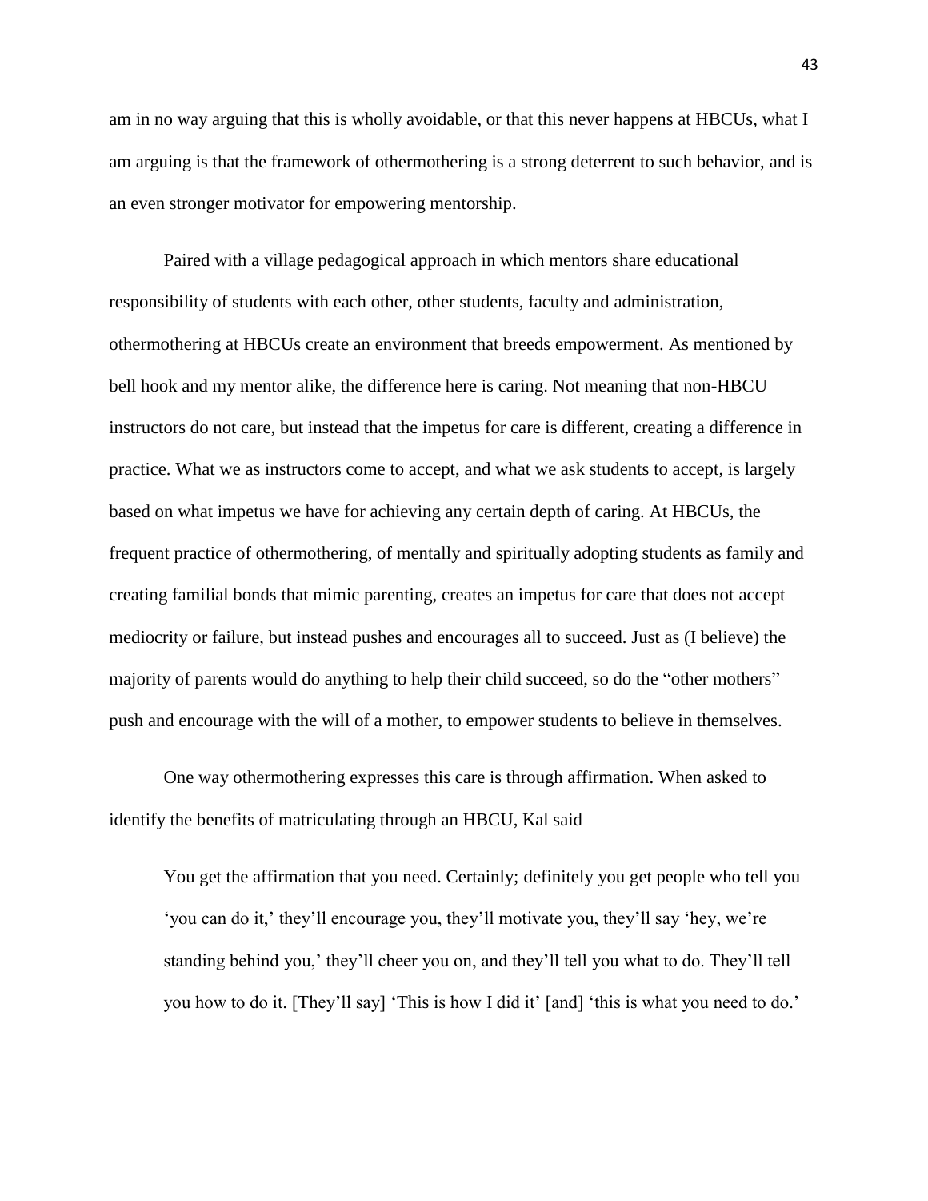am in no way arguing that this is wholly avoidable, or that this never happens at HBCUs, what I am arguing is that the framework of othermothering is a strong deterrent to such behavior, and is an even stronger motivator for empowering mentorship.

Paired with a village pedagogical approach in which mentors share educational responsibility of students with each other, other students, faculty and administration, othermothering at HBCUs create an environment that breeds empowerment. As mentioned by bell hook and my mentor alike, the difference here is caring. Not meaning that non-HBCU instructors do not care, but instead that the impetus for care is different, creating a difference in practice. What we as instructors come to accept, and what we ask students to accept, is largely based on what impetus we have for achieving any certain depth of caring. At HBCUs, the frequent practice of othermothering, of mentally and spiritually adopting students as family and creating familial bonds that mimic parenting, creates an impetus for care that does not accept mediocrity or failure, but instead pushes and encourages all to succeed. Just as (I believe) the majority of parents would do anything to help their child succeed, so do the "other mothers" push and encourage with the will of a mother, to empower students to believe in themselves.

One way othermothering expresses this care is through affirmation. When asked to identify the benefits of matriculating through an HBCU, Kal said

> You get the affirmation that you need. Certainly; definitely you get people who tell you 'you can do it,' they'll encourage you, they'll motivate you, they'll say 'hey, we're standing behind you,' they'll cheer you on, and they'll tell you what to do. They'll tell you how to do it. [They'll say] 'This is how I did it' [and] 'this is what you need to do.'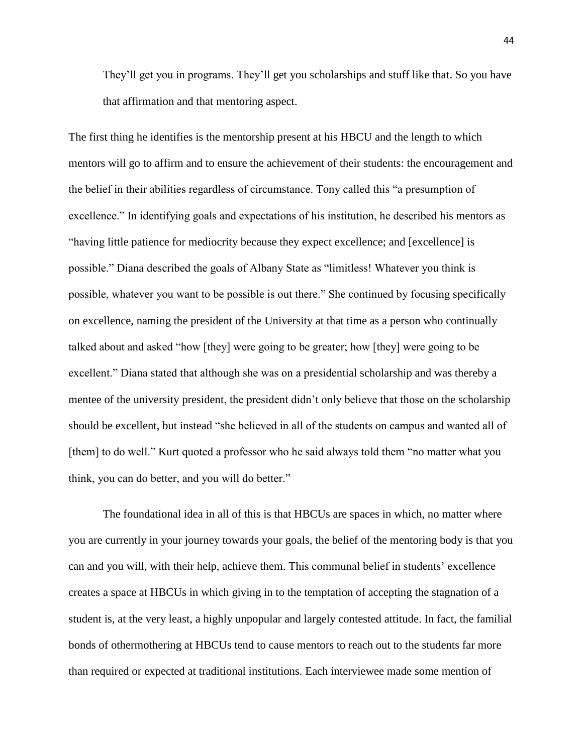> They'll get you in programs. They'll get you scholarships and stuff like that. So you have that affirmation and that mentoring aspect.

The first thing he identifies is the mentorship present at his HBCU and the length to which mentors will go to affirm and to ensure the achievement of their students: the encouragement and the belief in their abilities regardless of circumstance. Tony called this "a presumption of excellence." In identifying goals and expectations of his institution, he described his mentors as "having little patience for mediocrity because they expect excellence; and [excellence] is possible." Diana described the goals of Albany State as "limitless! Whatever you think is possible, whatever you want to be possible is out there." She continued by focusing specifically on excellence, naming the president of the University at that time as a person who continually talked about and asked "how [they] were going to be greater; how [they] were going to be excellent." Diana stated that although she was on a presidential scholarship and was thereby a mentee of the university president, the president didn't only believe that those on the scholarship should be excellent, but instead "she believed in all of the students on campus and wanted all of [them] to do well." Kurt quoted a professor who he said always told them "no matter what you think, you can do better, and you will do better."

The foundational idea in all of this is that HBCUs are spaces in which, no matter where you are currently in your journey towards your goals, the belief of the mentoring body is that you can and you will, with their help, achieve them. This communal belief in students' excellence creates a space at HBCUs in which giving in to the temptation of accepting the stagnation of a student is, at the very least, a highly unpopular and largely contested attitude. In fact, the familial bonds of othermothering at HBCUs tend to cause mentors to reach out to the students far more than required or expected at traditional institutions. Each interviewee made some mention of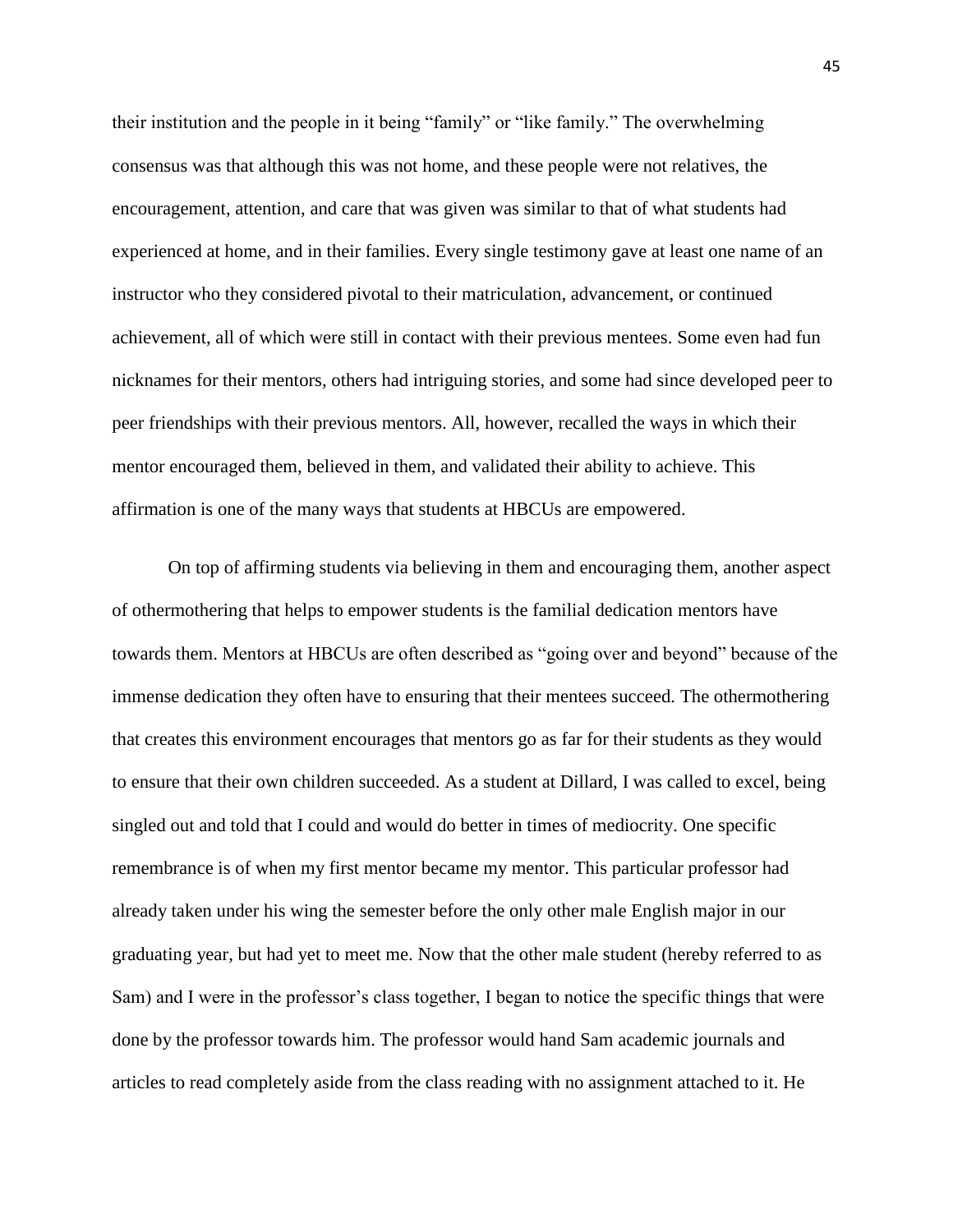their institution and the people in it being "family" or "like family." The overwhelming consensus was that although this was not home, and these people were not relatives, the encouragement, attention, and care that was given was similar to that of what students had experienced at home, and in their families. Every single testimony gave at least one name of an instructor who they considered pivotal to their matriculation, advancement, or continued achievement, all of which were still in contact with their previous mentees. Some even had fun nicknames for their mentors, others had intriguing stories, and some had since developed peer to peer friendships with their previous mentors. All, however, recalled the ways in which their mentor encouraged them, believed in them, and validated their ability to achieve. This affirmation is one of the many ways that students at HBCUs are empowered.

On top of affirming students via believing in them and encouraging them, another aspect of othermothering that helps to empower students is the familial dedication mentors have towards them. Mentors at HBCUs are often described as "going over and beyond" because of the immense dedication they often have to ensuring that their mentees succeed. The othermothering that creates this environment encourages that mentors go as far for their students as they would to ensure that their own children succeeded. As a student at Dillard, I was called to excel, being singled out and told that I could and would do better in times of mediocrity. One specific remembrance is of when my first mentor became my mentor. This particular professor had already taken under his wing the semester before the only other male English major in our graduating year, but had yet to meet me. Now that the other male student (hereby referred to as Sam) and I were in the professor's class together, I began to notice the specific things that were done by the professor towards him. The professor would hand Sam academic journals and articles to read completely aside from the class reading with no assignment attached to it. He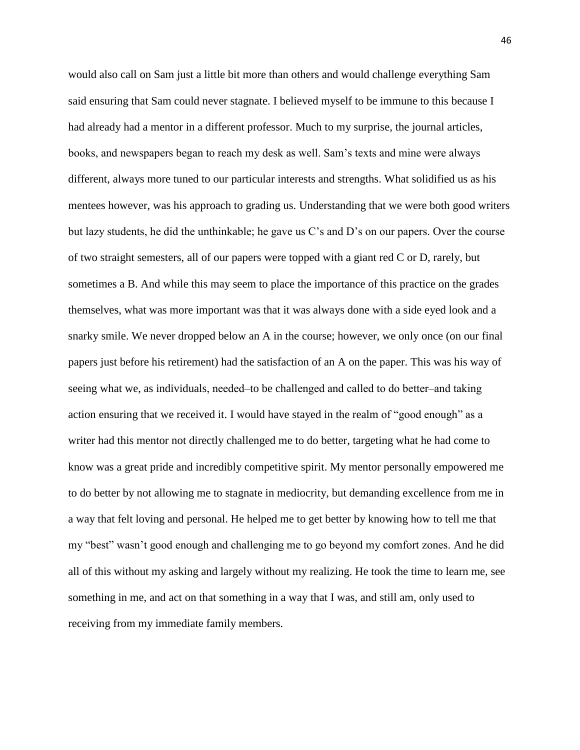would also call on Sam just a little bit more than others and would challenge everything Sam said ensuring that Sam could never stagnate. I believed myself to be immune to this because I had already had a mentor in a different professor. Much to my surprise, the journal articles, books, and newspapers began to reach my desk as well. Sam's texts and mine were always different, always more tuned to our particular interests and strengths. What solidified us as his mentees however, was his approach to grading us. Understanding that we were both good writers but lazy students, he did the unthinkable; he gave us C's and D's on our papers. Over the course of two straight semesters, all of our papers were topped with a giant red C or D, rarely, but sometimes a B. And while this may seem to place the importance of this practice on the grades themselves, what was more important was that it was always done with a side eyed look and a snarky smile. We never dropped below an A in the course; however, we only once (on our final papers just before his retirement) had the satisfaction of an A on the paper. This was his way of seeing what we, as individuals, needed–to be challenged and called to do better–and taking action ensuring that we received it. I would have stayed in the realm of "good enough" as a writer had this mentor not directly challenged me to do better, targeting what he had come to know was a great pride and incredibly competitive spirit. My mentor personally empowered me to do better by not allowing me to stagnate in mediocrity, but demanding excellence from me in a way that felt loving and personal. He helped me to get better by knowing how to tell me that my "best" wasn't good enough and challenging me to go beyond my comfort zones. And he did all of this without my asking and largely without my realizing. He took the time to learn me, see something in me, and act on that something in a way that I was, and still am, only used to receiving from my immediate family members.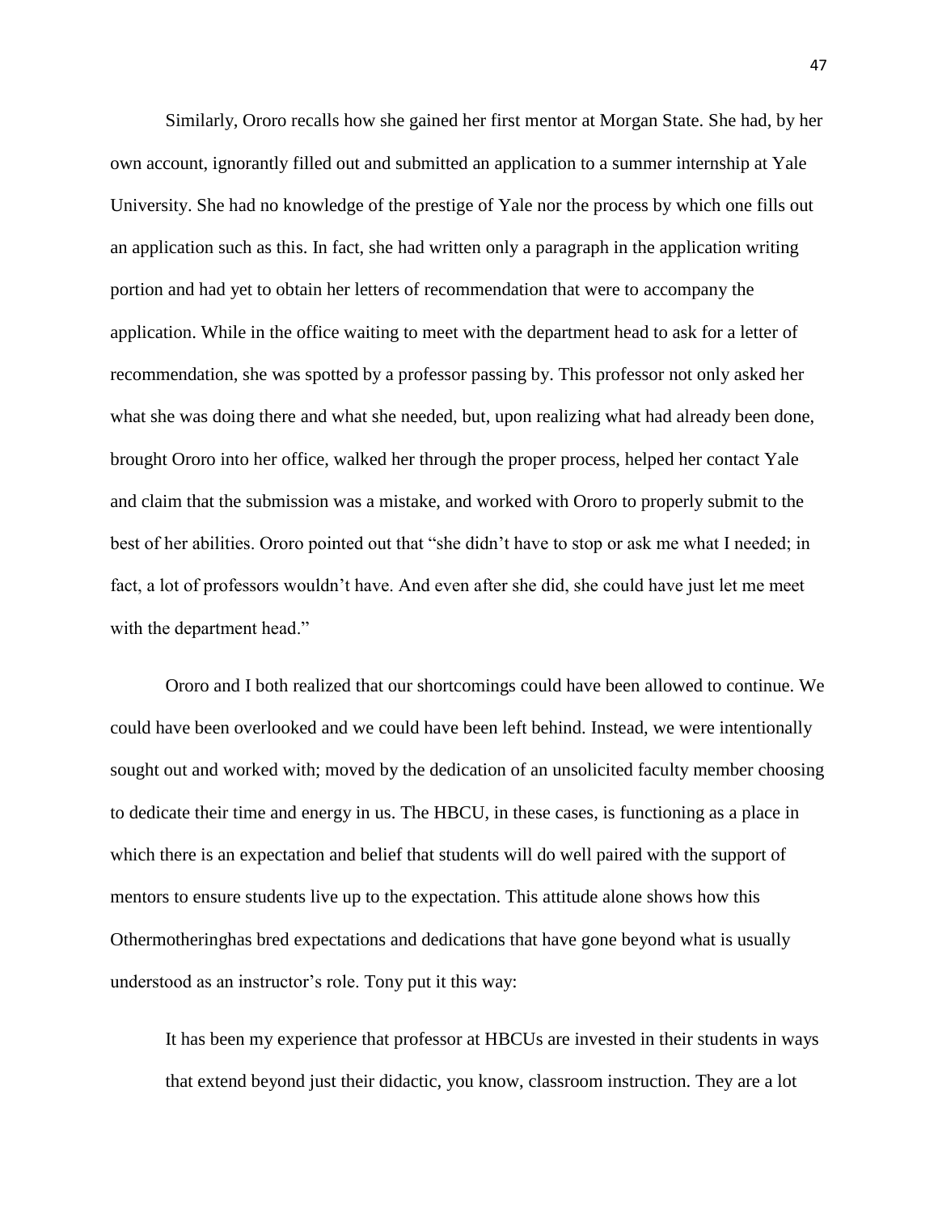Similarly, Ororo recalls how she gained her first mentor at Morgan State. She had, by her own account, ignorantly filled out and submitted an application to a summer internship at Yale University. She had no knowledge of the prestige of Yale nor the process by which one fills out an application such as this. In fact, she had written only a paragraph in the application writing portion and had yet to obtain her letters of recommendation that were to accompany the application. While in the office waiting to meet with the department head to ask for a letter of recommendation, she was spotted by a professor passing by. This professor not only asked her what she was doing there and what she needed, but, upon realizing what had already been done, brought Ororo into her office, walked her through the proper process, helped her contact Yale and claim that the submission was a mistake, and worked with Ororo to properly submit to the best of her abilities. Ororo pointed out that "she didn't have to stop or ask me what I needed; in fact, a lot of professors wouldn't have. And even after she did, she could have just let me meet with the department head."

Ororo and I both realized that our shortcomings could have been allowed to continue. We could have been overlooked and we could have been left behind. Instead, we were intentionally sought out and worked with; moved by the dedication of an unsolicited faculty member choosing to dedicate their time and energy in us. The HBCU, in these cases, is functioning as a place in which there is an expectation and belief that students will do well paired with the support of mentors to ensure students live up to the expectation. This attitude alone shows how this Othermotheringhas bred expectations and dedications that have gone beyond what is usually understood as an instructor's role. Tony put it this way:

> It has been my experience that professor at HBCUs are invested in their students in ways that extend beyond just their didactic, you know, classroom instruction. They are a lot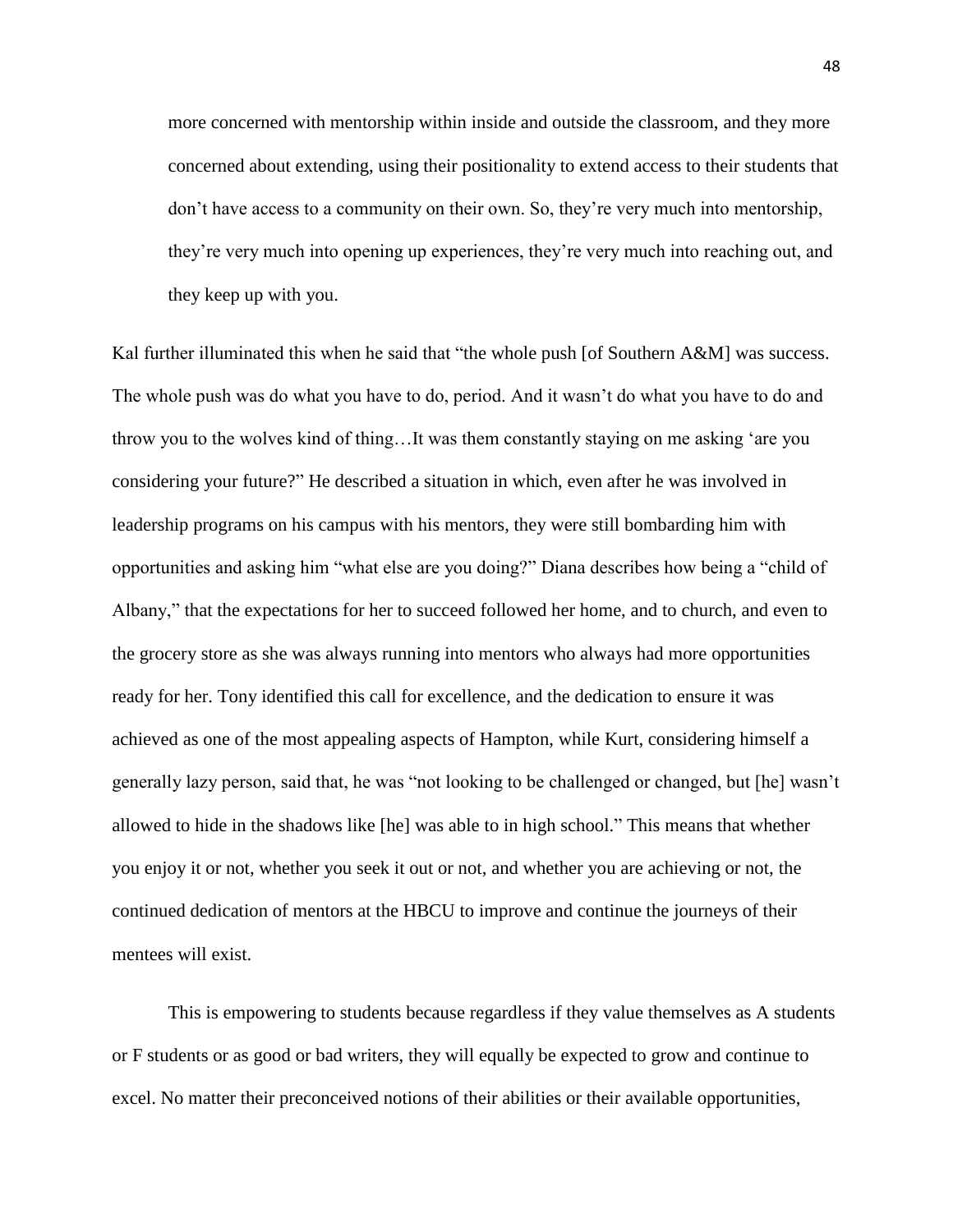> more concerned with mentorship within inside and outside the classroom, and they more concerned about extending, using their positionality to extend access to their students that don't have access to a community on their own. So, they're very much into mentorship, they're very much into opening up experiences, they're very much into reaching out, and they keep up with you.

Kal further illuminated this when he said that "the whole push [of Southern A&M] was success. The whole push was do what you have to do, period. And it wasn't do what you have to do and throw you to the wolves kind of thing…It was them constantly staying on me asking 'are you considering your future?" He described a situation in which, even after he was involved in leadership programs on his campus with his mentors, they were still bombarding him with opportunities and asking him "what else are you doing?" Diana describes how being a "child of Albany," that the expectations for her to succeed followed her home, and to church, and even to the grocery store as she was always running into mentors who always had more opportunities ready for her. Tony identified this call for excellence, and the dedication to ensure it was achieved as one of the most appealing aspects of Hampton, while Kurt, considering himself a generally lazy person, said that, he was "not looking to be challenged or changed, but [he] wasn't allowed to hide in the shadows like [he] was able to in high school." This means that whether you enjoy it or not, whether you seek it out or not, and whether you are achieving or not, the continued dedication of mentors at the HBCU to improve and continue the journeys of their mentees will exist.

This is empowering to students because regardless if they value themselves as A students or F students or as good or bad writers, they will equally be expected to grow and continue to excel. No matter their preconceived notions of their abilities or their available opportunities,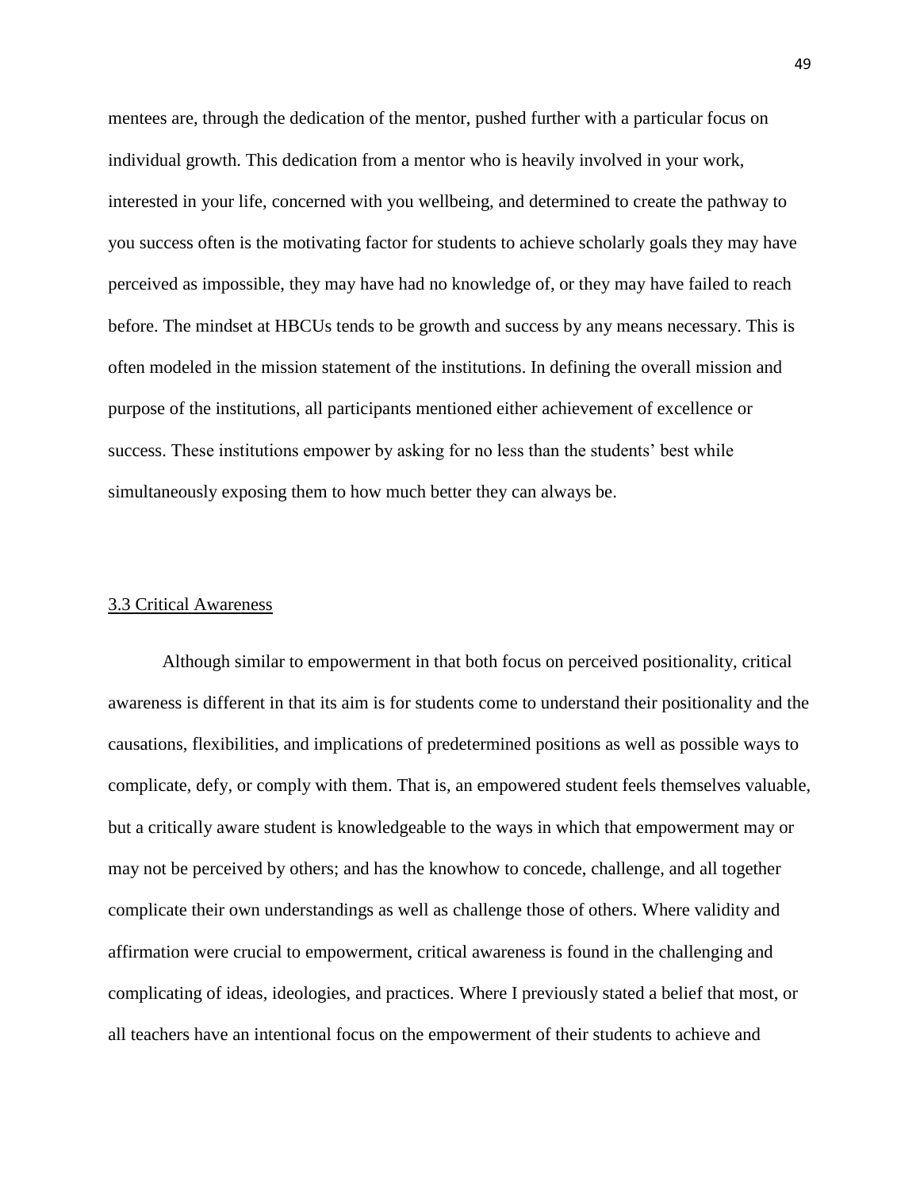mentees are, through the dedication of the mentor, pushed further with a particular focus on individual growth. This dedication from a mentor who is heavily involved in your work, interested in your life, concerned with you wellbeing, and determined to create the pathway to you success often is the motivating factor for students to achieve scholarly goals they may have perceived as impossible, they may have had no knowledge of, or they may have failed to reach before. The mindset at HBCUs tends to be growth and success by any means necessary. This is often modeled in the mission statement of the institutions. In defining the overall mission and purpose of the institutions, all participants mentioned either achievement of excellence or success. These institutions empower by asking for no less than the students' best while simultaneously exposing them to how much better they can always be.

### 3.3 Critical Awareness

Although similar to empowerment in that both focus on perceived positionality, critical awareness is different in that its aim is for students come to understand their positionality and the causations, flexibilities, and implications of predetermined positions as well as possible ways to complicate, defy, or comply with them. That is, an empowered student feels themselves valuable, but a critically aware student is knowledgeable to the ways in which that empowerment may or may not be perceived by others; and has the knowhow to concede, challenge, and all together complicate their own understandings as well as challenge those of others. Where validity and affirmation were crucial to empowerment, critical awareness is found in the challenging and complicating of ideas, ideologies, and practices. Where I previously stated a belief that most, or all teachers have an intentional focus on the empowerment of their students to achieve and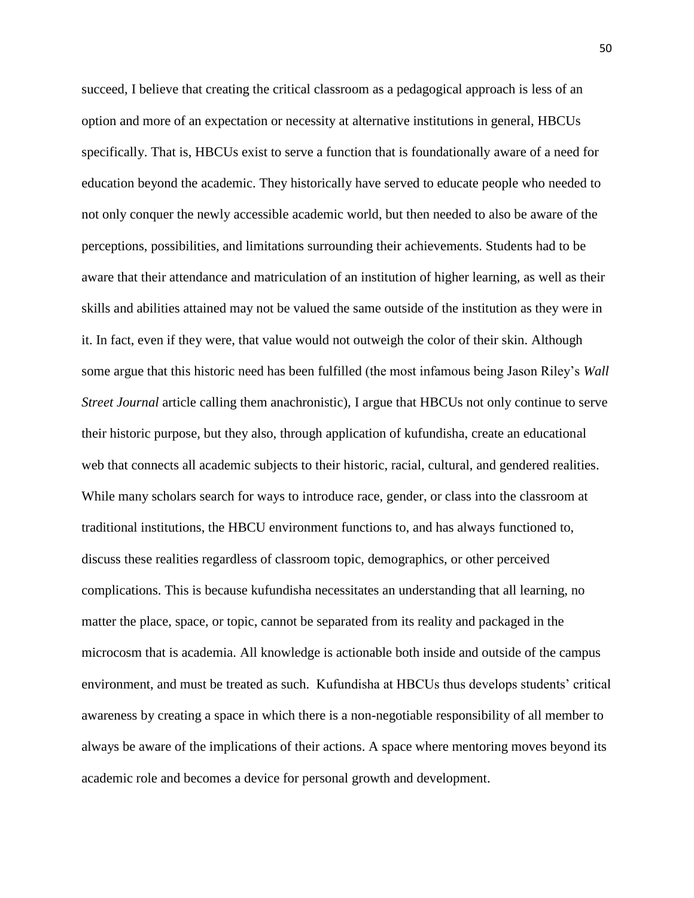succeed, I believe that creating the critical classroom as a pedagogical approach is less of an option and more of an expectation or necessity at alternative institutions in general, HBCUs specifically. That is, HBCUs exist to serve a function that is foundationally aware of a need for education beyond the academic. They historically have served to educate people who needed to not only conquer the newly accessible academic world, but then needed to also be aware of the perceptions, possibilities, and limitations surrounding their achievements. Students had to be aware that their attendance and matriculation of an institution of higher learning, as well as their skills and abilities attained may not be valued the same outside of the institution as they were in it. In fact, even if they were, that value would not outweigh the color of their skin. Although some argue that this historic need has been fulfilled (the most infamous being Jason Riley's *Wall Street Journal* article calling them anachronistic), I argue that HBCUs not only continue to serve their historic purpose, but they also, through application of kufundisha, create an educational web that connects all academic subjects to their historic, racial, cultural, and gendered realities. While many scholars search for ways to introduce race, gender, or class into the classroom at traditional institutions, the HBCU environment functions to, and has always functioned to, discuss these realities regardless of classroom topic, demographics, or other perceived complications. This is because kufundisha necessitates an understanding that all learning, no matter the place, space, or topic, cannot be separated from its reality and packaged in the microcosm that is academia. All knowledge is actionable both inside and outside of the campus environment, and must be treated as such. Kufundisha at HBCUs thus develops students' critical awareness by creating a space in which there is a non-negotiable responsibility of all member to always be aware of the implications of their actions. A space where mentoring moves beyond its academic role and becomes a device for personal growth and development.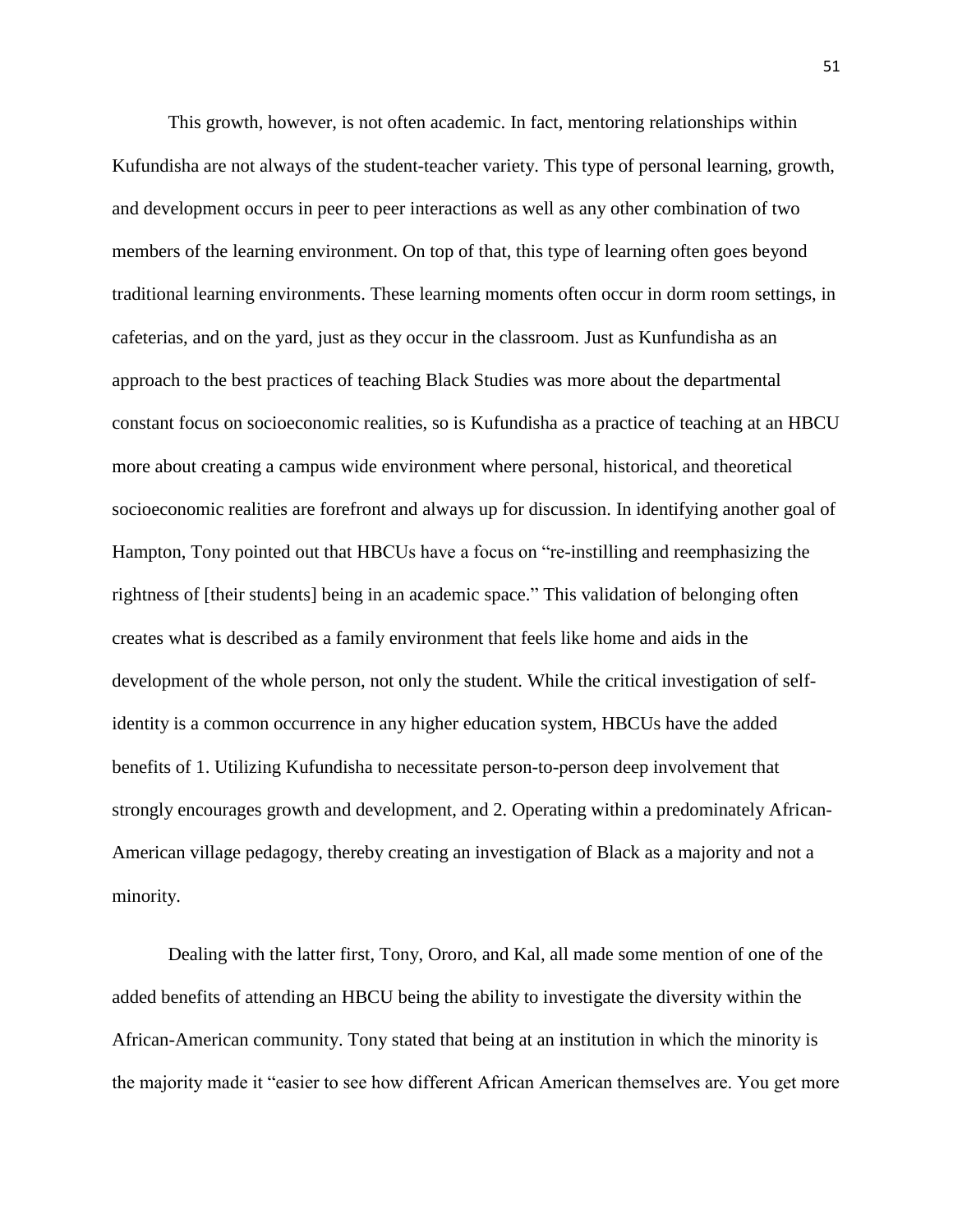This growth, however, is not often academic. In fact, mentoring relationships within Kufundisha are not always of the student-teacher variety. This type of personal learning, growth, and development occurs in peer to peer interactions as well as any other combination of two members of the learning environment. On top of that, this type of learning often goes beyond traditional learning environments. These learning moments often occur in dorm room settings, in cafeterias, and on the yard, just as they occur in the classroom. Just as Kunfundisha as an approach to the best practices of teaching Black Studies was more about the departmental constant focus on socioeconomic realities, so is Kufundisha as a practice of teaching at an HBCU more about creating a campus wide environment where personal, historical, and theoretical socioeconomic realities are forefront and always up for discussion. In identifying another goal of Hampton, Tony pointed out that HBCUs have a focus on "re-instilling and reemphasizing the rightness of [their students] being in an academic space." This validation of belonging often creates what is described as a family environment that feels like home and aids in the development of the whole person, not only the student. While the critical investigation of self-identity is a common occurrence in any higher education system, HBCUs have the added benefits of 1. Utilizing Kufundisha to necessitate person-to-person deep involvement that strongly encourages growth and development, and 2. Operating within a predominately African-American village pedagogy, thereby creating an investigation of Black as a majority and not a minority.

Dealing with the latter first, Tony, Ororo, and Kal, all made some mention of one of the added benefits of attending an HBCU being the ability to investigate the diversity within the African-American community. Tony stated that being at an institution in which the minority is the majority made it "easier to see how different African American themselves are. You get more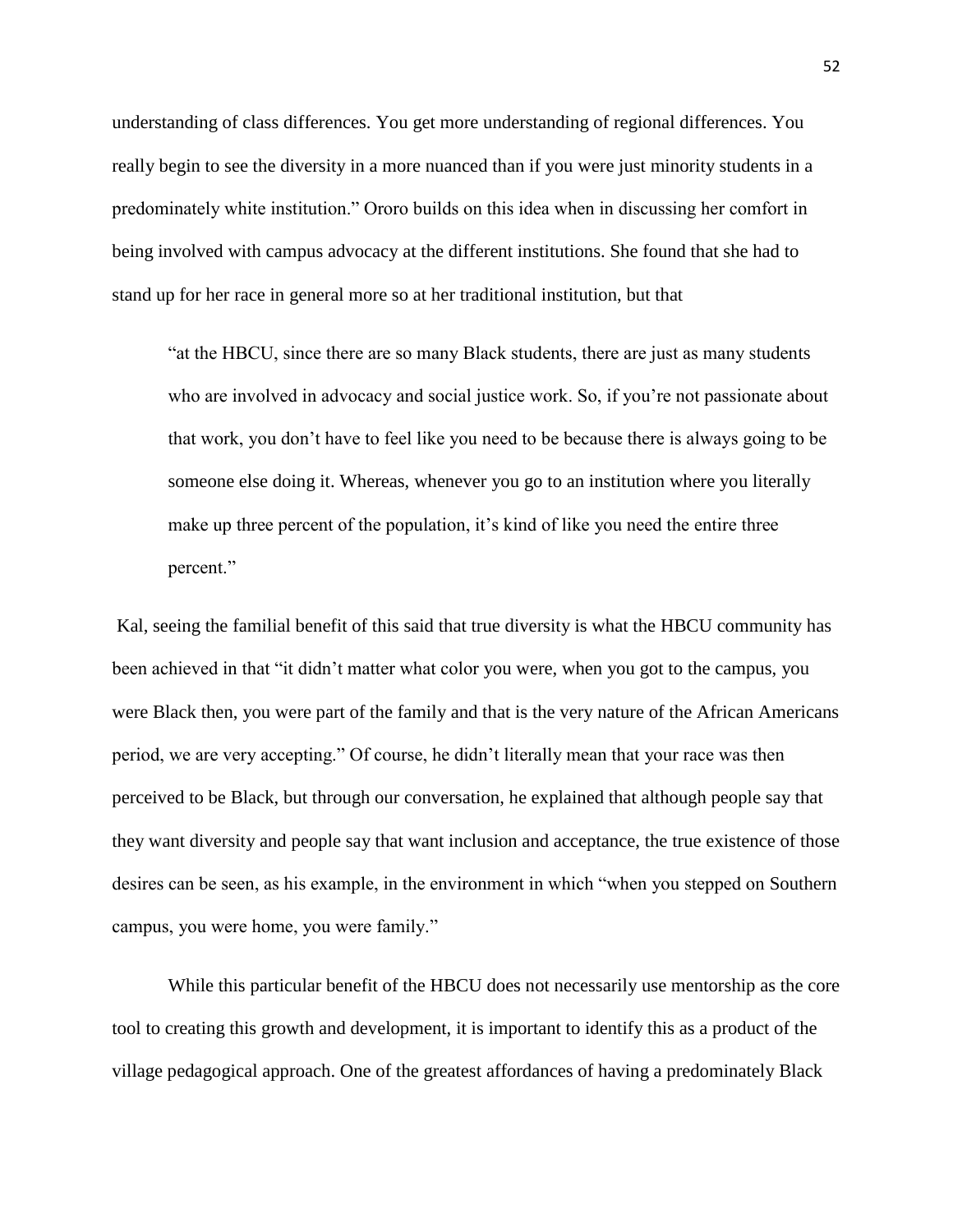understanding of class differences. You get more understanding of regional differences. You really begin to see the diversity in a more nuanced than if you were just minority students in a predominately white institution." Ororo builds on this idea when in discussing her comfort in being involved with campus advocacy at the different institutions. She found that she had to stand up for her race in general more so at her traditional institution, but that

> "at the HBCU, since there are so many Black students, there are just as many students who are involved in advocacy and social justice work. So, if you're not passionate about that work, you don't have to feel like you need to be because there is always going to be someone else doing it. Whereas, whenever you go to an institution where you literally make up three percent of the population, it's kind of like you need the entire three percent."

Kal, seeing the familial benefit of this said that true diversity is what the HBCU community has been achieved in that "it didn't matter what color you were, when you got to the campus, you were Black then, you were part of the family and that is the very nature of the African Americans period, we are very accepting." Of course, he didn't literally mean that your race was then perceived to be Black, but through our conversation, he explained that although people say that they want diversity and people say that want inclusion and acceptance, the true existence of those desires can be seen, as his example, in the environment in which "when you stepped on Southern campus, you were home, you were family."

While this particular benefit of the HBCU does not necessarily use mentorship as the core tool to creating this growth and development, it is important to identify this as a product of the village pedagogical approach. One of the greatest affordances of having a predominately Black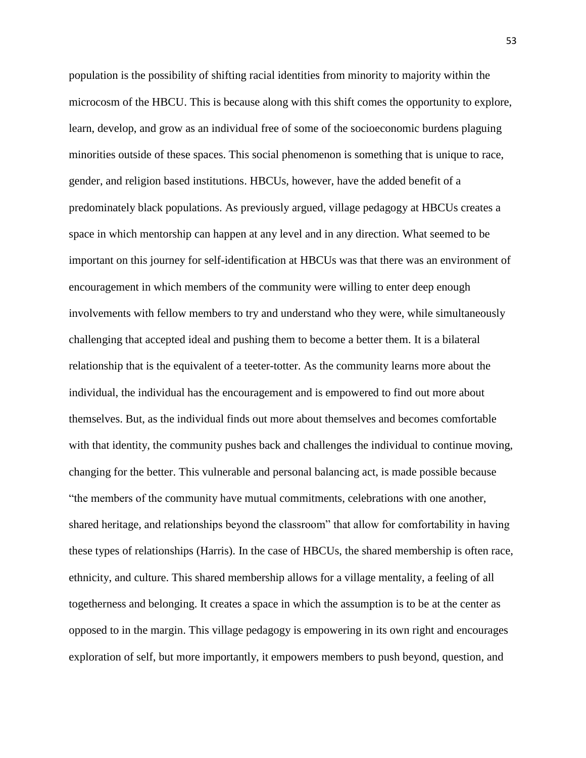population is the possibility of shifting racial identities from minority to majority within the microcosm of the HBCU. This is because along with this shift comes the opportunity to explore, learn, develop, and grow as an individual free of some of the socioeconomic burdens plaguing minorities outside of these spaces. This social phenomenon is something that is unique to race, gender, and religion based institutions. HBCUs, however, have the added benefit of a predominately black populations. As previously argued, village pedagogy at HBCUs creates a space in which mentorship can happen at any level and in any direction. What seemed to be important on this journey for self-identification at HBCUs was that there was an environment of encouragement in which members of the community were willing to enter deep enough involvements with fellow members to try and understand who they were, while simultaneously challenging that accepted ideal and pushing them to become a better them. It is a bilateral relationship that is the equivalent of a teeter-totter. As the community learns more about the individual, the individual has the encouragement and is empowered to find out more about themselves. But, as the individual finds out more about themselves and becomes comfortable with that identity, the community pushes back and challenges the individual to continue moving, changing for the better. This vulnerable and personal balancing act, is made possible because "the members of the community have mutual commitments, celebrations with one another, shared heritage, and relationships beyond the classroom" that allow for comfortability in having these types of relationships (Harris). In the case of HBCUs, the shared membership is often race, ethnicity, and culture. This shared membership allows for a village mentality, a feeling of all togetherness and belonging. It creates a space in which the assumption is to be at the center as opposed to in the margin. This village pedagogy is empowering in its own right and encourages exploration of self, but more importantly, it empowers members to push beyond, question, and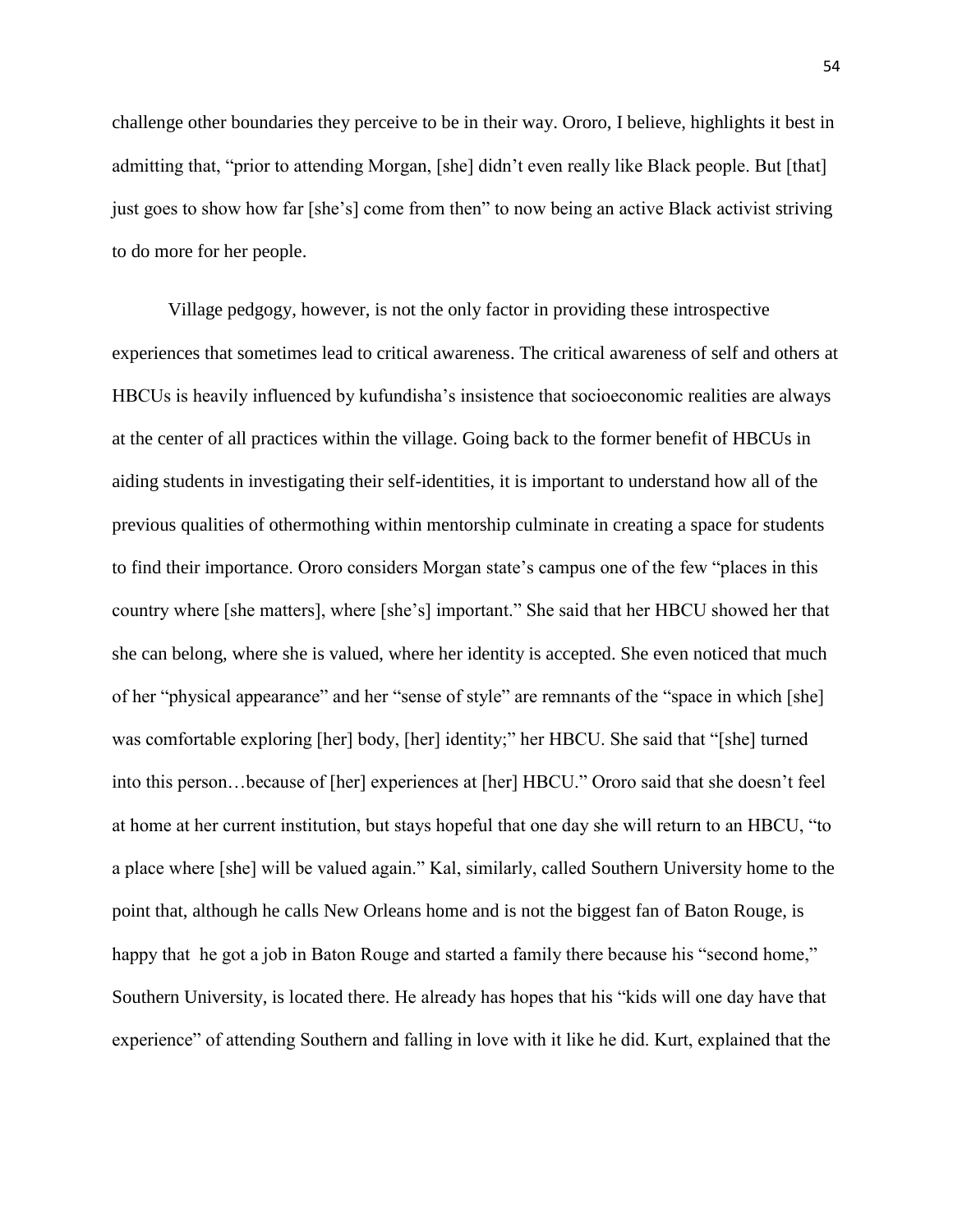challenge other boundaries they perceive to be in their way. Ororo, I believe, highlights it best in admitting that, "prior to attending Morgan, [she] didn't even really like Black people. But [that] just goes to show how far [she's] come from then" to now being an active Black activist striving to do more for her people.

Village pedgogy, however, is not the only factor in providing these introspective experiences that sometimes lead to critical awareness. The critical awareness of self and others at HBCUs is heavily influenced by kufundisha's insistence that socioeconomic realities are always at the center of all practices within the village. Going back to the former benefit of HBCUs in aiding students in investigating their self-identities, it is important to understand how all of the previous qualities of othermothing within mentorship culminate in creating a space for students to find their importance. Ororo considers Morgan state's campus one of the few "places in this country where [she matters], where [she's] important." She said that her HBCU showed her that she can belong, where she is valued, where her identity is accepted. She even noticed that much of her "physical appearance" and her "sense of style" are remnants of the "space in which [she] was comfortable exploring [her] body, [her] identity;" her HBCU. She said that "[she] turned into this person…because of [her] experiences at [her] HBCU." Ororo said that she doesn't feel at home at her current institution, but stays hopeful that one day she will return to an HBCU, "to a place where [she] will be valued again." Kal, similarly, called Southern University home to the point that, although he calls New Orleans home and is not the biggest fan of Baton Rouge, is happy that he got a job in Baton Rouge and started a family there because his "second home," Southern University, is located there. He already has hopes that his "kids will one day have that experience" of attending Southern and falling in love with it like he did. Kurt, explained that the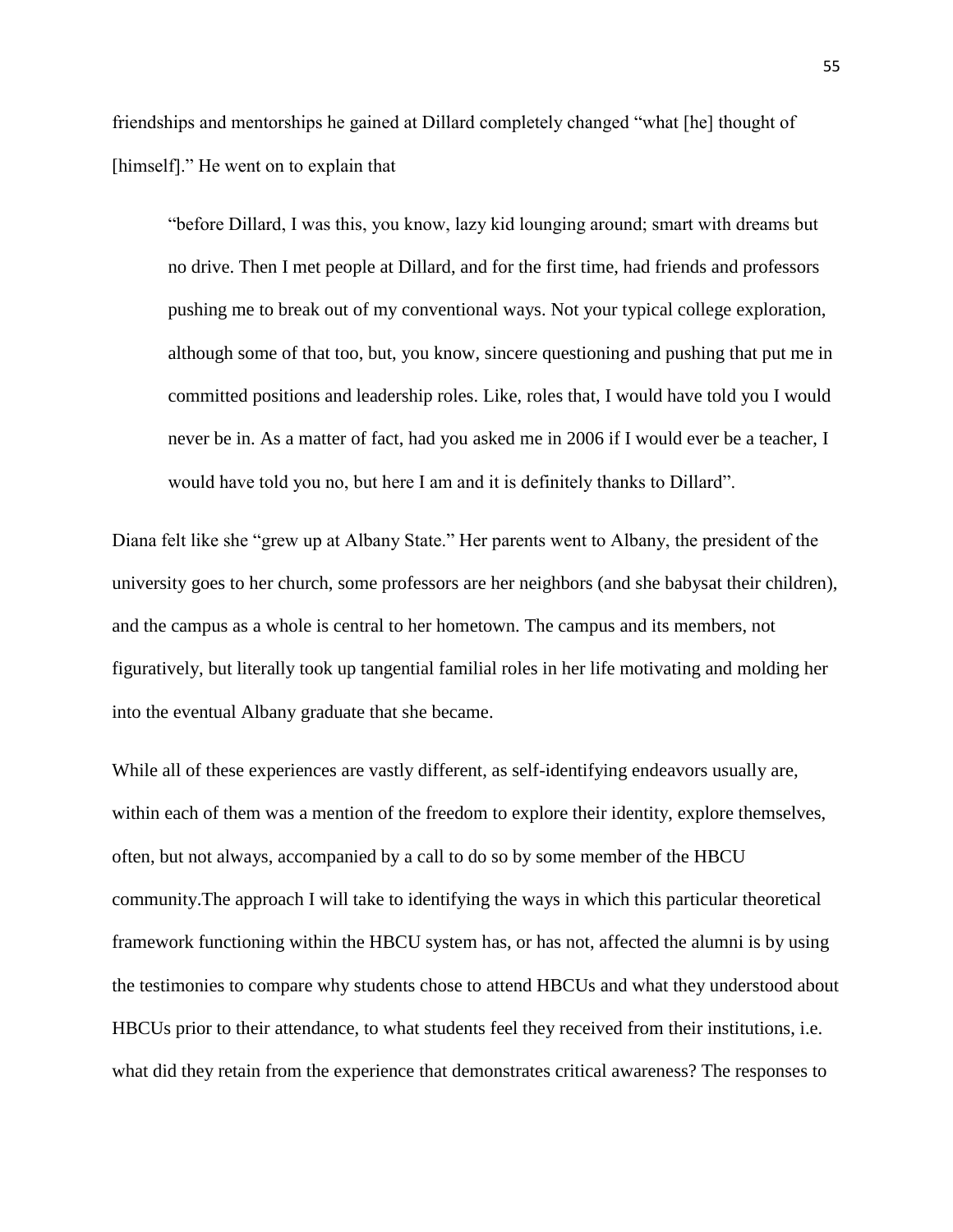friendships and mentorships he gained at Dillard completely changed "what [he] thought of [himself]." He went on to explain that

> "before Dillard, I was this, you know, lazy kid lounging around; smart with dreams but no drive. Then I met people at Dillard, and for the first time, had friends and professors pushing me to break out of my conventional ways. Not your typical college exploration, although some of that too, but, you know, sincere questioning and pushing that put me in committed positions and leadership roles. Like, roles that, I would have told you I would never be in. As a matter of fact, had you asked me in 2006 if I would ever be a teacher, I would have told you no, but here I am and it is definitely thanks to Dillard".

Diana felt like she "grew up at Albany State." Her parents went to Albany, the president of the university goes to her church, some professors are her neighbors (and she babysat their children), and the campus as a whole is central to her hometown. The campus and its members, not figuratively, but literally took up tangential familial roles in her life motivating and molding her into the eventual Albany graduate that she became.

While all of these experiences are vastly different, as self-identifying endeavors usually are, within each of them was a mention of the freedom to explore their identity, explore themselves, often, but not always, accompanied by a call to do so by some member of the HBCU community.The approach I will take to identifying the ways in which this particular theoretical framework functioning within the HBCU system has, or has not, affected the alumni is by using the testimonies to compare why students chose to attend HBCUs and what they understood about HBCUs prior to their attendance, to what students feel they received from their institutions, i.e. what did they retain from the experience that demonstrates critical awareness? The responses to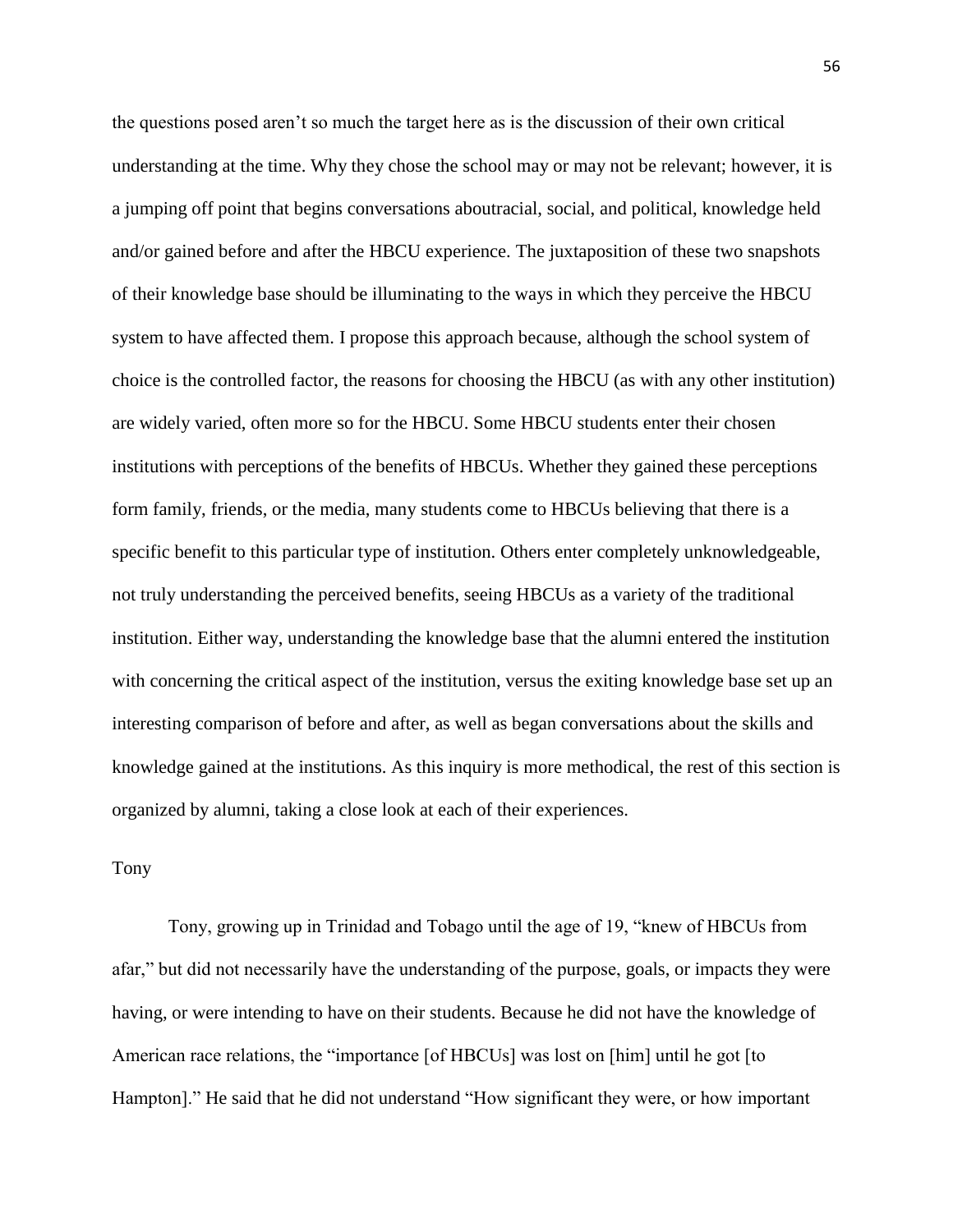the questions posed aren't so much the target here as is the discussion of their own critical understanding at the time. Why they chose the school may or may not be relevant; however, it is a jumping off point that begins conversations aboutracial, social, and political, knowledge held and/or gained before and after the HBCU experience. The juxtaposition of these two snapshots of their knowledge base should be illuminating to the ways in which they perceive the HBCU system to have affected them. I propose this approach because, although the school system of choice is the controlled factor, the reasons for choosing the HBCU (as with any other institution) are widely varied, often more so for the HBCU. Some HBCU students enter their chosen institutions with perceptions of the benefits of HBCUs. Whether they gained these perceptions form family, friends, or the media, many students come to HBCUs believing that there is a specific benefit to this particular type of institution. Others enter completely unknowledgeable, not truly understanding the perceived benefits, seeing HBCUs as a variety of the traditional institution. Either way, understanding the knowledge base that the alumni entered the institution with concerning the critical aspect of the institution, versus the exiting knowledge base set up an interesting comparison of before and after, as well as began conversations about the skills and knowledge gained at the institutions. As this inquiry is more methodical, the rest of this section is organized by alumni, taking a close look at each of their experiences.

Tony

Tony, growing up in Trinidad and Tobago until the age of 19, "knew of HBCUs from afar," but did not necessarily have the understanding of the purpose, goals, or impacts they were having, or were intending to have on their students. Because he did not have the knowledge of American race relations, the "importance [of HBCUs] was lost on [him] until he got [to Hampton]." He said that he did not understand "How significant they were, or how important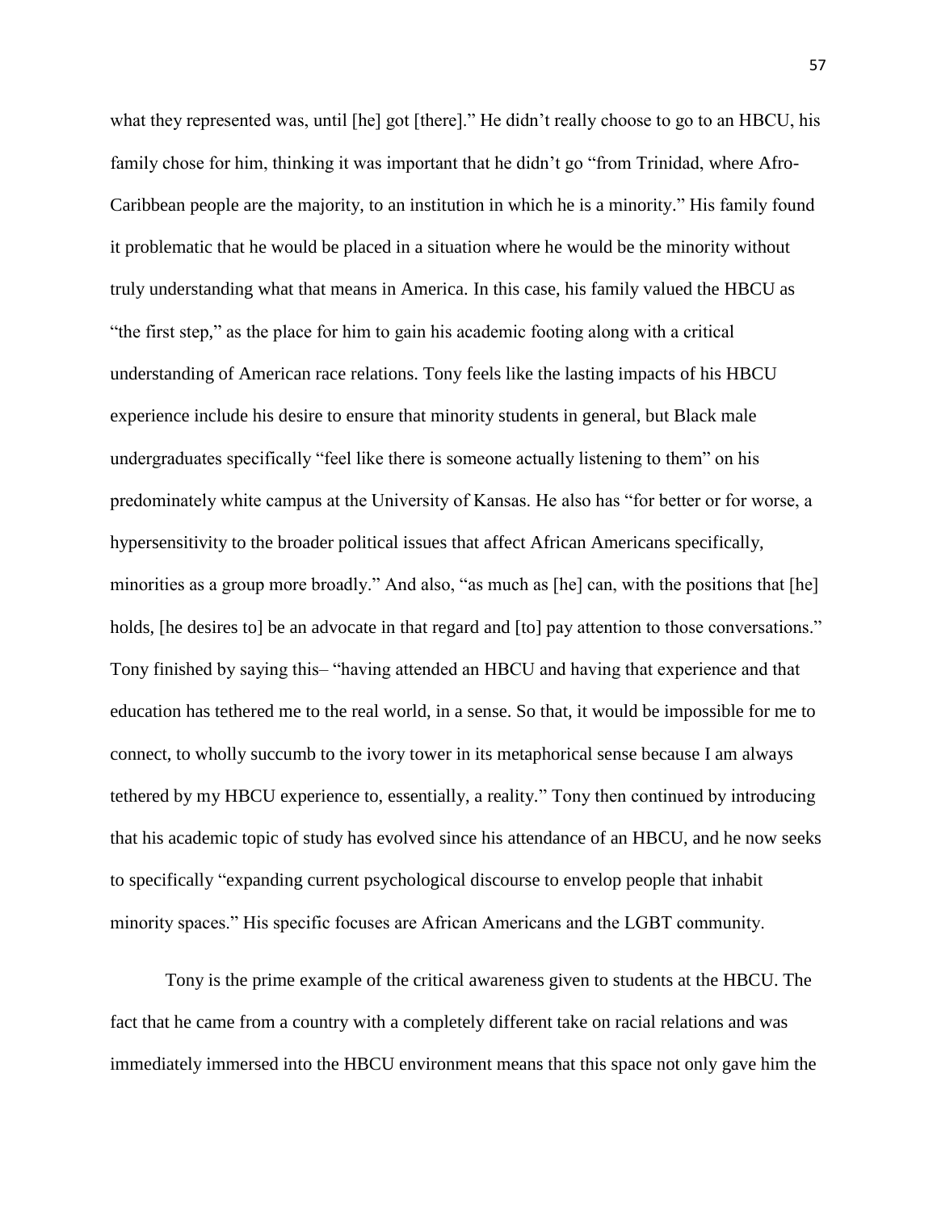what they represented was, until [he] got [there]." He didn't really choose to go to an HBCU, his family chose for him, thinking it was important that he didn't go "from Trinidad, where Afro-Caribbean people are the majority, to an institution in which he is a minority." His family found it problematic that he would be placed in a situation where he would be the minority without truly understanding what that means in America. In this case, his family valued the HBCU as "the first step," as the place for him to gain his academic footing along with a critical understanding of American race relations. Tony feels like the lasting impacts of his HBCU experience include his desire to ensure that minority students in general, but Black male undergraduates specifically "feel like there is someone actually listening to them" on his predominately white campus at the University of Kansas. He also has "for better or for worse, a hypersensitivity to the broader political issues that affect African Americans specifically, minorities as a group more broadly." And also, "as much as [he] can, with the positions that [he] holds, [he desires to] be an advocate in that regard and [to] pay attention to those conversations." Tony finished by saying this– "having attended an HBCU and having that experience and that education has tethered me to the real world, in a sense. So that, it would be impossible for me to connect, to wholly succumb to the ivory tower in its metaphorical sense because I am always tethered by my HBCU experience to, essentially, a reality." Tony then continued by introducing that his academic topic of study has evolved since his attendance of an HBCU, and he now seeks to specifically "expanding current psychological discourse to envelop people that inhabit minority spaces." His specific focuses are African Americans and the LGBT community.

Tony is the prime example of the critical awareness given to students at the HBCU. The fact that he came from a country with a completely different take on racial relations and was immediately immersed into the HBCU environment means that this space not only gave him the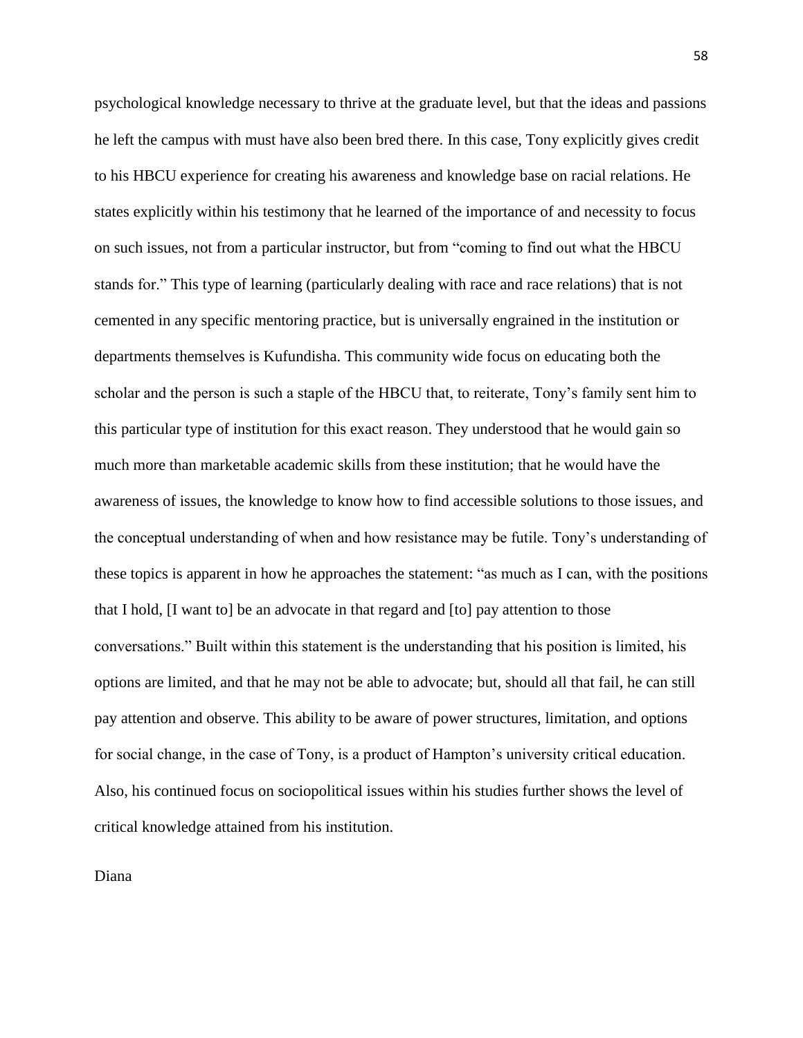psychological knowledge necessary to thrive at the graduate level, but that the ideas and passions he left the campus with must have also been bred there. In this case, Tony explicitly gives credit to his HBCU experience for creating his awareness and knowledge base on racial relations. He states explicitly within his testimony that he learned of the importance of and necessity to focus on such issues, not from a particular instructor, but from "coming to find out what the HBCU stands for." This type of learning (particularly dealing with race and race relations) that is not cemented in any specific mentoring practice, but is universally engrained in the institution or departments themselves is Kufundisha. This community wide focus on educating both the scholar and the person is such a staple of the HBCU that, to reiterate, Tony's family sent him to this particular type of institution for this exact reason. They understood that he would gain so much more than marketable academic skills from these institution; that he would have the awareness of issues, the knowledge to know how to find accessible solutions to those issues, and the conceptual understanding of when and how resistance may be futile. Tony's understanding of these topics is apparent in how he approaches the statement: "as much as I can, with the positions that I hold, [I want to] be an advocate in that regard and [to] pay attention to those conversations." Built within this statement is the understanding that his position is limited, his options are limited, and that he may not be able to advocate; but, should all that fail, he can still pay attention and observe. This ability to be aware of power structures, limitation, and options for social change, in the case of Tony, is a product of Hampton's university critical education. Also, his continued focus on sociopolitical issues within his studies further shows the level of critical knowledge attained from his institution.

Diana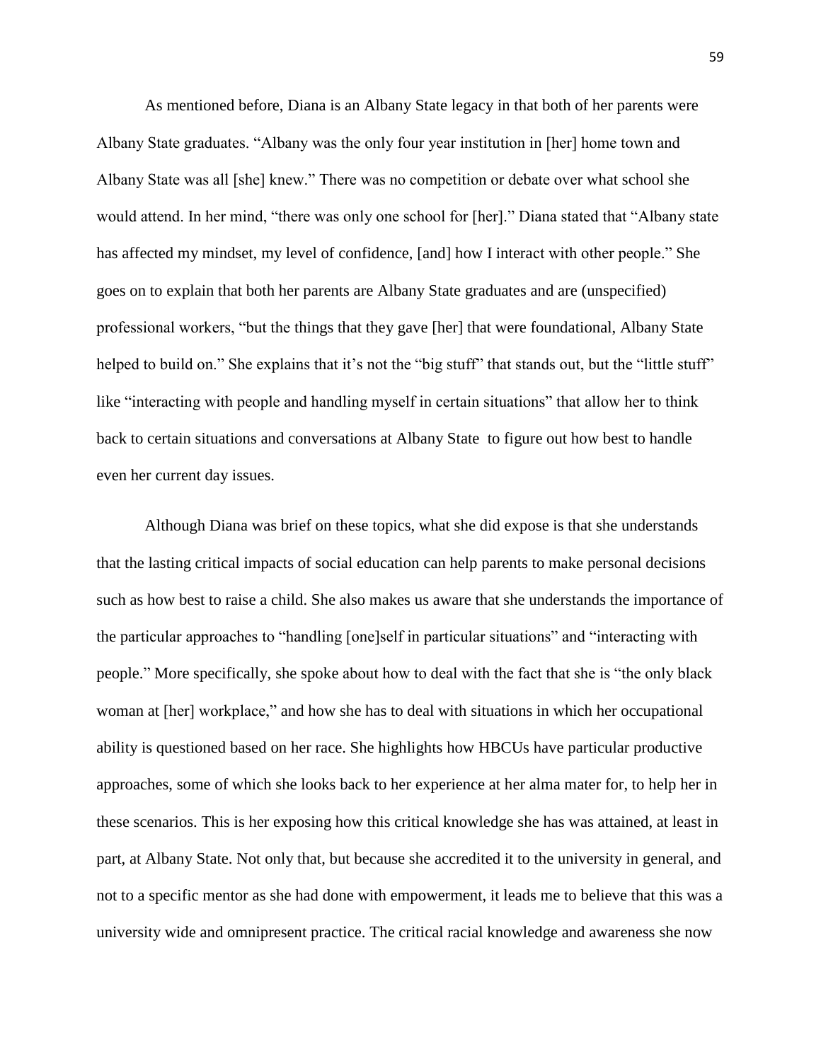As mentioned before, Diana is an Albany State legacy in that both of her parents were Albany State graduates. "Albany was the only four year institution in [her] home town and Albany State was all [she] knew." There was no competition or debate over what school she would attend. In her mind, "there was only one school for [her]." Diana stated that "Albany state has affected my mindset, my level of confidence, [and] how I interact with other people." She goes on to explain that both her parents are Albany State graduates and are (unspecified) professional workers, "but the things that they gave [her] that were foundational, Albany State helped to build on." She explains that it's not the "big stuff" that stands out, but the "little stuff" like "interacting with people and handling myself in certain situations" that allow her to think back to certain situations and conversations at Albany State to figure out how best to handle even her current day issues.

Although Diana was brief on these topics, what she did expose is that she understands that the lasting critical impacts of social education can help parents to make personal decisions such as how best to raise a child. She also makes us aware that she understands the importance of the particular approaches to "handling [one]self in particular situations" and "interacting with people." More specifically, she spoke about how to deal with the fact that she is "the only black woman at [her] workplace," and how she has to deal with situations in which her occupational ability is questioned based on her race. She highlights how HBCUs have particular productive approaches, some of which she looks back to her experience at her alma mater for, to help her in these scenarios. This is her exposing how this critical knowledge she has was attained, at least in part, at Albany State. Not only that, but because she accredited it to the university in general, and not to a specific mentor as she had done with empowerment, it leads me to believe that this was a university wide and omnipresent practice. The critical racial knowledge and awareness she now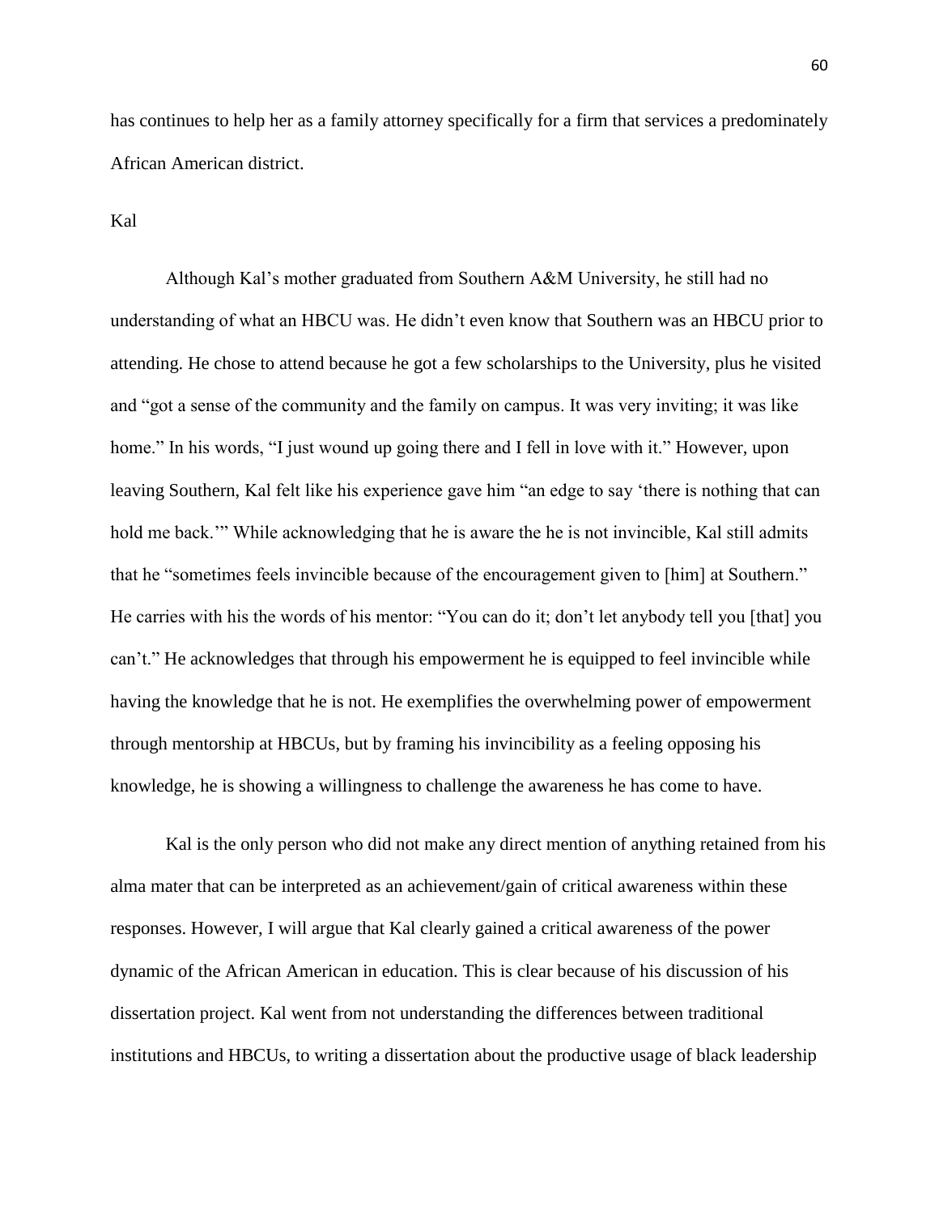has continues to help her as a family attorney specifically for a firm that services a predominately African American district.

Kal

Although Kal's mother graduated from Southern A&M University, he still had no understanding of what an HBCU was. He didn't even know that Southern was an HBCU prior to attending. He chose to attend because he got a few scholarships to the University, plus he visited and "got a sense of the community and the family on campus. It was very inviting; it was like home." In his words, "I just wound up going there and I fell in love with it." However, upon leaving Southern, Kal felt like his experience gave him "an edge to say 'there is nothing that can hold me back.'" While acknowledging that he is aware the he is not invincible, Kal still admits that he "sometimes feels invincible because of the encouragement given to [him] at Southern." He carries with his the words of his mentor: "You can do it; don't let anybody tell you [that] you can't." He acknowledges that through his empowerment he is equipped to feel invincible while having the knowledge that he is not. He exemplifies the overwhelming power of empowerment through mentorship at HBCUs, but by framing his invincibility as a feeling opposing his knowledge, he is showing a willingness to challenge the awareness he has come to have.

Kal is the only person who did not make any direct mention of anything retained from his alma mater that can be interpreted as an achievement/gain of critical awareness within these responses. However, I will argue that Kal clearly gained a critical awareness of the power dynamic of the African American in education. This is clear because of his discussion of his dissertation project. Kal went from not understanding the differences between traditional institutions and HBCUs, to writing a dissertation about the productive usage of black leadership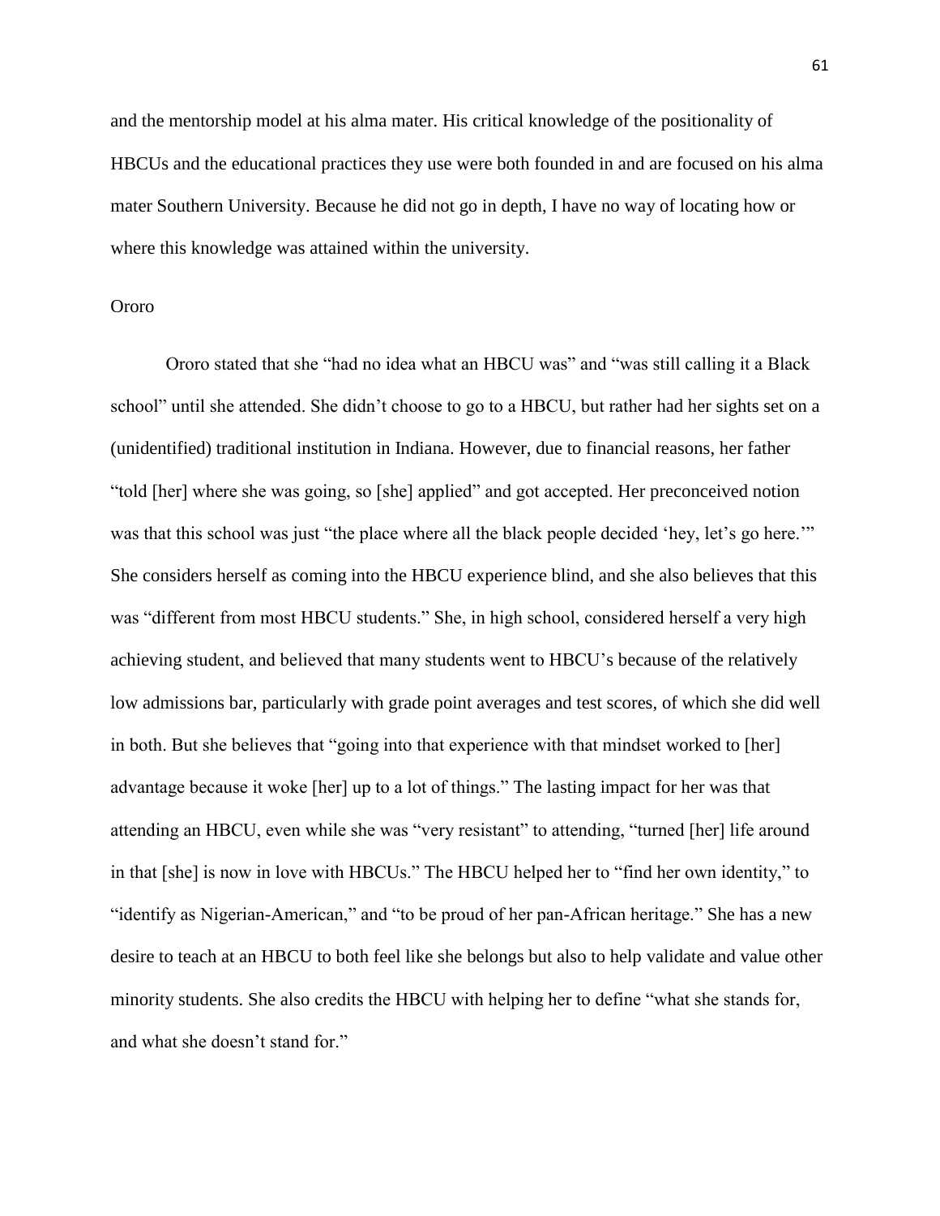and the mentorship model at his alma mater. His critical knowledge of the positionality of HBCUs and the educational practices they use were both founded in and are focused on his alma mater Southern University. Because he did not go in depth, I have no way of locating how or where this knowledge was attained within the university.

### Ororo

Ororo stated that she “had no idea what an HBCU was” and “was still calling it a Black school” until she attended. She didn’t choose to go to a HBCU, but rather had her sights set on a (unidentified) traditional institution in Indiana. However, due to financial reasons, her father “told [her] where she was going, so [she] applied” and got accepted. Her preconceived notion was that this school was just “the place where all the black people decided ‘hey, let’s go here.’” She considers herself as coming into the HBCU experience blind, and she also believes that this was “different from most HBCU students.” She, in high school, considered herself a very high achieving student, and believed that many students went to HBCU’s because of the relatively low admissions bar, particularly with grade point averages and test scores, of which she did well in both. But she believes that “going into that experience with that mindset worked to [her] advantage because it woke [her] up to a lot of things.” The lasting impact for her was that attending an HBCU, even while she was “very resistant” to attending, “turned [her] life around in that [she] is now in love with HBCUs.” The HBCU helped her to “find her own identity,” to “identify as Nigerian-American,” and “to be proud of her pan-African heritage.” She has a new desire to teach at an HBCU to both feel like she belongs but also to help validate and value other minority students. She also credits the HBCU with helping her to define “what she stands for, and what she doesn’t stand for.”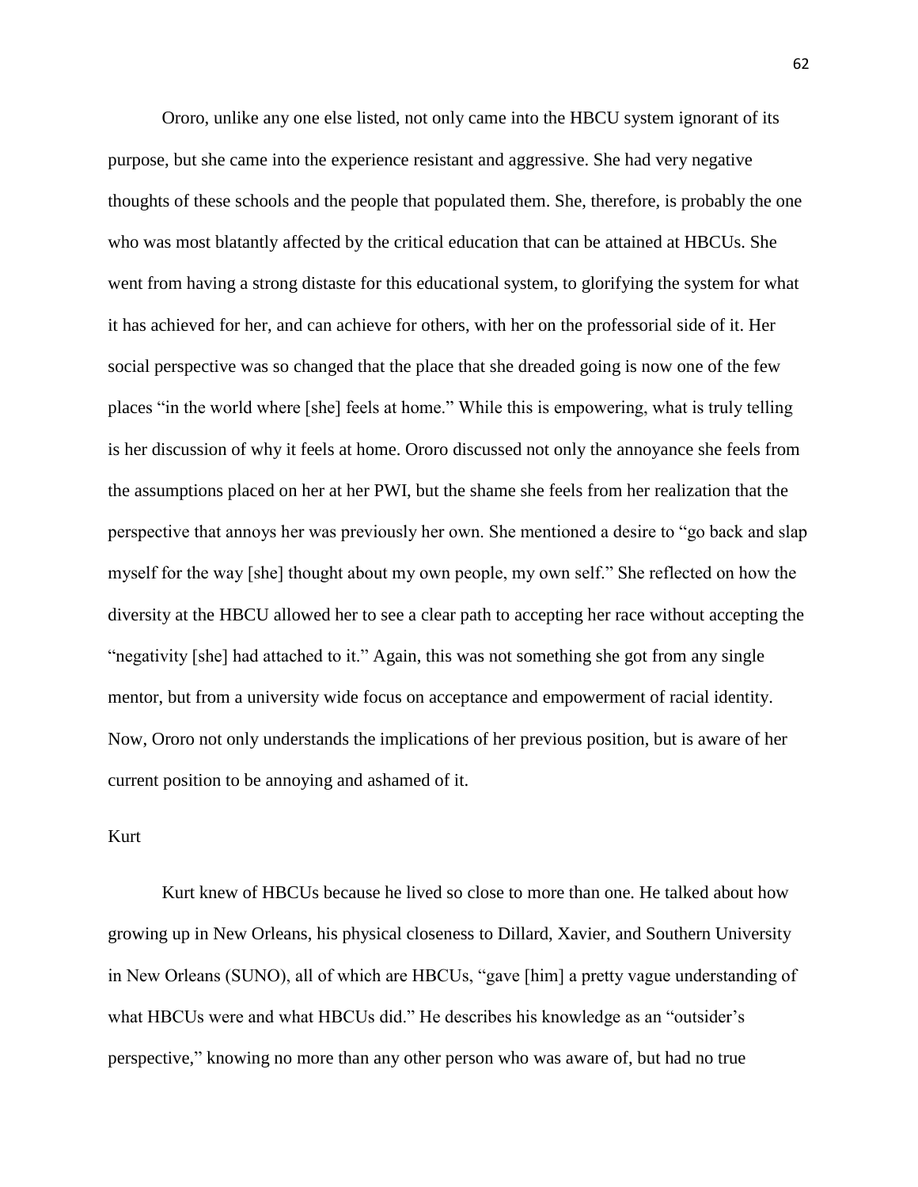Ororo, unlike any one else listed, not only came into the HBCU system ignorant of its purpose, but she came into the experience resistant and aggressive. She had very negative thoughts of these schools and the people that populated them. She, therefore, is probably the one who was most blatantly affected by the critical education that can be attained at HBCUs. She went from having a strong distaste for this educational system, to glorifying the system for what it has achieved for her, and can achieve for others, with her on the professorial side of it. Her social perspective was so changed that the place that she dreaded going is now one of the few places "in the world where [she] feels at home." While this is empowering, what is truly telling is her discussion of why it feels at home. Ororo discussed not only the annoyance she feels from the assumptions placed on her at her PWI, but the shame she feels from her realization that the perspective that annoys her was previously her own. She mentioned a desire to "go back and slap myself for the way [she] thought about my own people, my own self." She reflected on how the diversity at the HBCU allowed her to see a clear path to accepting her race without accepting the "negativity [she] had attached to it." Again, this was not something she got from any single mentor, but from a university wide focus on acceptance and empowerment of racial identity. Now, Ororo not only understands the implications of her previous position, but is aware of her current position to be annoying and ashamed of it.

Kurt

Kurt knew of HBCUs because he lived so close to more than one. He talked about how growing up in New Orleans, his physical closeness to Dillard, Xavier, and Southern University in New Orleans (SUNO), all of which are HBCUs, "gave [him] a pretty vague understanding of what HBCUs were and what HBCUs did." He describes his knowledge as an "outsider's perspective," knowing no more than any other person who was aware of, but had no true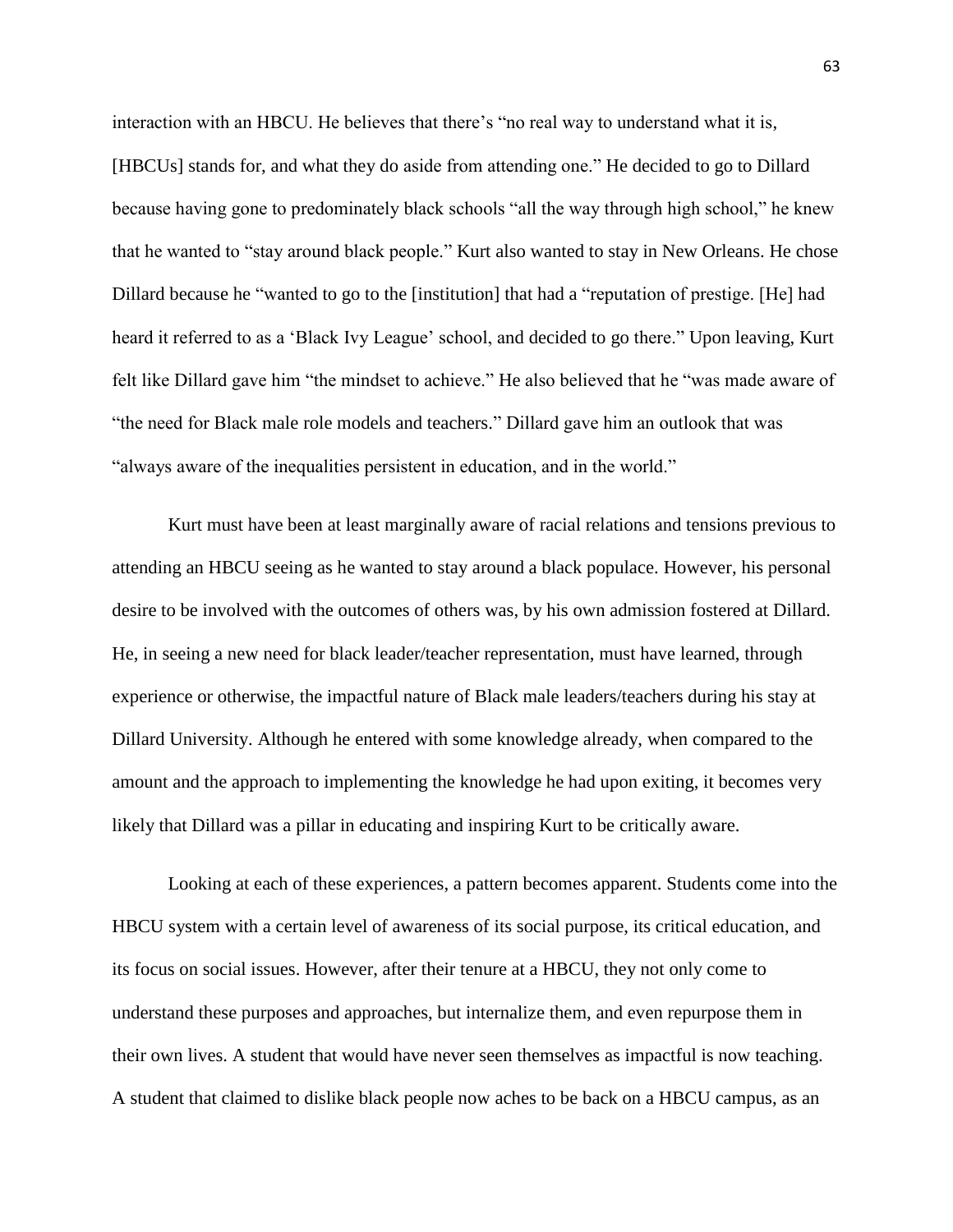interaction with an HBCU. He believes that there's "no real way to understand what it is, [HBCUs] stands for, and what they do aside from attending one." He decided to go to Dillard because having gone to predominately black schools "all the way through high school," he knew that he wanted to "stay around black people." Kurt also wanted to stay in New Orleans. He chose Dillard because he "wanted to go to the [institution] that had a "reputation of prestige. [He] had heard it referred to as a 'Black Ivy League' school, and decided to go there." Upon leaving, Kurt felt like Dillard gave him "the mindset to achieve." He also believed that he "was made aware of "the need for Black male role models and teachers." Dillard gave him an outlook that was "always aware of the inequalities persistent in education, and in the world."

Kurt must have been at least marginally aware of racial relations and tensions previous to attending an HBCU seeing as he wanted to stay around a black populace. However, his personal desire to be involved with the outcomes of others was, by his own admission fostered at Dillard. He, in seeing a new need for black leader/teacher representation, must have learned, through experience or otherwise, the impactful nature of Black male leaders/teachers during his stay at Dillard University. Although he entered with some knowledge already, when compared to the amount and the approach to implementing the knowledge he had upon exiting, it becomes very likely that Dillard was a pillar in educating and inspiring Kurt to be critically aware.

Looking at each of these experiences, a pattern becomes apparent. Students come into the HBCU system with a certain level of awareness of its social purpose, its critical education, and its focus on social issues. However, after their tenure at a HBCU, they not only come to understand these purposes and approaches, but internalize them, and even repurpose them in their own lives. A student that would have never seen themselves as impactful is now teaching. A student that claimed to dislike black people now aches to be back on a HBCU campus, as an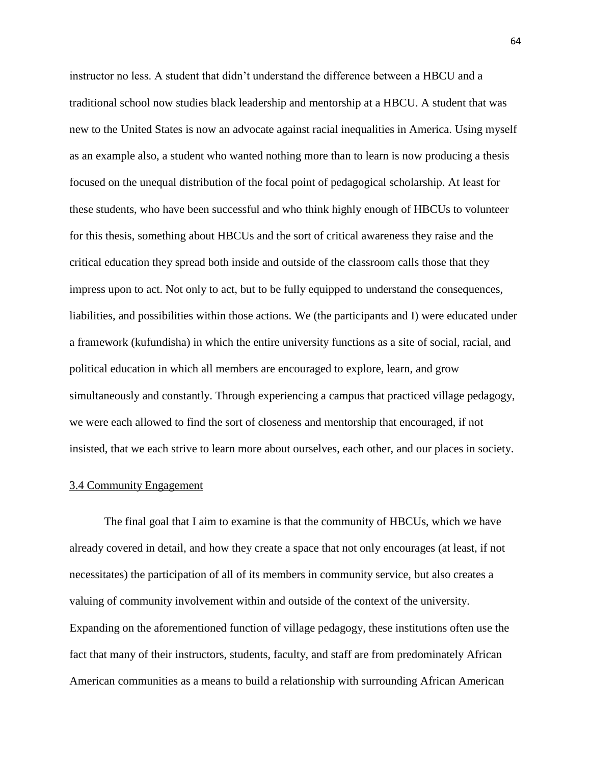instructor no less. A student that didn't understand the difference between a HBCU and a traditional school now studies black leadership and mentorship at a HBCU. A student that was new to the United States is now an advocate against racial inequalities in America. Using myself as an example also, a student who wanted nothing more than to learn is now producing a thesis focused on the unequal distribution of the focal point of pedagogical scholarship. At least for these students, who have been successful and who think highly enough of HBCUs to volunteer for this thesis, something about HBCUs and the sort of critical awareness they raise and the critical education they spread both inside and outside of the classroom calls those that they impress upon to act. Not only to act, but to be fully equipped to understand the consequences, liabilities, and possibilities within those actions. We (the participants and I) were educated under a framework (kufundisha) in which the entire university functions as a site of social, racial, and political education in which all members are encouraged to explore, learn, and grow simultaneously and constantly. Through experiencing a campus that practiced village pedagogy, we were each allowed to find the sort of closeness and mentorship that encouraged, if not insisted, that we each strive to learn more about ourselves, each other, and our places in society.

### 3.4 Community Engagement

The final goal that I aim to examine is that the community of HBCUs, which we have already covered in detail, and how they create a space that not only encourages (at least, if not necessitates) the participation of all of its members in community service, but also creates a valuing of community involvement within and outside of the context of the university. Expanding on the aforementioned function of village pedagogy, these institutions often use the fact that many of their instructors, students, faculty, and staff are from predominately African American communities as a means to build a relationship with surrounding African American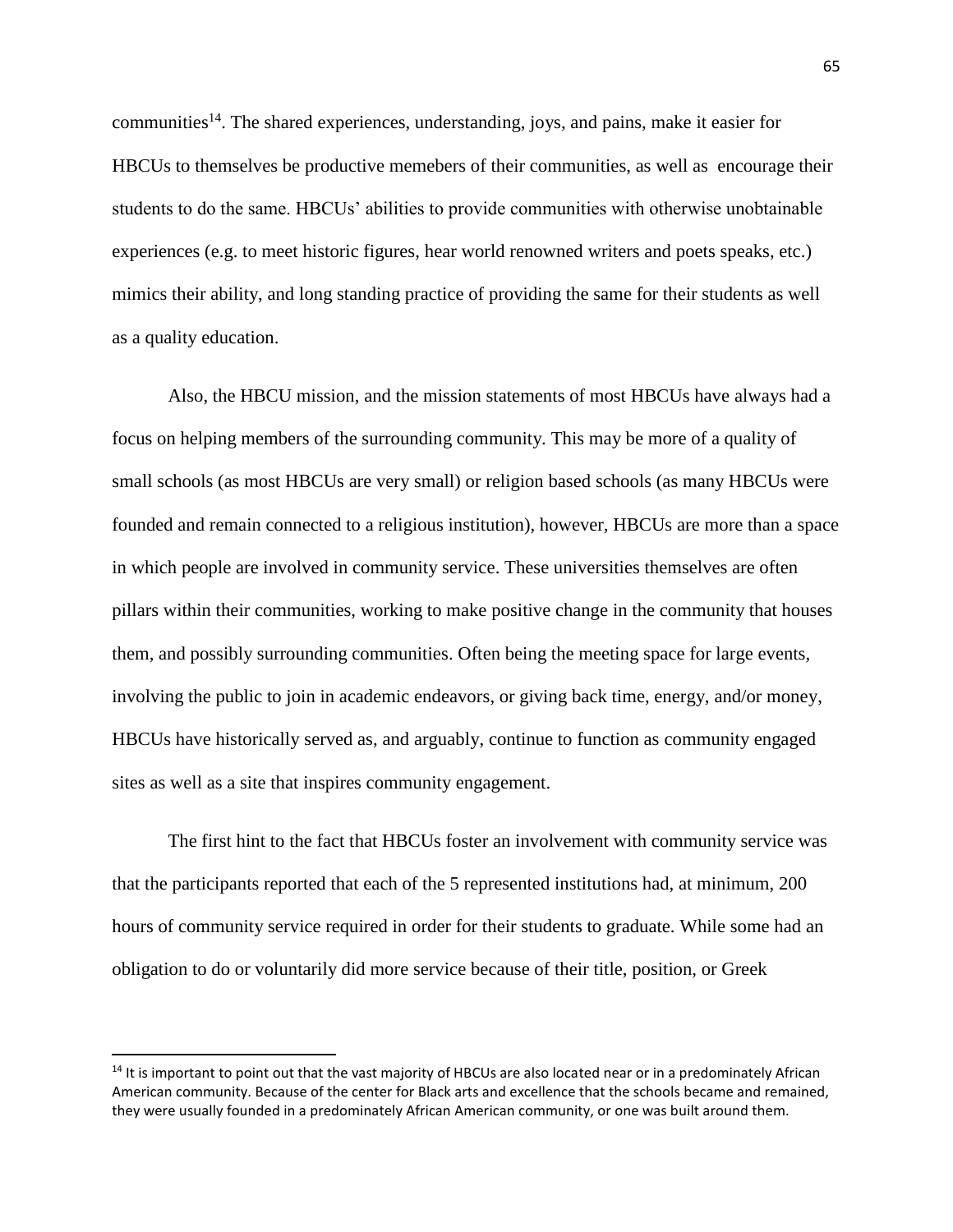communities[14]. The shared experiences, understanding, joys, and pains, make it easier for HBCUs to themselves be productive memebers of their communities, as well as encourage their students to do the same. HBCUs' abilities to provide communities with otherwise unobtainable experiences (e.g. to meet historic figures, hear world renowned writers and poets speaks, etc.) mimics their ability, and long standing practice of providing the same for their students as well as a quality education.

Also, the HBCU mission, and the mission statements of most HBCUs have always had a focus on helping members of the surrounding community. This may be more of a quality of small schools (as most HBCUs are very small) or religion based schools (as many HBCUs were founded and remain connected to a religious institution), however, HBCUs are more than a space in which people are involved in community service. These universities themselves are often pillars within their communities, working to make positive change in the community that houses them, and possibly surrounding communities. Often being the meeting space for large events, involving the public to join in academic endeavors, or giving back time, energy, and/or money, HBCUs have historically served as, and arguably, continue to function as community engaged sites as well as a site that inspires community engagement.

The first hint to the fact that HBCUs foster an involvement with community service was that the participants reported that each of the 5 represented institutions had, at minimum, 200 hours of community service required in order for their students to graduate. While some had an obligation to do or voluntarily did more service because of their title, position, or Greek

---

[14] It is important to point out that the vast majority of HBCUs are also located near or in a predominately African American community. Because of the center for Black arts and excellence that the schools became and remained, they were usually founded in a predominately African American community, or one was built around them.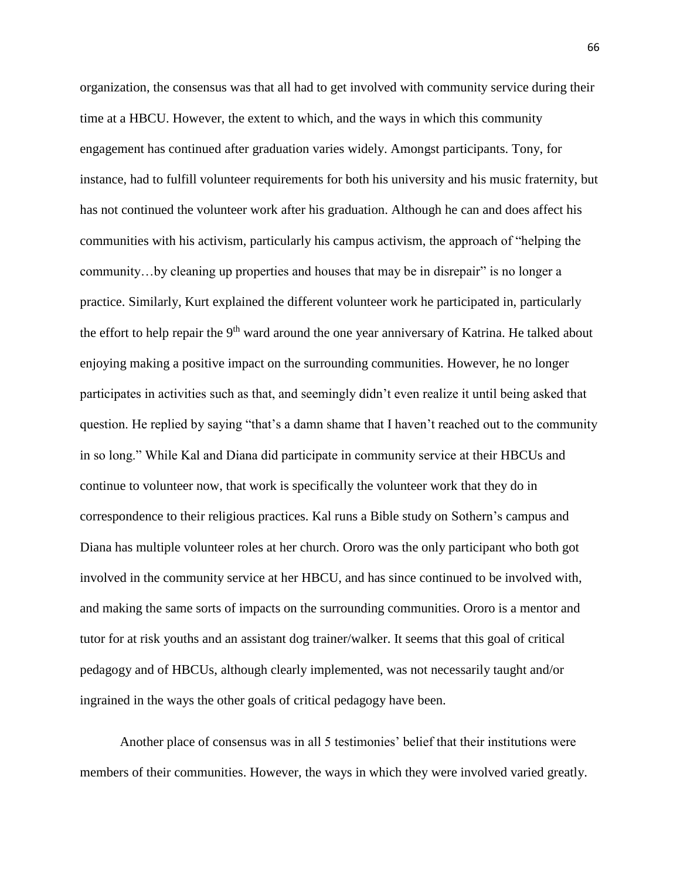organization, the consensus was that all had to get involved with community service during their time at a HBCU. However, the extent to which, and the ways in which this community engagement has continued after graduation varies widely. Amongst participants. Tony, for instance, had to fulfill volunteer requirements for both his university and his music fraternity, but has not continued the volunteer work after his graduation. Although he can and does affect his communities with his activism, particularly his campus activism, the approach of "helping the community…by cleaning up properties and houses that may be in disrepair" is no longer a practice. Similarly, Kurt explained the different volunteer work he participated in, particularly the effort to help repair the 9th ward around the one year anniversary of Katrina. He talked about enjoying making a positive impact on the surrounding communities. However, he no longer participates in activities such as that, and seemingly didn't even realize it until being asked that question. He replied by saying "that's a damn shame that I haven't reached out to the community in so long." While Kal and Diana did participate in community service at their HBCUs and continue to volunteer now, that work is specifically the volunteer work that they do in correspondence to their religious practices. Kal runs a Bible study on Sothern's campus and Diana has multiple volunteer roles at her church. Ororo was the only participant who both got involved in the community service at her HBCU, and has since continued to be involved with, and making the same sorts of impacts on the surrounding communities. Ororo is a mentor and tutor for at risk youths and an assistant dog trainer/walker. It seems that this goal of critical pedagogy and of HBCUs, although clearly implemented, was not necessarily taught and/or ingrained in the ways the other goals of critical pedagogy have been.

Another place of consensus was in all 5 testimonies' belief that their institutions were members of their communities. However, the ways in which they were involved varied greatly.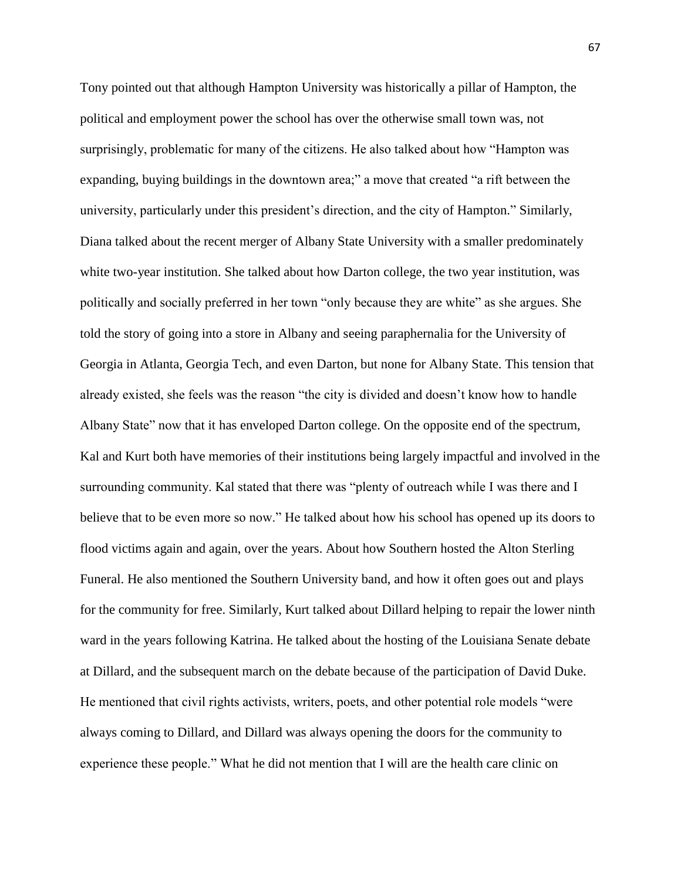Tony pointed out that although Hampton University was historically a pillar of Hampton, the political and employment power the school has over the otherwise small town was, not surprisingly, problematic for many of the citizens. He also talked about how "Hampton was expanding, buying buildings in the downtown area;" a move that created "a rift between the university, particularly under this president's direction, and the city of Hampton." Similarly, Diana talked about the recent merger of Albany State University with a smaller predominately white two-year institution. She talked about how Darton college, the two year institution, was politically and socially preferred in her town "only because they are white" as she argues. She told the story of going into a store in Albany and seeing paraphernalia for the University of Georgia in Atlanta, Georgia Tech, and even Darton, but none for Albany State. This tension that already existed, she feels was the reason "the city is divided and doesn't know how to handle Albany State" now that it has enveloped Darton college. On the opposite end of the spectrum, Kal and Kurt both have memories of their institutions being largely impactful and involved in the surrounding community. Kal stated that there was "plenty of outreach while I was there and I believe that to be even more so now." He talked about how his school has opened up its doors to flood victims again and again, over the years. About how Southern hosted the Alton Sterling Funeral. He also mentioned the Southern University band, and how it often goes out and plays for the community for free. Similarly, Kurt talked about Dillard helping to repair the lower ninth ward in the years following Katrina. He talked about the hosting of the Louisiana Senate debate at Dillard, and the subsequent march on the debate because of the participation of David Duke. He mentioned that civil rights activists, writers, poets, and other potential role models "were always coming to Dillard, and Dillard was always opening the doors for the community to experience these people." What he did not mention that I will are the health care clinic on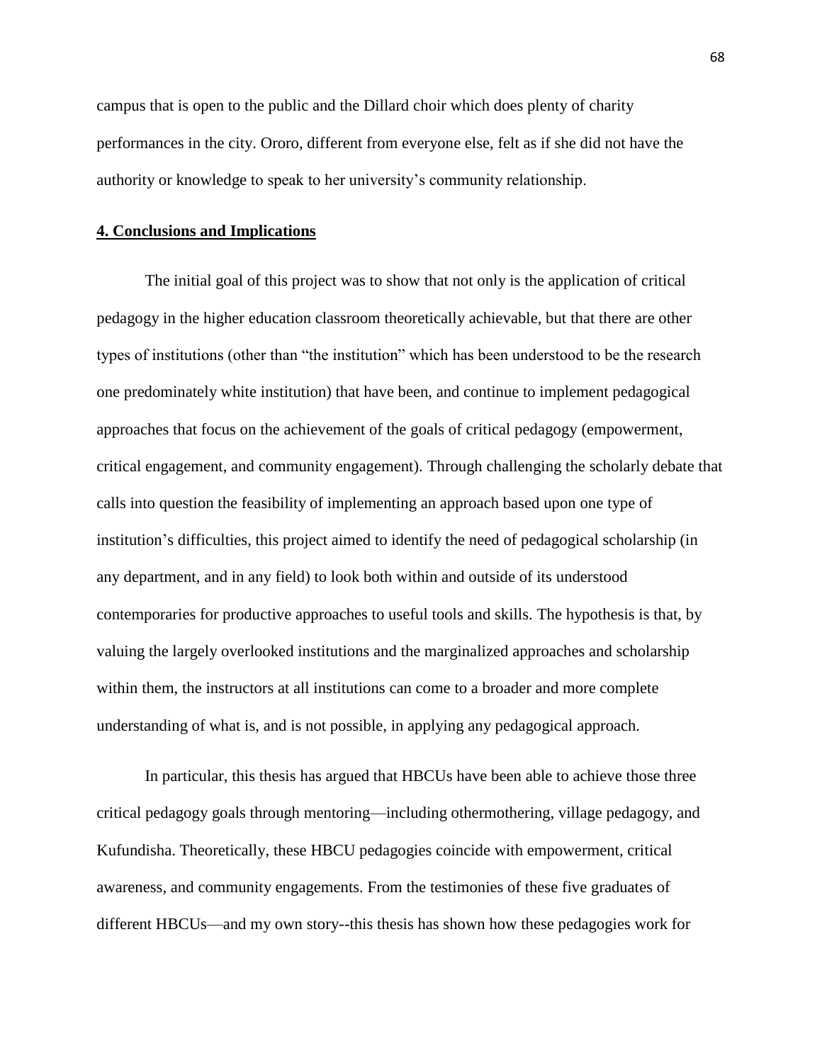campus that is open to the public and the Dillard choir which does plenty of charity performances in the city. Ororo, different from everyone else, felt as if she did not have the authority or knowledge to speak to her university's community relationship.

## 4. Conclusions and Implications

The initial goal of this project was to show that not only is the application of critical pedagogy in the higher education classroom theoretically achievable, but that there are other types of institutions (other than "the institution" which has been understood to be the research one predominately white institution) that have been, and continue to implement pedagogical approaches that focus on the achievement of the goals of critical pedagogy (empowerment, critical engagement, and community engagement). Through challenging the scholarly debate that calls into question the feasibility of implementing an approach based upon one type of institution's difficulties, this project aimed to identify the need of pedagogical scholarship (in any department, and in any field) to look both within and outside of its understood contemporaries for productive approaches to useful tools and skills. The hypothesis is that, by valuing the largely overlooked institutions and the marginalized approaches and scholarship within them, the instructors at all institutions can come to a broader and more complete understanding of what is, and is not possible, in applying any pedagogical approach.

In particular, this thesis has argued that HBCUs have been able to achieve those three critical pedagogy goals through mentoring—including othermothering, village pedagogy, and Kufundisha. Theoretically, these HBCU pedagogies coincide with empowerment, critical awareness, and community engagements. From the testimonies of these five graduates of different HBCUs—and my own story--this thesis has shown how these pedagogies work for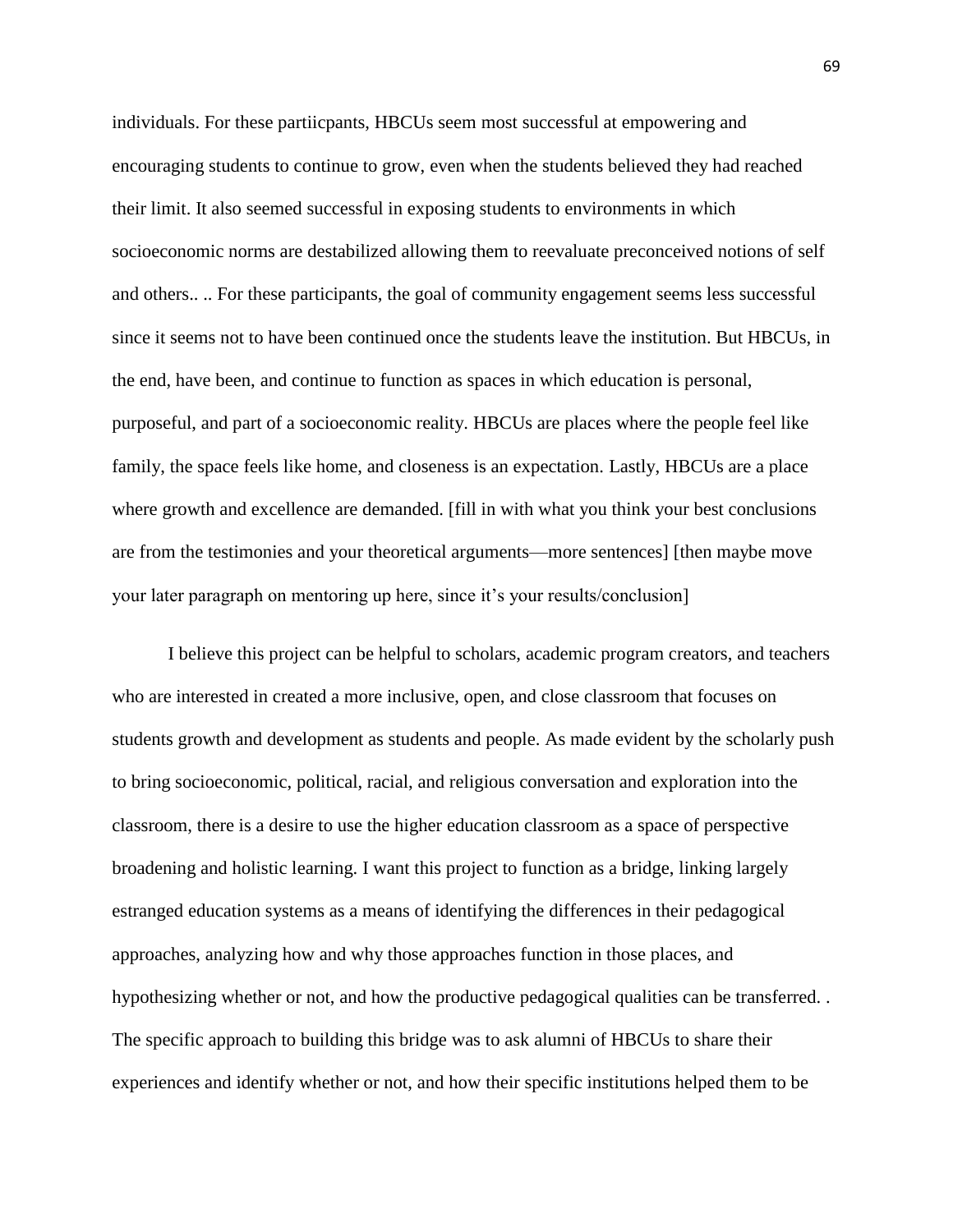individuals. For these partiicpants, HBCUs seem most successful at empowering and encouraging students to continue to grow, even when the students believed they had reached their limit. It also seemed successful in exposing students to environments in which socioeconomic norms are destabilized allowing them to reevaluate preconceived notions of self and others.. .. For these participants, the goal of community engagement seems less successful since it seems not to have been continued once the students leave the institution. But HBCUs, in the end, have been, and continue to function as spaces in which education is personal, purposeful, and part of a socioeconomic reality. HBCUs are places where the people feel like family, the space feels like home, and closeness is an expectation. Lastly, HBCUs are a place where growth and excellence are demanded. [fill in with what you think your best conclusions are from the testimonies and your theoretical arguments—more sentences] [then maybe move your later paragraph on mentoring up here, since it's your results/conclusion]

I believe this project can be helpful to scholars, academic program creators, and teachers who are interested in created a more inclusive, open, and close classroom that focuses on students growth and development as students and people. As made evident by the scholarly push to bring socioeconomic, political, racial, and religious conversation and exploration into the classroom, there is a desire to use the higher education classroom as a space of perspective broadening and holistic learning. I want this project to function as a bridge, linking largely estranged education systems as a means of identifying the differences in their pedagogical approaches, analyzing how and why those approaches function in those places, and hypothesizing whether or not, and how the productive pedagogical qualities can be transferred. . The specific approach to building this bridge was to ask alumni of HBCUs to share their experiences and identify whether or not, and how their specific institutions helped them to be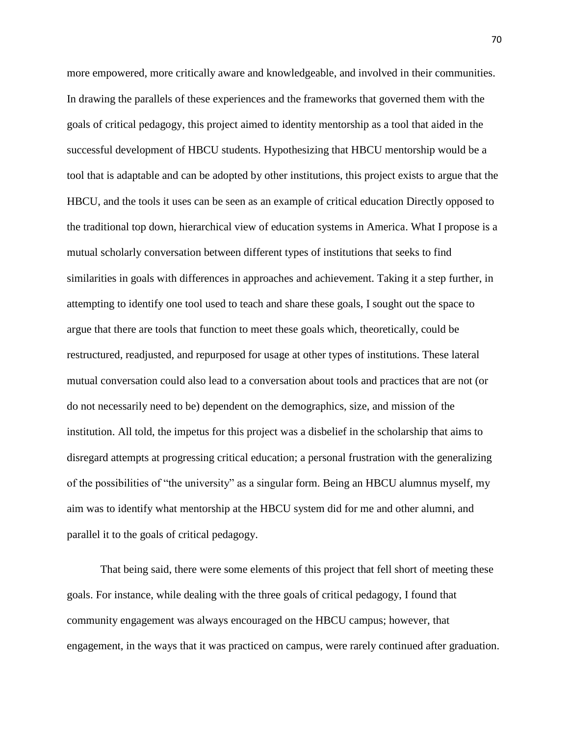more empowered, more critically aware and knowledgeable, and involved in their communities. In drawing the parallels of these experiences and the frameworks that governed them with the goals of critical pedagogy, this project aimed to identity mentorship as a tool that aided in the successful development of HBCU students. Hypothesizing that HBCU mentorship would be a tool that is adaptable and can be adopted by other institutions, this project exists to argue that the HBCU, and the tools it uses can be seen as an example of critical education Directly opposed to the traditional top down, hierarchical view of education systems in America. What I propose is a mutual scholarly conversation between different types of institutions that seeks to find similarities in goals with differences in approaches and achievement. Taking it a step further, in attempting to identify one tool used to teach and share these goals, I sought out the space to argue that there are tools that function to meet these goals which, theoretically, could be restructured, readjusted, and repurposed for usage at other types of institutions. These lateral mutual conversation could also lead to a conversation about tools and practices that are not (or do not necessarily need to be) dependent on the demographics, size, and mission of the institution. All told, the impetus for this project was a disbelief in the scholarship that aims to disregard attempts at progressing critical education; a personal frustration with the generalizing of the possibilities of "the university" as a singular form. Being an HBCU alumnus myself, my aim was to identify what mentorship at the HBCU system did for me and other alumni, and parallel it to the goals of critical pedagogy.

That being said, there were some elements of this project that fell short of meeting these goals. For instance, while dealing with the three goals of critical pedagogy, I found that community engagement was always encouraged on the HBCU campus; however, that engagement, in the ways that it was practiced on campus, were rarely continued after graduation.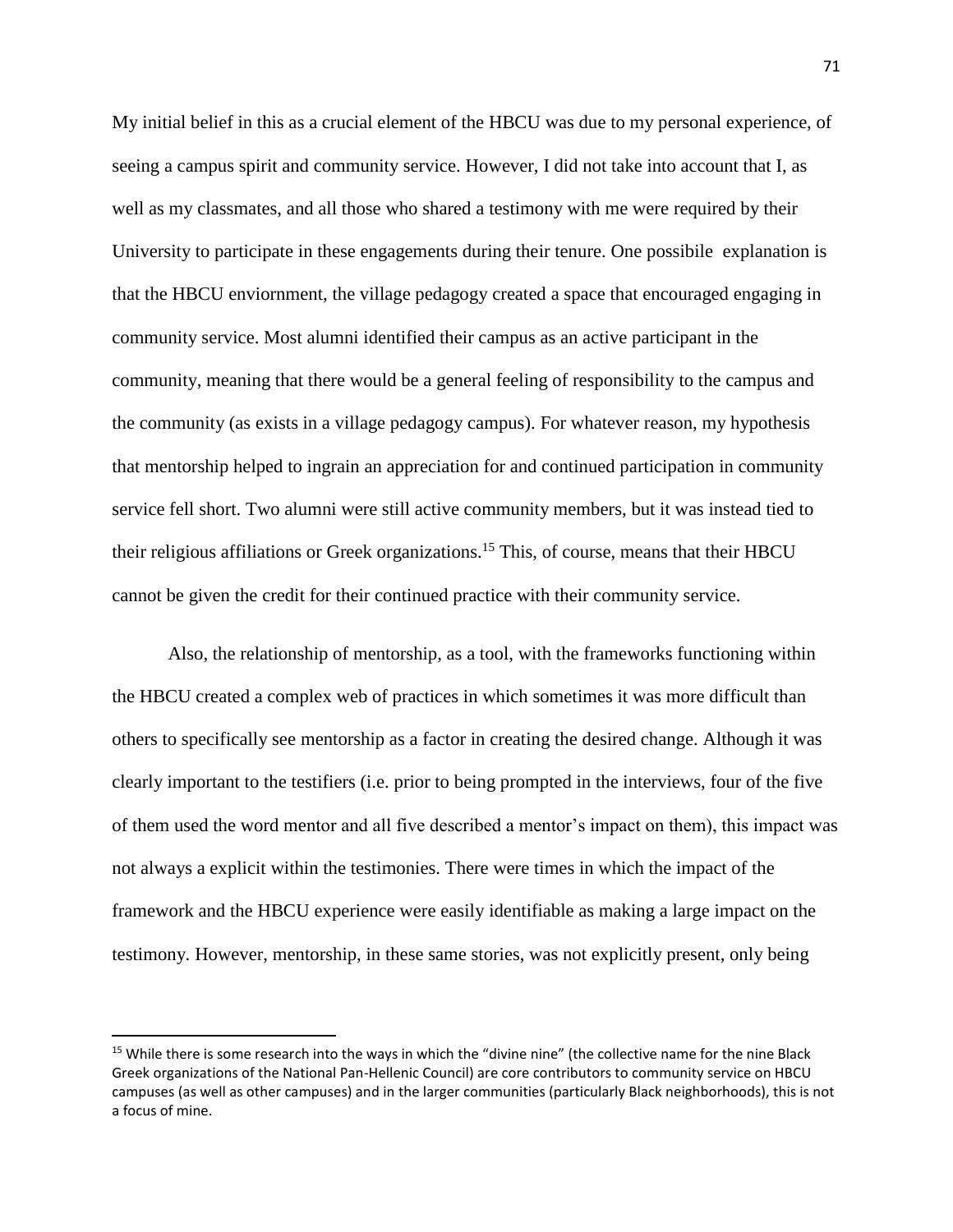My initial belief in this as a crucial element of the HBCU was due to my personal experience, of seeing a campus spirit and community service. However, I did not take into account that I, as well as my classmates, and all those who shared a testimony with me were required by their University to participate in these engagements during their tenure. One possibile explanation is that the HBCU enviornment, the village pedagogy created a space that encouraged engaging in community service. Most alumni identified their campus as an active participant in the community, meaning that there would be a general feeling of responsibility to the campus and the community (as exists in a village pedagogy campus). For whatever reason, my hypothesis that mentorship helped to ingrain an appreciation for and continued participation in community service fell short. Two alumni were still active community members, but it was instead tied to their religious affiliations or Greek organizations.[15] This, of course, means that their HBCU cannot be given the credit for their continued practice with their community service.

Also, the relationship of mentorship, as a tool, with the frameworks functioning within the HBCU created a complex web of practices in which sometimes it was more difficult than others to specifically see mentorship as a factor in creating the desired change. Although it was clearly important to the testifiers (i.e. prior to being prompted in the interviews, four of the five of them used the word mentor and all five described a mentor's impact on them), this impact was not always a explicit within the testimonies. There were times in which the impact of the framework and the HBCU experience were easily identifiable as making a large impact on the testimony. However, mentorship, in these same stories, was not explicitly present, only being

[15] While there is some research into the ways in which the "divine nine" (the collective name for the nine Black Greek organizations of the National Pan-Hellenic Council) are core contributors to community service on HBCU campuses (as well as other campuses) and in the larger communities (particularly Black neighborhoods), this is not a focus of mine.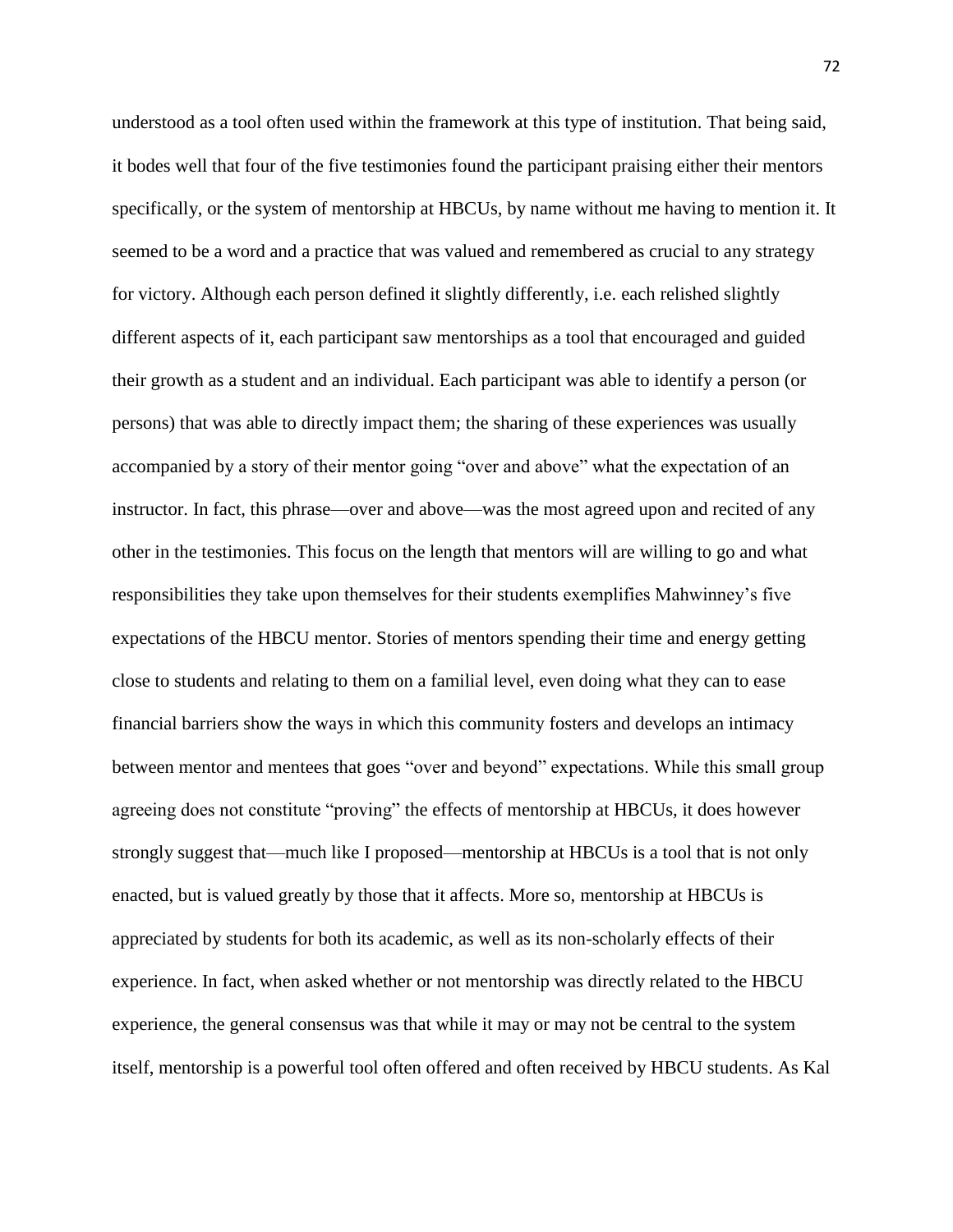understood as a tool often used within the framework at this type of institution. That being said, it bodes well that four of the five testimonies found the participant praising either their mentors specifically, or the system of mentorship at HBCUs, by name without me having to mention it. It seemed to be a word and a practice that was valued and remembered as crucial to any strategy for victory. Although each person defined it slightly differently, i.e. each relished slightly different aspects of it, each participant saw mentorships as a tool that encouraged and guided their growth as a student and an individual. Each participant was able to identify a person (or persons) that was able to directly impact them; the sharing of these experiences was usually accompanied by a story of their mentor going "over and above" what the expectation of an instructor. In fact, this phrase—over and above—was the most agreed upon and recited of any other in the testimonies. This focus on the length that mentors will are willing to go and what responsibilities they take upon themselves for their students exemplifies Mahwinney's five expectations of the HBCU mentor. Stories of mentors spending their time and energy getting close to students and relating to them on a familial level, even doing what they can to ease financial barriers show the ways in which this community fosters and develops an intimacy between mentor and mentees that goes "over and beyond" expectations. While this small group agreeing does not constitute "proving" the effects of mentorship at HBCUs, it does however strongly suggest that—much like I proposed—mentorship at HBCUs is a tool that is not only enacted, but is valued greatly by those that it affects. More so, mentorship at HBCUs is appreciated by students for both its academic, as well as its non-scholarly effects of their experience. In fact, when asked whether or not mentorship was directly related to the HBCU experience, the general consensus was that while it may or may not be central to the system itself, mentorship is a powerful tool often offered and often received by HBCU students. As Kal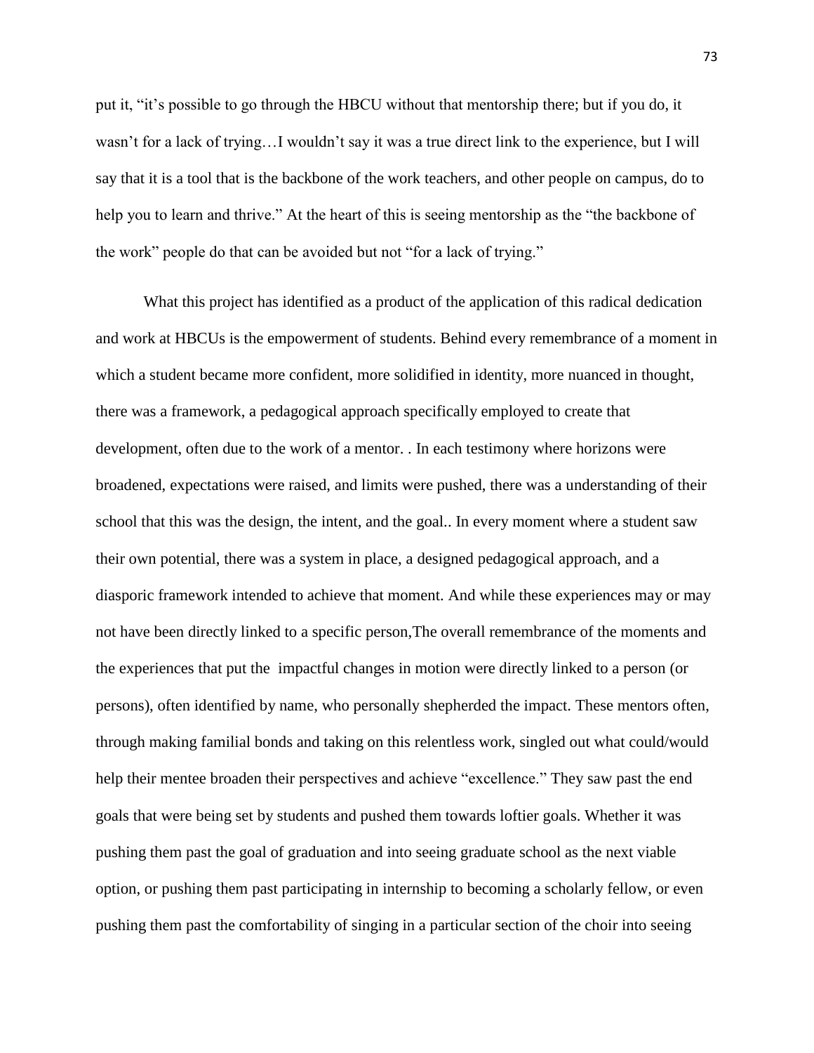put it, "it's possible to go through the HBCU without that mentorship there; but if you do, it wasn't for a lack of trying…I wouldn't say it was a true direct link to the experience, but I will say that it is a tool that is the backbone of the work teachers, and other people on campus, do to help you to learn and thrive." At the heart of this is seeing mentorship as the "the backbone of the work" people do that can be avoided but not "for a lack of trying."

What this project has identified as a product of the application of this radical dedication and work at HBCUs is the empowerment of students. Behind every remembrance of a moment in which a student became more confident, more solidified in identity, more nuanced in thought, there was a framework, a pedagogical approach specifically employed to create that development, often due to the work of a mentor. . In each testimony where horizons were broadened, expectations were raised, and limits were pushed, there was a understanding of their school that this was the design, the intent, and the goal.. In every moment where a student saw their own potential, there was a system in place, a designed pedagogical approach, and a diasporic framework intended to achieve that moment. And while these experiences may or may not have been directly linked to a specific person,The overall remembrance of the moments and the experiences that put the impactful changes in motion were directly linked to a person (or persons), often identified by name, who personally shepherded the impact. These mentors often, through making familial bonds and taking on this relentless work, singled out what could/would help their mentee broaden their perspectives and achieve "excellence." They saw past the end goals that were being set by students and pushed them towards loftier goals. Whether it was pushing them past the goal of graduation and into seeing graduate school as the next viable option, or pushing them past participating in internship to becoming a scholarly fellow, or even pushing them past the comfortability of singing in a particular section of the choir into seeing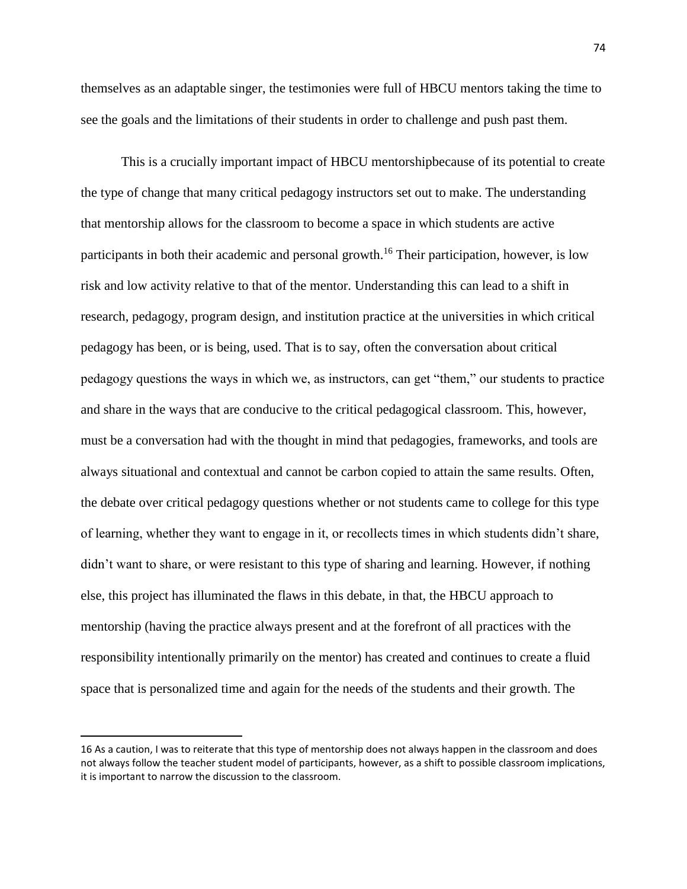themselves as an adaptable singer, the testimonies were full of HBCU mentors taking the time to see the goals and the limitations of their students in order to challenge and push past them.

This is a crucially important impact of HBCU mentorshipbecause of its potential to create the type of change that many critical pedagogy instructors set out to make. The understanding that mentorship allows for the classroom to become a space in which students are active participants in both their academic and personal growth.[16] Their participation, however, is low risk and low activity relative to that of the mentor. Understanding this can lead to a shift in research, pedagogy, program design, and institution practice at the universities in which critical pedagogy has been, or is being, used. That is to say, often the conversation about critical pedagogy questions the ways in which we, as instructors, can get "them," our students to practice and share in the ways that are conducive to the critical pedagogical classroom. This, however, must be a conversation had with the thought in mind that pedagogies, frameworks, and tools are always situational and contextual and cannot be carbon copied to attain the same results. Often, the debate over critical pedagogy questions whether or not students came to college for this type of learning, whether they want to engage in it, or recollects times in which students didn't share, didn't want to share, or were resistant to this type of sharing and learning. However, if nothing else, this project has illuminated the flaws in this debate, in that, the HBCU approach to mentorship (having the practice always present and at the forefront of all practices with the responsibility intentionally primarily on the mentor) has created and continues to create a fluid space that is personalized time and again for the needs of the students and their growth. The

---

16 As a caution, I was to reiterate that this type of mentorship does not always happen in the classroom and does not always follow the teacher student model of participants, however, as a shift to possible classroom implications, it is important to narrow the discussion to the classroom.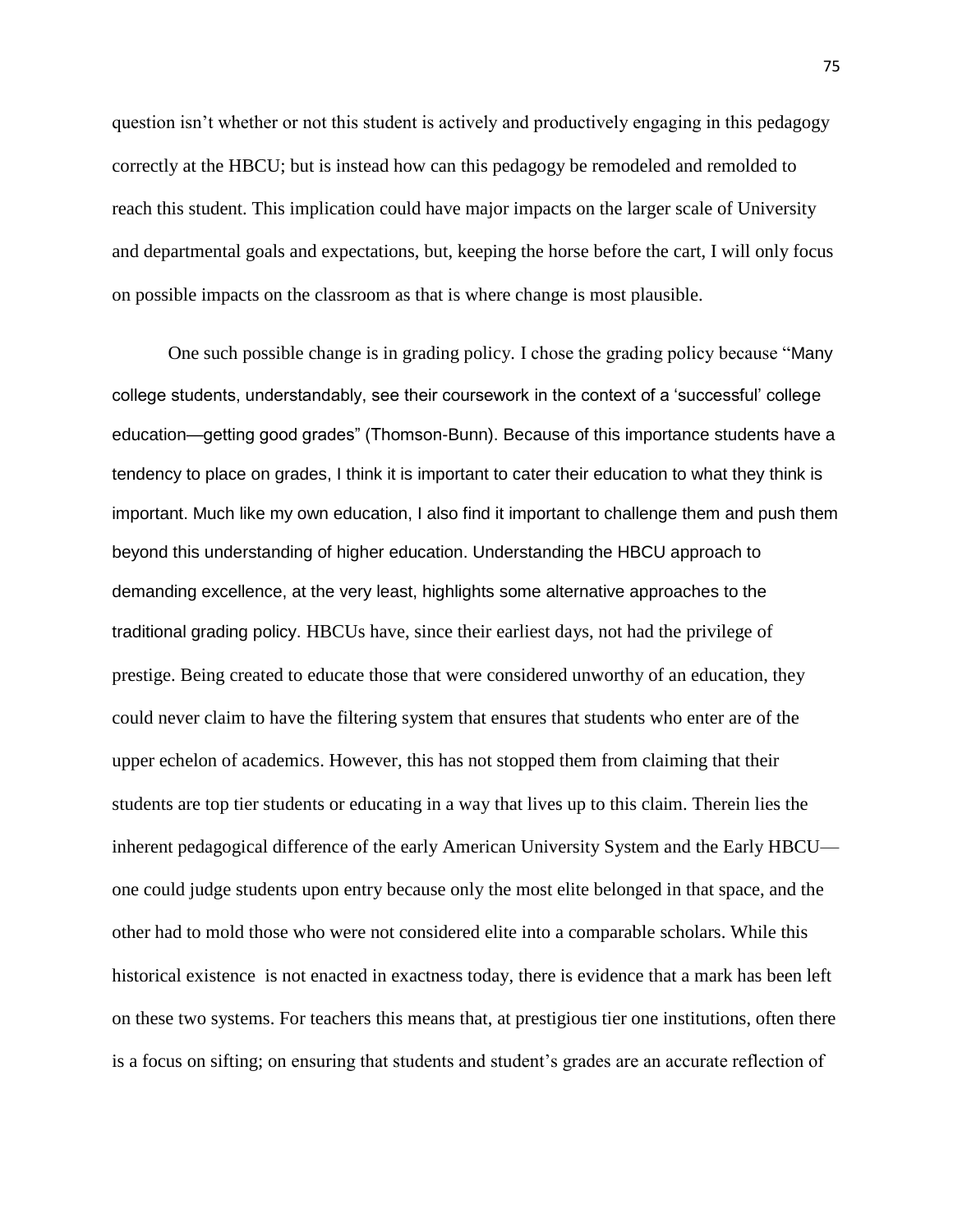question isn't whether or not this student is actively and productively engaging in this pedagogy correctly at the HBCU; but is instead how can this pedagogy be remodeled and remolded to reach this student. This implication could have major impacts on the larger scale of University and departmental goals and expectations, but, keeping the horse before the cart, I will only focus on possible impacts on the classroom as that is where change is most plausible.

One such possible change is in grading policy. I chose the grading policy because "Many college students, understandably, see their coursework in the context of a 'successful' college education—getting good grades" (Thomson-Bunn). Because of this importance students have a tendency to place on grades, I think it is important to cater their education to what they think is important. Much like my own education, I also find it important to challenge them and push them beyond this understanding of higher education. Understanding the HBCU approach to demanding excellence, at the very least, highlights some alternative approaches to the traditional grading policy. HBCUs have, since their earliest days, not had the privilege of prestige. Being created to educate those that were considered unworthy of an education, they could never claim to have the filtering system that ensures that students who enter are of the upper echelon of academics. However, this has not stopped them from claiming that their students are top tier students or educating in a way that lives up to this claim. Therein lies the inherent pedagogical difference of the early American University System and the Early HBCU—one could judge students upon entry because only the most elite belonged in that space, and the other had to mold those who were not considered elite into a comparable scholars. While this historical existence is not enacted in exactness today, there is evidence that a mark has been left on these two systems. For teachers this means that, at prestigious tier one institutions, often there is a focus on sifting; on ensuring that students and student's grades are an accurate reflection of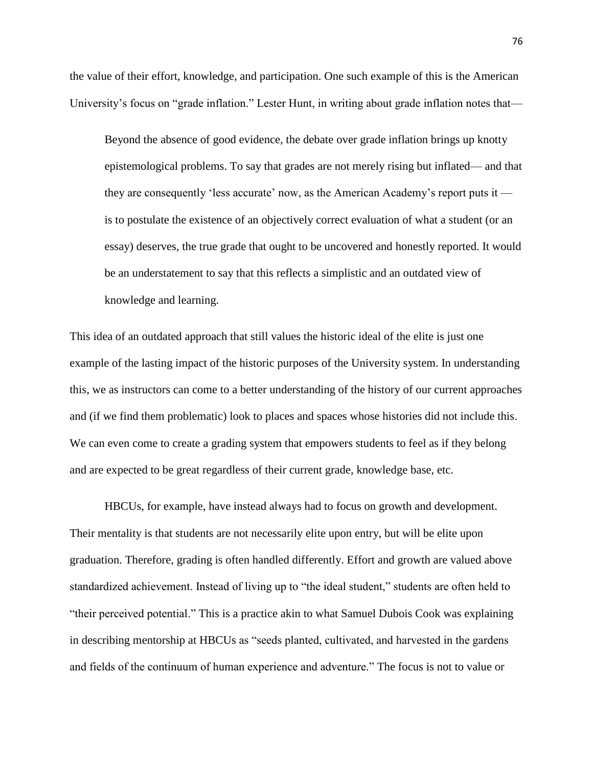the value of their effort, knowledge, and participation. One such example of this is the American University's focus on "grade inflation." Lester Hunt, in writing about grade inflation notes that—

> Beyond the absence of good evidence, the debate over grade inflation brings up knotty epistemological problems. To say that grades are not merely rising but inflated— and that they are consequently 'less accurate' now, as the American Academy's report puts it — is to postulate the existence of an objectively correct evaluation of what a student (or an essay) deserves, the true grade that ought to be uncovered and honestly reported. It would be an understatement to say that this reflects a simplistic and an outdated view of knowledge and learning.

This idea of an outdated approach that still values the historic ideal of the elite is just one example of the lasting impact of the historic purposes of the University system. In understanding this, we as instructors can come to a better understanding of the history of our current approaches and (if we find them problematic) look to places and spaces whose histories did not include this. We can even come to create a grading system that empowers students to feel as if they belong and are expected to be great regardless of their current grade, knowledge base, etc.

HBCUs, for example, have instead always had to focus on growth and development. Their mentality is that students are not necessarily elite upon entry, but will be elite upon graduation. Therefore, grading is often handled differently. Effort and growth are valued above standardized achievement. Instead of living up to "the ideal student," students are often held to "their perceived potential." This is a practice akin to what Samuel Dubois Cook was explaining in describing mentorship at HBCUs as "seeds planted, cultivated, and harvested in the gardens and fields of the continuum of human experience and adventure." The focus is not to value or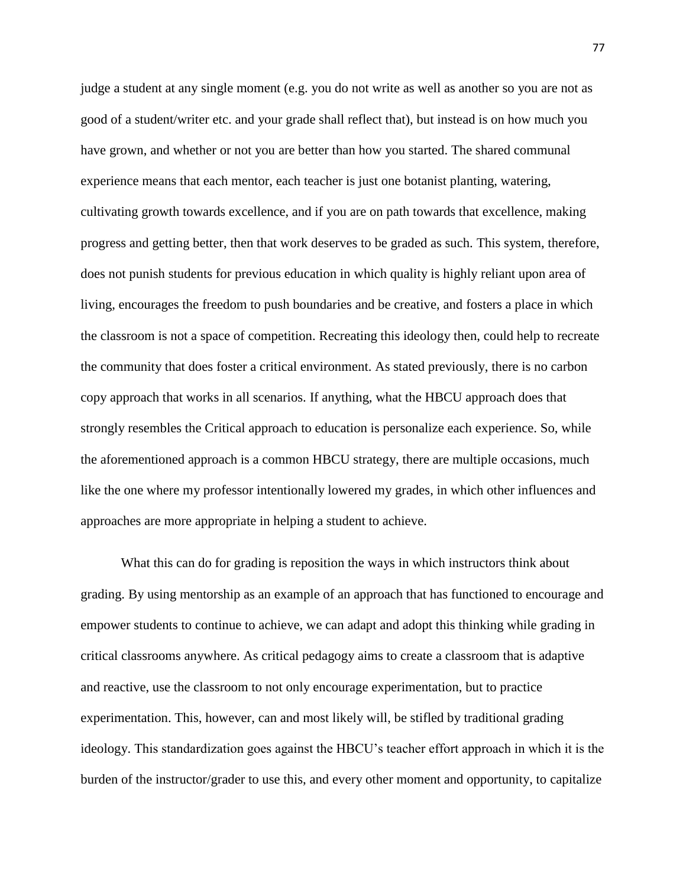judge a student at any single moment (e.g. you do not write as well as another so you are not as good of a student/writer etc. and your grade shall reflect that), but instead is on how much you have grown, and whether or not you are better than how you started. The shared communal experience means that each mentor, each teacher is just one botanist planting, watering, cultivating growth towards excellence, and if you are on path towards that excellence, making progress and getting better, then that work deserves to be graded as such. This system, therefore, does not punish students for previous education in which quality is highly reliant upon area of living, encourages the freedom to push boundaries and be creative, and fosters a place in which the classroom is not a space of competition. Recreating this ideology then, could help to recreate the community that does foster a critical environment. As stated previously, there is no carbon copy approach that works in all scenarios. If anything, what the HBCU approach does that strongly resembles the Critical approach to education is personalize each experience. So, while the aforementioned approach is a common HBCU strategy, there are multiple occasions, much like the one where my professor intentionally lowered my grades, in which other influences and approaches are more appropriate in helping a student to achieve.

What this can do for grading is reposition the ways in which instructors think about grading. By using mentorship as an example of an approach that has functioned to encourage and empower students to continue to achieve, we can adapt and adopt this thinking while grading in critical classrooms anywhere. As critical pedagogy aims to create a classroom that is adaptive and reactive, use the classroom to not only encourage experimentation, but to practice experimentation. This, however, can and most likely will, be stifled by traditional grading ideology. This standardization goes against the HBCU's teacher effort approach in which it is the burden of the instructor/grader to use this, and every other moment and opportunity, to capitalize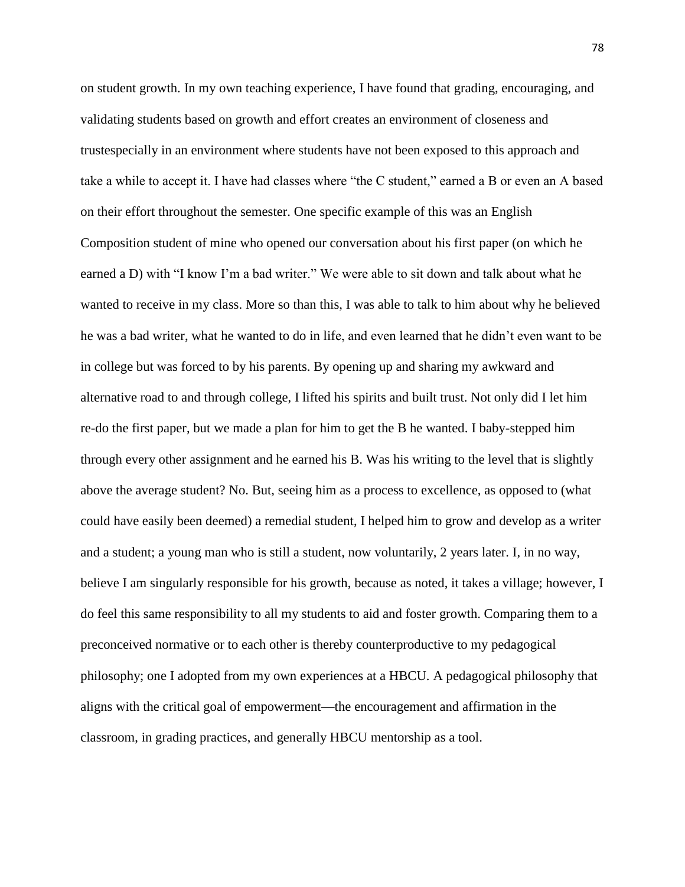on student growth. In my own teaching experience, I have found that grading, encouraging, and validating students based on growth and effort creates an environment of closeness and trustespecially in an environment where students have not been exposed to this approach and take a while to accept it. I have had classes where "the C student," earned a B or even an A based on their effort throughout the semester. One specific example of this was an English Composition student of mine who opened our conversation about his first paper (on which he earned a D) with "I know I'm a bad writer." We were able to sit down and talk about what he wanted to receive in my class. More so than this, I was able to talk to him about why he believed he was a bad writer, what he wanted to do in life, and even learned that he didn't even want to be in college but was forced to by his parents. By opening up and sharing my awkward and alternative road to and through college, I lifted his spirits and built trust. Not only did I let him re-do the first paper, but we made a plan for him to get the B he wanted. I baby-stepped him through every other assignment and he earned his B. Was his writing to the level that is slightly above the average student? No. But, seeing him as a process to excellence, as opposed to (what could have easily been deemed) a remedial student, I helped him to grow and develop as a writer and a student; a young man who is still a student, now voluntarily, 2 years later. I, in no way, believe I am singularly responsible for his growth, because as noted, it takes a village; however, I do feel this same responsibility to all my students to aid and foster growth. Comparing them to a preconceived normative or to each other is thereby counterproductive to my pedagogical philosophy; one I adopted from my own experiences at a HBCU. A pedagogical philosophy that aligns with the critical goal of empowerment—the encouragement and affirmation in the classroom, in grading practices, and generally HBCU mentorship as a tool.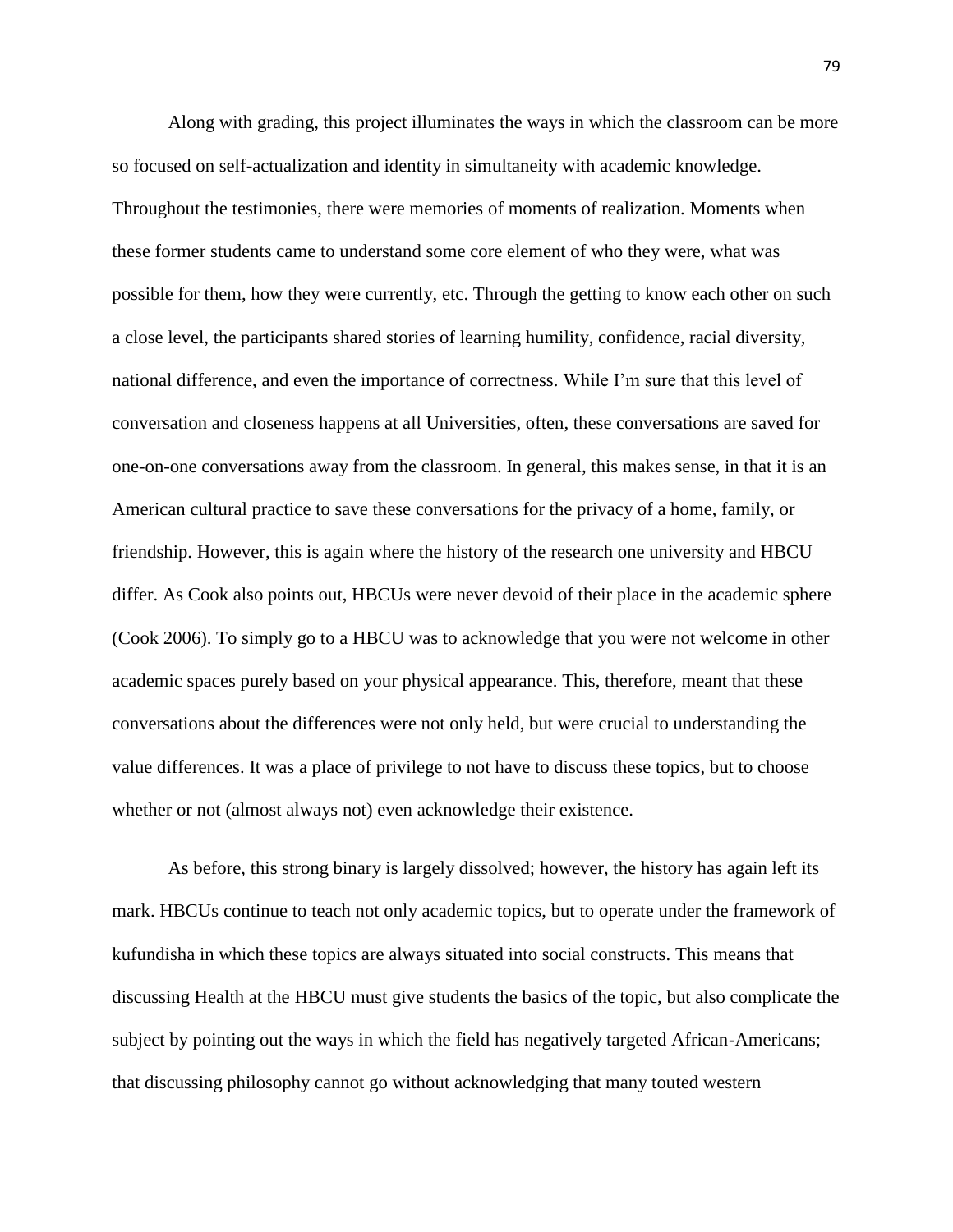Along with grading, this project illuminates the ways in which the classroom can be more so focused on self-actualization and identity in simultaneity with academic knowledge. Throughout the testimonies, there were memories of moments of realization. Moments when these former students came to understand some core element of who they were, what was possible for them, how they were currently, etc. Through the getting to know each other on such a close level, the participants shared stories of learning humility, confidence, racial diversity, national difference, and even the importance of correctness. While I'm sure that this level of conversation and closeness happens at all Universities, often, these conversations are saved for one-on-one conversations away from the classroom. In general, this makes sense, in that it is an American cultural practice to save these conversations for the privacy of a home, family, or friendship. However, this is again where the history of the research one university and HBCU differ. As Cook also points out, HBCUs were never devoid of their place in the academic sphere (Cook 2006). To simply go to a HBCU was to acknowledge that you were not welcome in other academic spaces purely based on your physical appearance. This, therefore, meant that these conversations about the differences were not only held, but were crucial to understanding the value differences. It was a place of privilege to not have to discuss these topics, but to choose whether or not (almost always not) even acknowledge their existence.

As before, this strong binary is largely dissolved; however, the history has again left its mark. HBCUs continue to teach not only academic topics, but to operate under the framework of kufundisha in which these topics are always situated into social constructs. This means that discussing Health at the HBCU must give students the basics of the topic, but also complicate the subject by pointing out the ways in which the field has negatively targeted African-Americans; that discussing philosophy cannot go without acknowledging that many touted western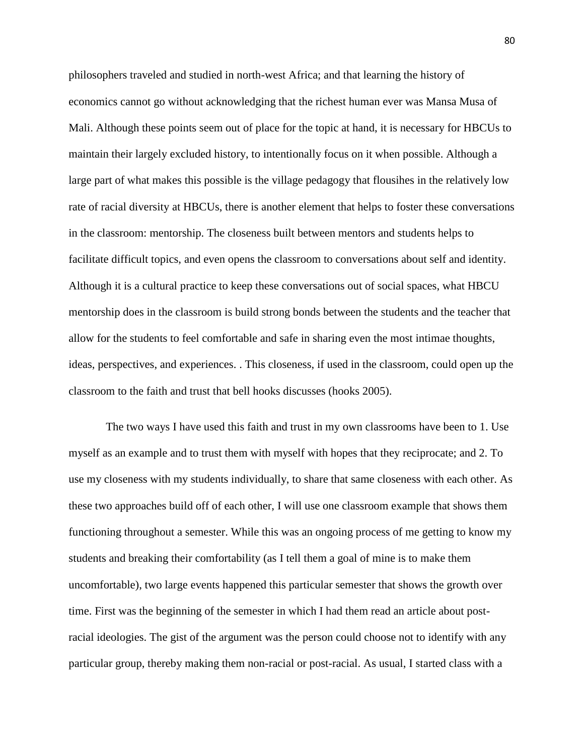philosophers traveled and studied in north-west Africa; and that learning the history of economics cannot go without acknowledging that the richest human ever was Mansa Musa of Mali. Although these points seem out of place for the topic at hand, it is necessary for HBCUs to maintain their largely excluded history, to intentionally focus on it when possible. Although a large part of what makes this possible is the village pedagogy that flousihes in the relatively low rate of racial diversity at HBCUs, there is another element that helps to foster these conversations in the classroom: mentorship. The closeness built between mentors and students helps to facilitate difficult topics, and even opens the classroom to conversations about self and identity. Although it is a cultural practice to keep these conversations out of social spaces, what HBCU mentorship does in the classroom is build strong bonds between the students and the teacher that allow for the students to feel comfortable and safe in sharing even the most intimae thoughts, ideas, perspectives, and experiences. . This closeness, if used in the classroom, could open up the classroom to the faith and trust that bell hooks discusses (hooks 2005).

The two ways I have used this faith and trust in my own classrooms have been to 1. Use myself as an example and to trust them with myself with hopes that they reciprocate; and 2. To use my closeness with my students individually, to share that same closeness with each other. As these two approaches build off of each other, I will use one classroom example that shows them functioning throughout a semester. While this was an ongoing process of me getting to know my students and breaking their comfortability (as I tell them a goal of mine is to make them uncomfortable), two large events happened this particular semester that shows the growth over time. First was the beginning of the semester in which I had them read an article about post-racial ideologies. The gist of the argument was the person could choose not to identify with any particular group, thereby making them non-racial or post-racial. As usual, I started class with a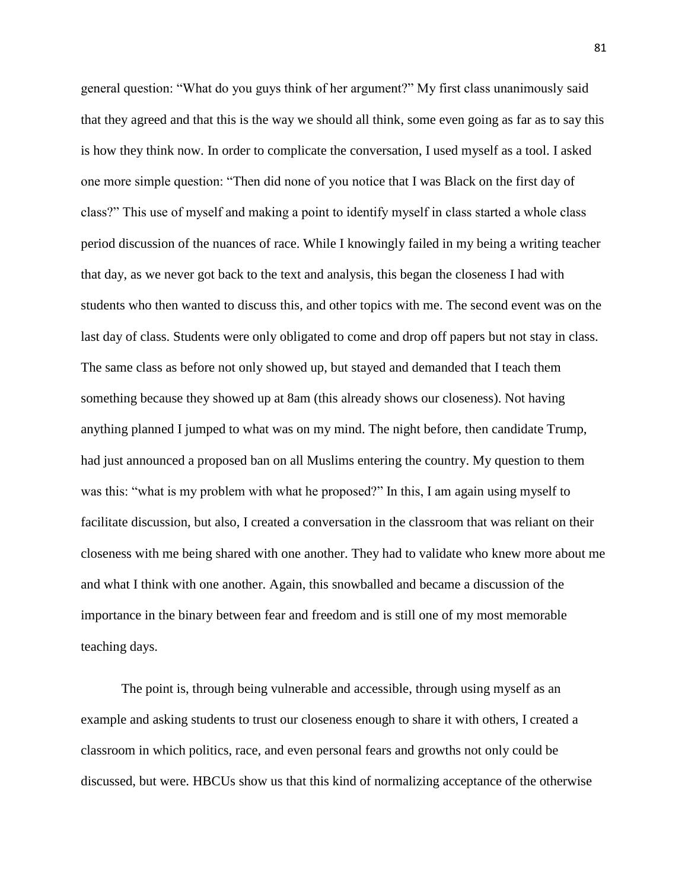general question: "What do you guys think of her argument?" My first class unanimously said that they agreed and that this is the way we should all think, some even going as far as to say this is how they think now. In order to complicate the conversation, I used myself as a tool. I asked one more simple question: "Then did none of you notice that I was Black on the first day of class?" This use of myself and making a point to identify myself in class started a whole class period discussion of the nuances of race. While I knowingly failed in my being a writing teacher that day, as we never got back to the text and analysis, this began the closeness I had with students who then wanted to discuss this, and other topics with me. The second event was on the last day of class. Students were only obligated to come and drop off papers but not stay in class. The same class as before not only showed up, but stayed and demanded that I teach them something because they showed up at 8am (this already shows our closeness). Not having anything planned I jumped to what was on my mind. The night before, then candidate Trump, had just announced a proposed ban on all Muslims entering the country. My question to them was this: "what is my problem with what he proposed?" In this, I am again using myself to facilitate discussion, but also, I created a conversation in the classroom that was reliant on their closeness with me being shared with one another. They had to validate who knew more about me and what I think with one another. Again, this snowballed and became a discussion of the importance in the binary between fear and freedom and is still one of my most memorable teaching days.

The point is, through being vulnerable and accessible, through using myself as an example and asking students to trust our closeness enough to share it with others, I created a classroom in which politics, race, and even personal fears and growths not only could be discussed, but were. HBCUs show us that this kind of normalizing acceptance of the otherwise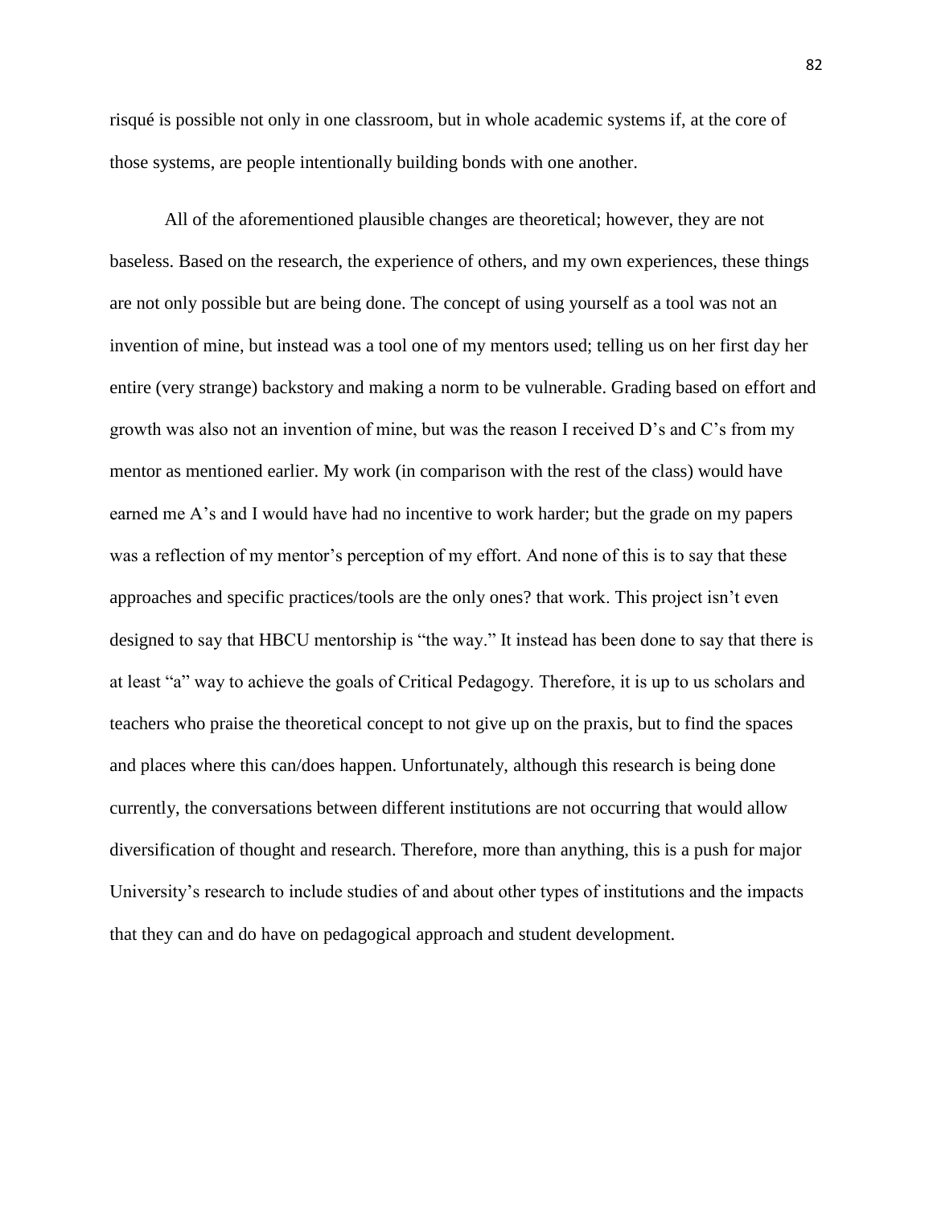risqué is possible not only in one classroom, but in whole academic systems if, at the core of those systems, are people intentionally building bonds with one another.

All of the aforementioned plausible changes are theoretical; however, they are not baseless. Based on the research, the experience of others, and my own experiences, these things are not only possible but are being done. The concept of using yourself as a tool was not an invention of mine, but instead was a tool one of my mentors used; telling us on her first day her entire (very strange) backstory and making a norm to be vulnerable. Grading based on effort and growth was also not an invention of mine, but was the reason I received D's and C's from my mentor as mentioned earlier. My work (in comparison with the rest of the class) would have earned me A's and I would have had no incentive to work harder; but the grade on my papers was a reflection of my mentor's perception of my effort. And none of this is to say that these approaches and specific practices/tools are the only ones? that work. This project isn't even designed to say that HBCU mentorship is "the way." It instead has been done to say that there is at least "a" way to achieve the goals of Critical Pedagogy. Therefore, it is up to us scholars and teachers who praise the theoretical concept to not give up on the praxis, but to find the spaces and places where this can/does happen. Unfortunately, although this research is being done currently, the conversations between different institutions are not occurring that would allow diversification of thought and research. Therefore, more than anything, this is a push for major University's research to include studies of and about other types of institutions and the impacts that they can and do have on pedagogical approach and student development.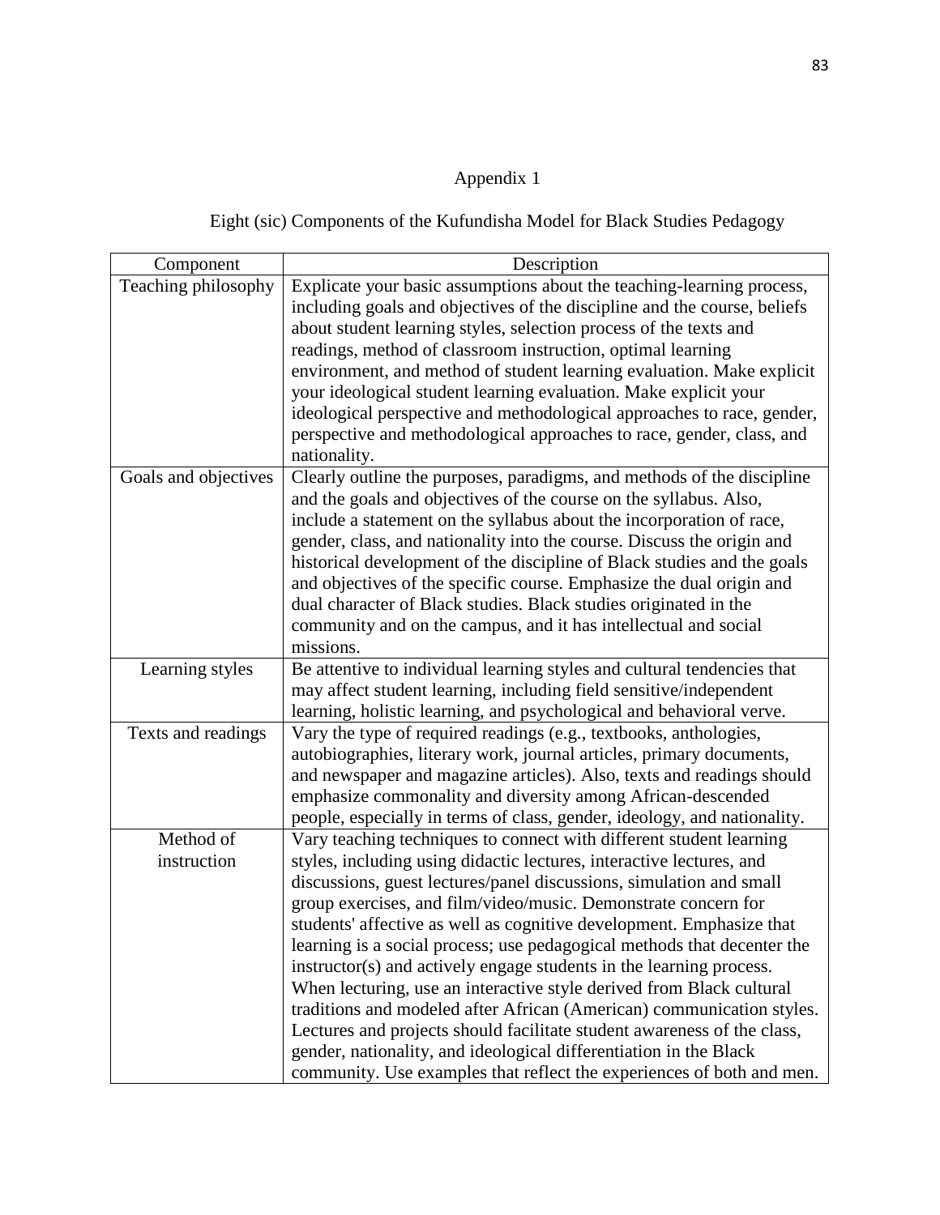Appendix 1

Eight (sic) Components of the Kufundisha Model for Black Studies Pedagogy

| Component | Description |
|---|---|
| Teaching philosophy | Explicate your basic assumptions about the teaching-learning process, including goals and objectives of the discipline and the course, beliefs about student learning styles, selection process of the texts and readings, method of classroom instruction, optimal learning environment, and method of student learning evaluation. Make explicit your ideological student learning evaluation. Make explicit your ideological perspective and methodological approaches to race, gender, perspective and methodological approaches to race, gender, class, and nationality. |
| Goals and objectives | Clearly outline the purposes, paradigms, and methods of the discipline and the goals and objectives of the course on the syllabus. Also, include a statement on the syllabus about the incorporation of race, gender, class, and nationality into the course. Discuss the origin and historical development of the discipline of Black studies and the goals and objectives of the specific course. Emphasize the dual origin and dual character of Black studies. Black studies originated in the community and on the campus, and it has intellectual and social missions. |
| Learning styles | Be attentive to individual learning styles and cultural tendencies that may affect student learning, including field sensitive/independent learning, holistic learning, and psychological and behavioral verve. |
| Texts and readings | Vary the type of required readings (e.g., textbooks, anthologies, autobiographies, literary work, journal articles, primary documents, and newspaper and magazine articles). Also, texts and readings should emphasize commonality and diversity among African-descended people, especially in terms of class, gender, ideology, and nationality. |
| Method of instruction | Vary teaching techniques to connect with different student learning styles, including using didactic lectures, interactive lectures, and discussions, guest lectures/panel discussions, simulation and small group exercises, and film/video/music. Demonstrate concern for students' affective as well as cognitive development. Emphasize that learning is a social process; use pedagogical methods that decenter the instructor(s) and actively engage students in the learning process. When lecturing, use an interactive style derived from Black cultural traditions and modeled after African (American) communication styles. Lectures and projects should facilitate student awareness of the class, gender, nationality, and ideological differentiation in the Black community. Use examples that reflect the experiences of both and men. |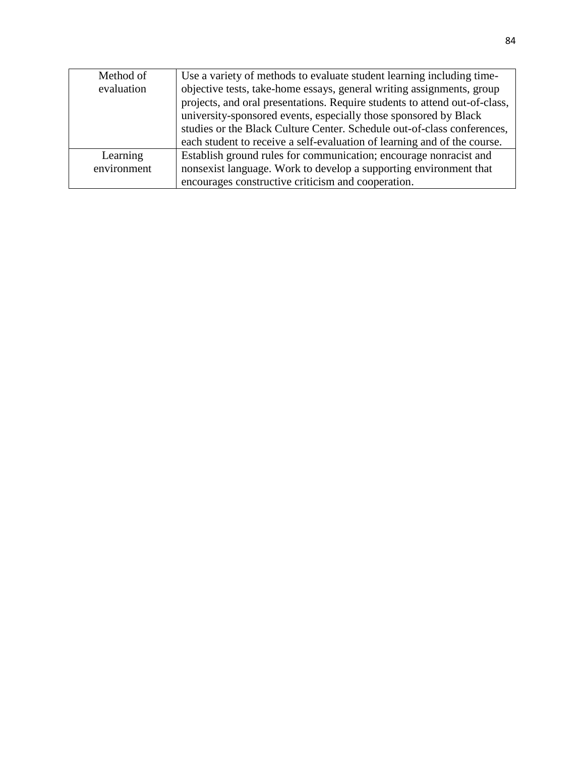| | |
|---|---|
| Method of evaluation | Use a variety of methods to evaluate student learning including time-objective tests, take-home essays, general writing assignments, group projects, and oral presentations. Require students to attend out-of-class, university-sponsored events, especially those sponsored by Black studies or the Black Culture Center. Schedule out-of-class conferences, each student to receive a self-evaluation of learning and of the course. |
| Learning environment | Establish ground rules for communication; encourage nonracist and nonsexist language. Work to develop a supporting environment that encourages constructive criticism and cooperation. |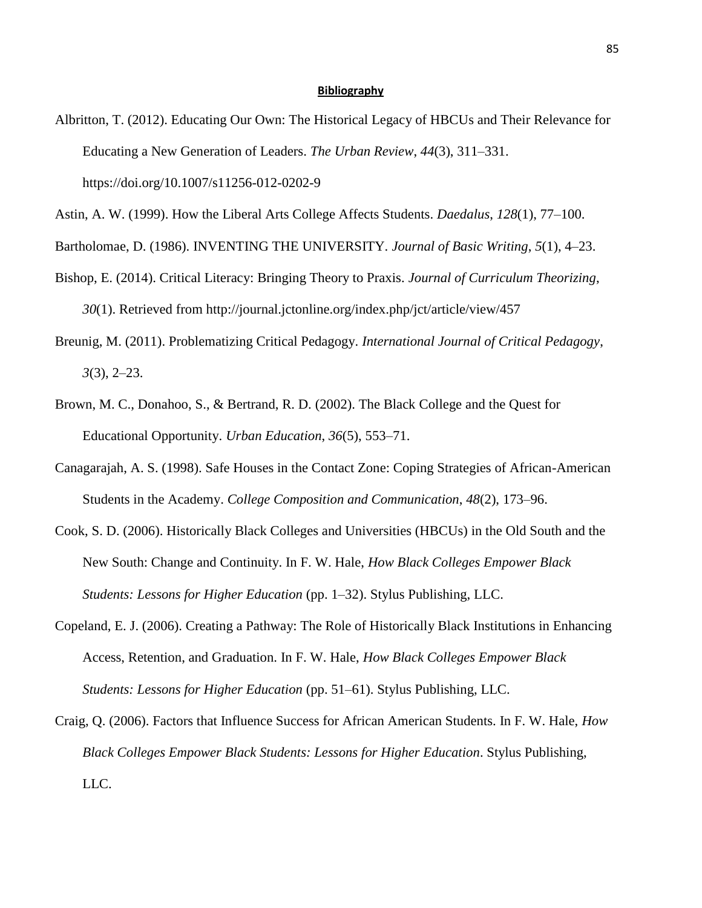## Bibliography

Albritton, T. (2012). Educating Our Own: The Historical Legacy of HBCUs and Their Relevance for Educating a New Generation of Leaders. *The Urban Review*, *44*(3), 311–331. https://doi.org/10.1007/s11256-012-0202-9

Astin, A. W. (1999). How the Liberal Arts College Affects Students. *Daedalus*, *128*(1), 77–100.

Bartholomae, D. (1986). INVENTING THE UNIVERSITY. *Journal of Basic Writing*, *5*(1), 4–23.

Bishop, E. (2014). Critical Literacy: Bringing Theory to Praxis. *Journal of Curriculum Theorizing*, *30*(1). Retrieved from http://journal.jctonline.org/index.php/jct/article/view/457

Breunig, M. (2011). Problematizing Critical Pedagogy. *International Journal of Critical Pedagogy*, *3*(3), 2–23.

Brown, M. C., Donahoo, S., & Bertrand, R. D. (2002). The Black College and the Quest for Educational Opportunity. *Urban Education*, *36*(5), 553–71.

Canagarajah, A. S. (1998). Safe Houses in the Contact Zone: Coping Strategies of African-American Students in the Academy. *College Composition and Communication*, *48*(2), 173–96.

Cook, S. D. (2006). Historically Black Colleges and Universities (HBCUs) in the Old South and the New South: Change and Continuity. In F. W. Hale, *How Black Colleges Empower Black Students: Lessons for Higher Education* (pp. 1–32). Stylus Publishing, LLC.

Copeland, E. J. (2006). Creating a Pathway: The Role of Historically Black Institutions in Enhancing Access, Retention, and Graduation. In F. W. Hale, *How Black Colleges Empower Black Students: Lessons for Higher Education* (pp. 51–61). Stylus Publishing, LLC.

Craig, Q. (2006). Factors that Influence Success for African American Students. In F. W. Hale, *How Black Colleges Empower Black Students: Lessons for Higher Education*. Stylus Publishing, LLC.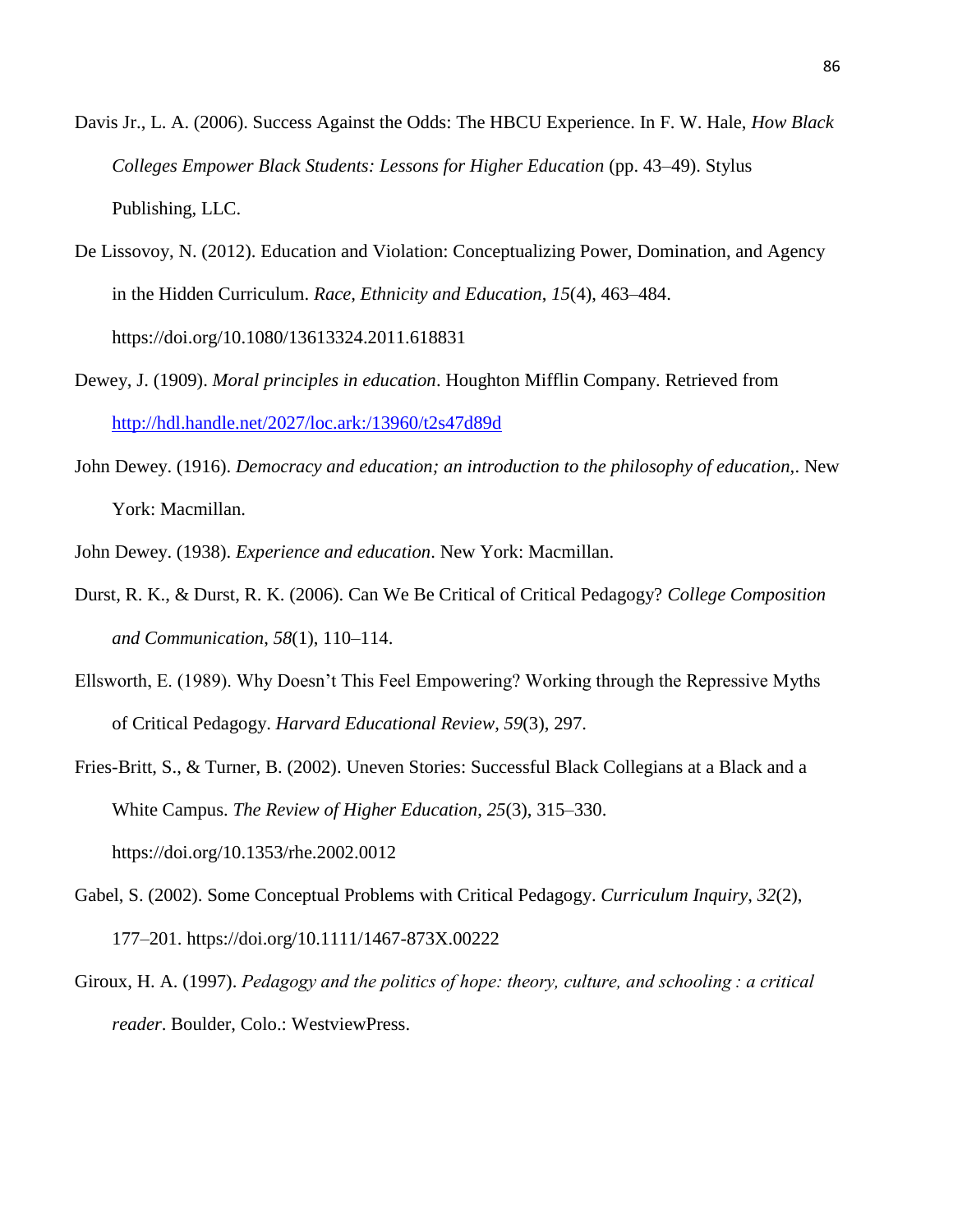Davis Jr., L. A. (2006). Success Against the Odds: The HBCU Experience. In F. W. Hale, *How Black Colleges Empower Black Students: Lessons for Higher Education* (pp. 43–49). Stylus Publishing, LLC.

De Lissovoy, N. (2012). Education and Violation: Conceptualizing Power, Domination, and Agency in the Hidden Curriculum. *Race, Ethnicity and Education*, *15*(4), 463–484. https://doi.org/10.1080/13613324.2011.618831

Dewey, J. (1909). *Moral principles in education*. Houghton Mifflin Company. Retrieved from http://hdl.handle.net/2027/loc.ark:/13960/t2s47d89d

John Dewey. (1916). *Democracy and education; an introduction to the philosophy of education,*. New York: Macmillan.

John Dewey. (1938). *Experience and education*. New York: Macmillan.

Durst, R. K., & Durst, R. K. (2006). Can We Be Critical of Critical Pedagogy? *College Composition and Communication*, *58*(1), 110–114.

Ellsworth, E. (1989). Why Doesn't This Feel Empowering? Working through the Repressive Myths of Critical Pedagogy. *Harvard Educational Review*, *59*(3), 297.

Fries-Britt, S., & Turner, B. (2002). Uneven Stories: Successful Black Collegians at a Black and a White Campus. *The Review of Higher Education*, *25*(3), 315–330. https://doi.org/10.1353/rhe.2002.0012

Gabel, S. (2002). Some Conceptual Problems with Critical Pedagogy. *Curriculum Inquiry*, *32*(2), 177–201. https://doi.org/10.1111/1467-873X.00222

Giroux, H. A. (1997). *Pedagogy and the politics of hope: theory, culture, and schooling : a critical reader*. Boulder, Colo.: WestviewPress.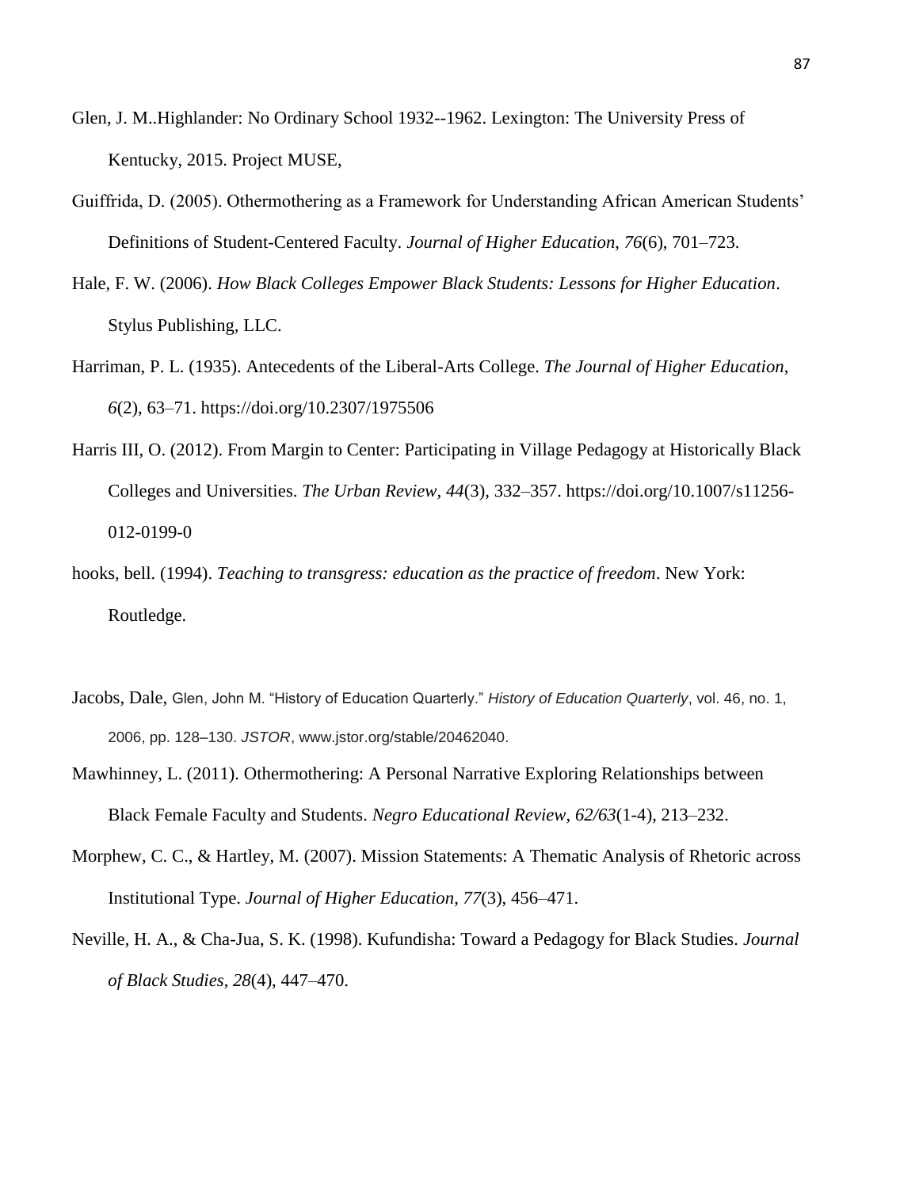Glen, J. M..Highlander: No Ordinary School 1932--1962. Lexington: The University Press of Kentucky, 2015. Project MUSE,

Guiffrida, D. (2005). Othermothering as a Framework for Understanding African American Students' Definitions of Student-Centered Faculty. *Journal of Higher Education*, *76*(6), 701–723.

Hale, F. W. (2006). *How Black Colleges Empower Black Students: Lessons for Higher Education*. Stylus Publishing, LLC.

Harriman, P. L. (1935). Antecedents of the Liberal-Arts College. *The Journal of Higher Education*, *6*(2), 63–71. https://doi.org/10.2307/1975506

Harris III, O. (2012). From Margin to Center: Participating in Village Pedagogy at Historically Black Colleges and Universities. *The Urban Review*, *44*(3), 332–357. https://doi.org/10.1007/s11256-012-0199-0

hooks, bell. (1994). *Teaching to transgress: education as the practice of freedom*. New York: Routledge.

Jacobs, Dale, Glen, John M. "History of Education Quarterly." *History of Education Quarterly*, vol. 46, no. 1, 2006, pp. 128–130. *JSTOR*, www.jstor.org/stable/20462040.

Mawhinney, L. (2011). Othermothering: A Personal Narrative Exploring Relationships between Black Female Faculty and Students. *Negro Educational Review*, *62/63*(1-4), 213–232.

Morphew, C. C., & Hartley, M. (2007). Mission Statements: A Thematic Analysis of Rhetoric across Institutional Type. *Journal of Higher Education*, *77*(3), 456–471.

Neville, H. A., & Cha-Jua, S. K. (1998). Kufundisha: Toward a Pedagogy for Black Studies. *Journal of Black Studies*, *28*(4), 447–470.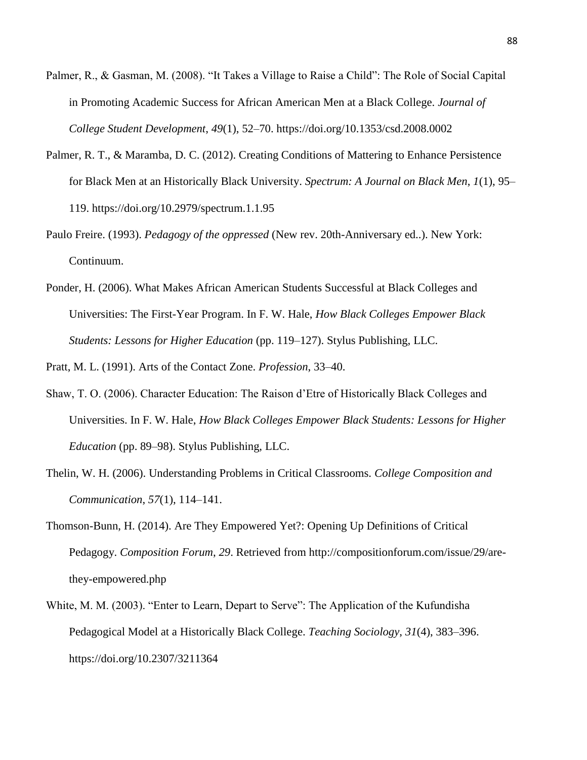Palmer, R., & Gasman, M. (2008). "It Takes a Village to Raise a Child": The Role of Social Capital in Promoting Academic Success for African American Men at a Black College. *Journal of College Student Development*, *49*(1), 52–70. https://doi.org/10.1353/csd.2008.0002

Palmer, R. T., & Maramba, D. C. (2012). Creating Conditions of Mattering to Enhance Persistence for Black Men at an Historically Black University. *Spectrum: A Journal on Black Men*, *1*(1), 95–119. https://doi.org/10.2979/spectrum.1.1.95

Paulo Freire. (1993). *Pedagogy of the oppressed* (New rev. 20th-Anniversary ed..). New York: Continuum.

Ponder, H. (2006). What Makes African American Students Successful at Black Colleges and Universities: The First-Year Program. In F. W. Hale, *How Black Colleges Empower Black Students: Lessons for Higher Education* (pp. 119–127). Stylus Publishing, LLC.

Pratt, M. L. (1991). Arts of the Contact Zone. *Profession*, 33–40.

Shaw, T. O. (2006). Character Education: The Raison d'Etre of Historically Black Colleges and Universities. In F. W. Hale, *How Black Colleges Empower Black Students: Lessons for Higher Education* (pp. 89–98). Stylus Publishing, LLC.

Thelin, W. H. (2006). Understanding Problems in Critical Classrooms. *College Composition and Communication*, *57*(1), 114–141.

Thomson-Bunn, H. (2014). Are They Empowered Yet?: Opening Up Definitions of Critical Pedagogy. *Composition Forum*, *29*. Retrieved from http://compositionforum.com/issue/29/are-they-empowered.php

White, M. M. (2003). "Enter to Learn, Depart to Serve": The Application of the Kufundisha Pedagogical Model at a Historically Black College. *Teaching Sociology*, *31*(4), 383–396. https://doi.org/10.2307/3211364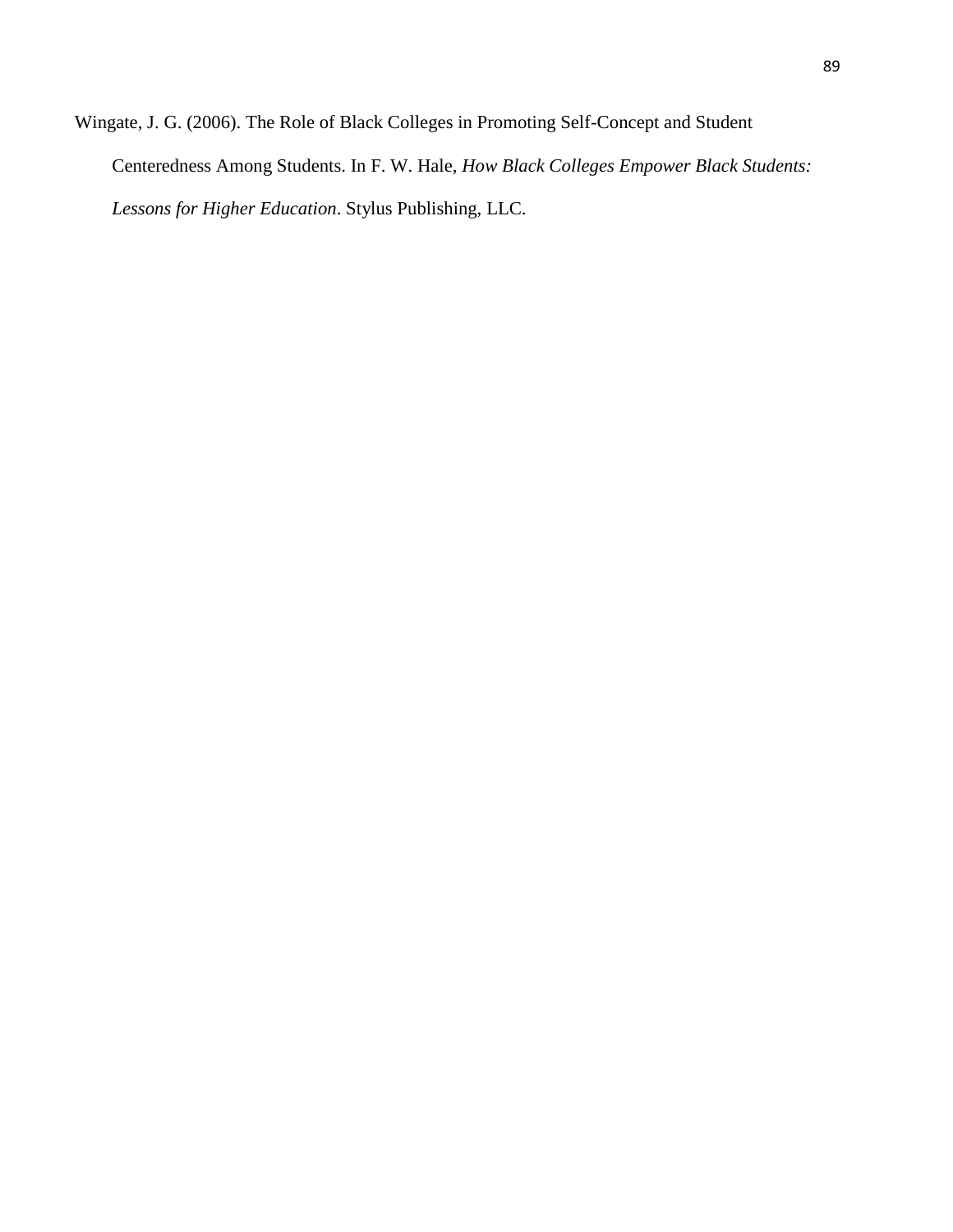Wingate, J. G. (2006). The Role of Black Colleges in Promoting Self-Concept and Student Centeredness Among Students. In F. W. Hale, *How Black Colleges Empower Black Students: Lessons for Higher Education*. Stylus Publishing, LLC.